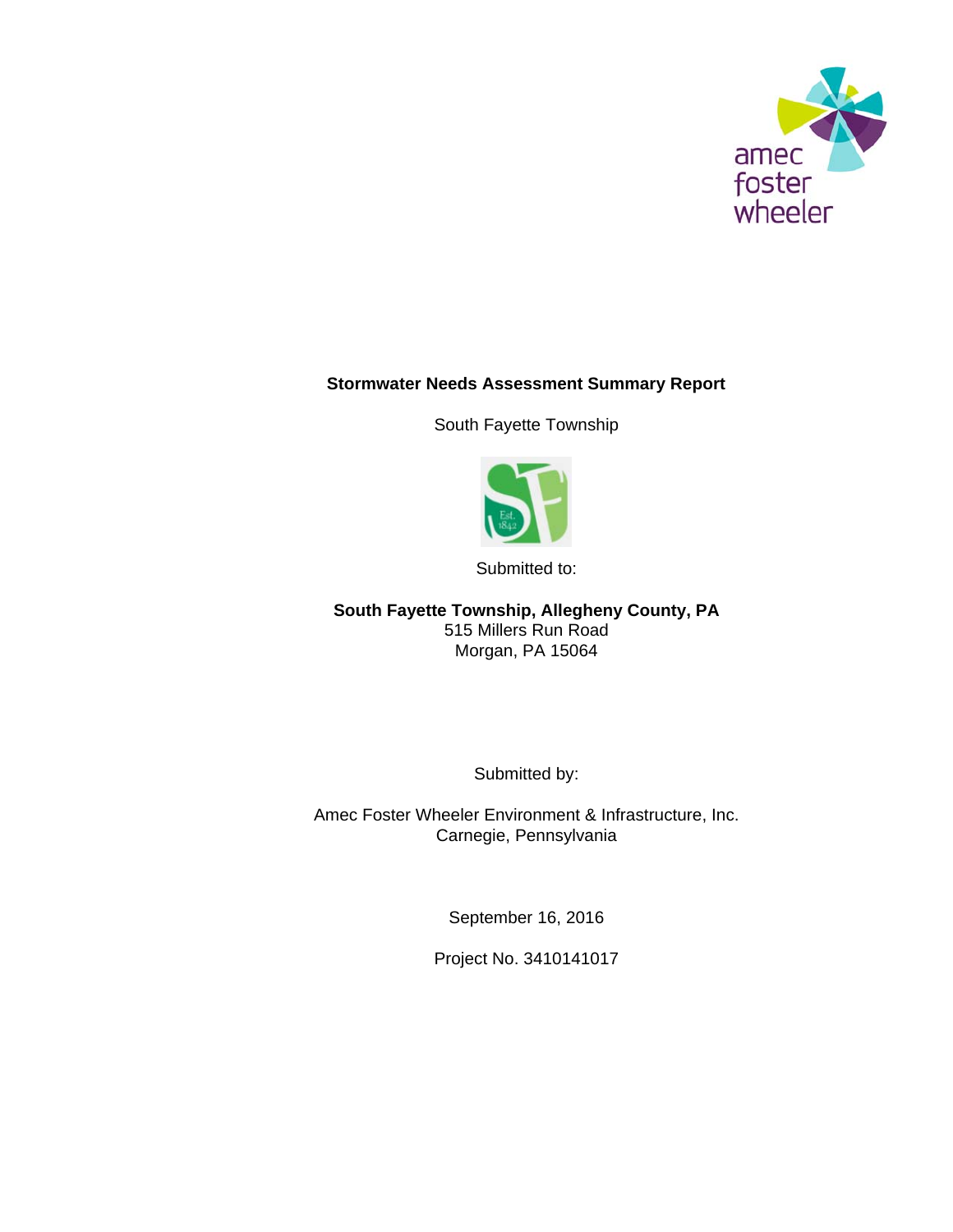amec foster wheeler

# Stormwater Needs Assessment Summary Report

South Fayette Township

Submitted to:

**South Fayette Township, Allegheny County, PA**
515 Millers Run Road
Morgan, PA 15064

Submitted by:

Amec Foster Wheeler Environment & Infrastructure, Inc.
Carnegie, Pennsylvania

September 16, 2016

Project No. 3410141017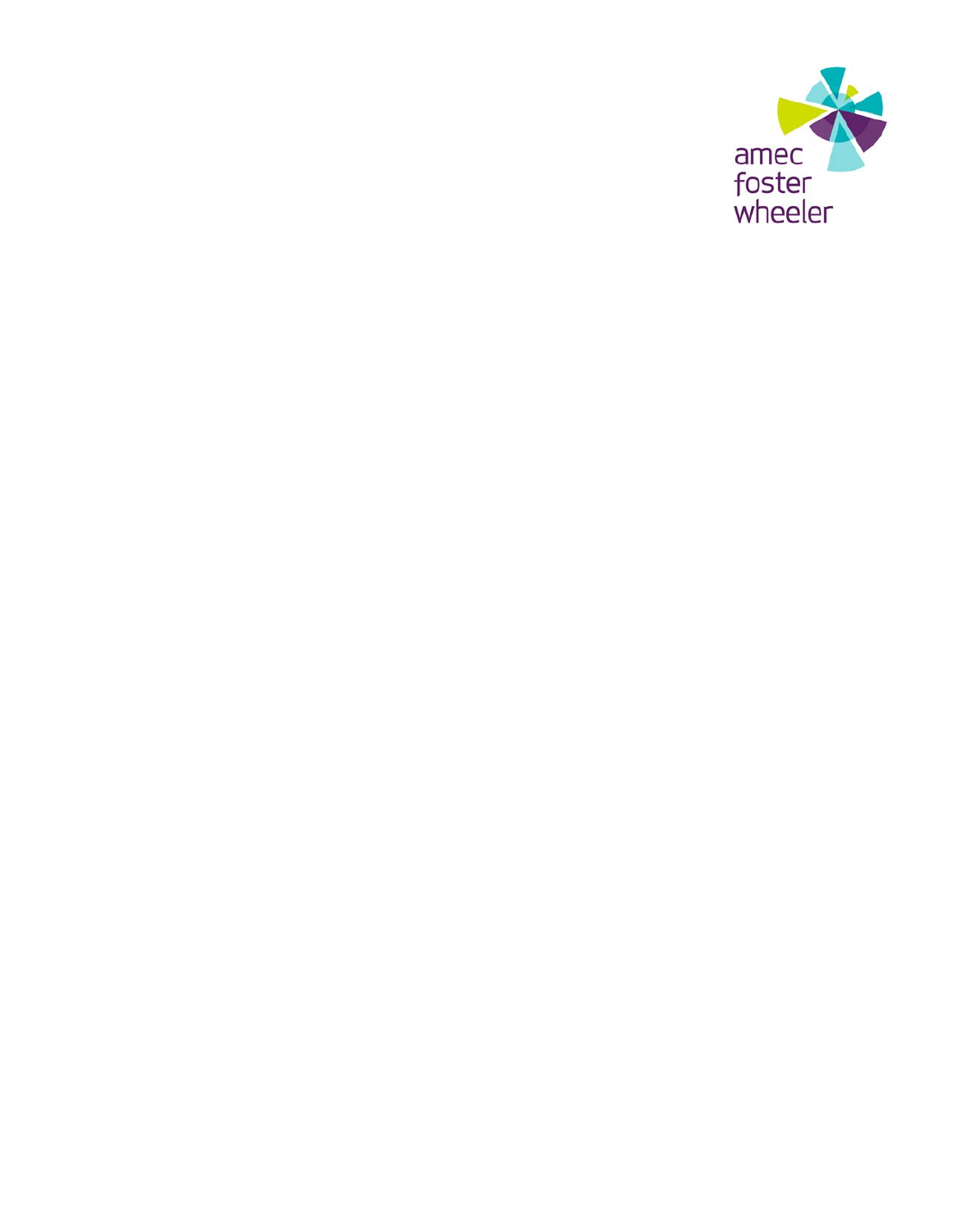amec foster wheeler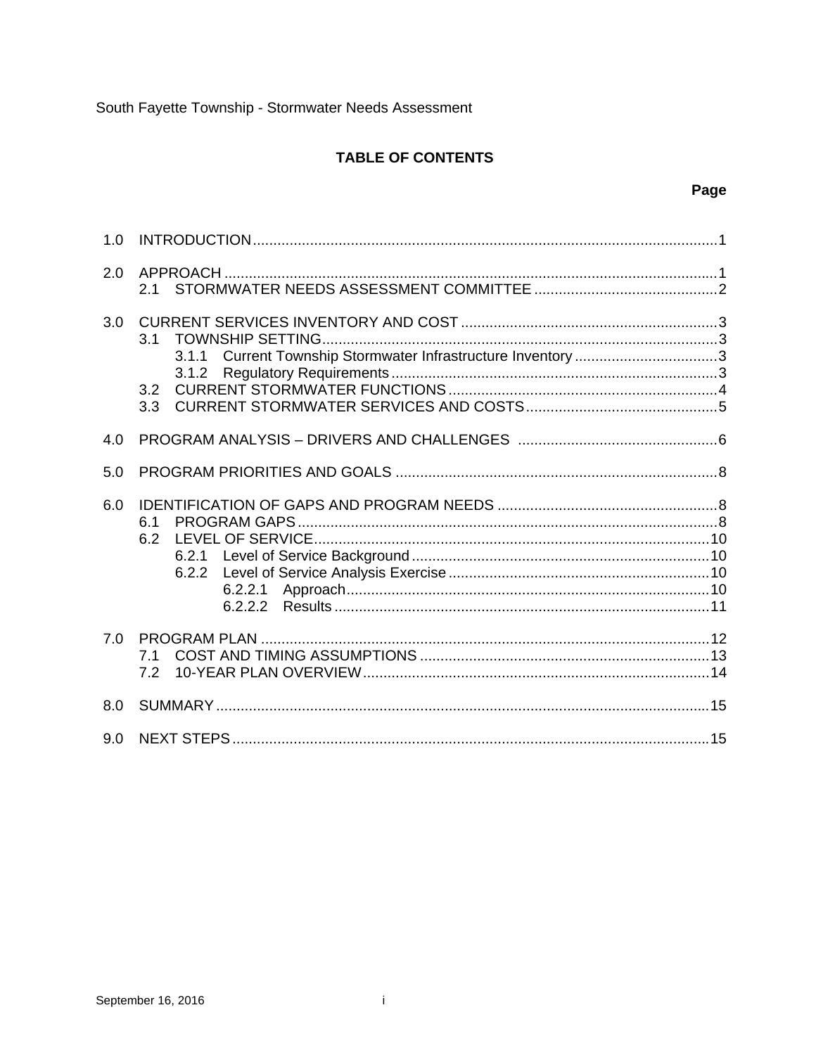# TABLE OF CONTENTS

**Page**

1.0 INTRODUCTION....1

2.0 APPROACH....1
- 2.1 STORMWATER NEEDS ASSESSMENT COMMITTEE....2

3.0 CURRENT SERVICES INVENTORY AND COST....3
- 3.1 TOWNSHIP SETTING....3
  - 3.1.1 Current Township Stormwater Infrastructure Inventory....3
  - 3.1.2 Regulatory Requirements....3
- 3.2 CURRENT STORMWATER FUNCTIONS....4
- 3.3 CURRENT STORMWATER SERVICES AND COSTS....5

4.0 PROGRAM ANALYSIS – DRIVERS AND CHALLENGES....6

5.0 PROGRAM PRIORITIES AND GOALS....8

6.0 IDENTIFICATION OF GAPS AND PROGRAM NEEDS....8
- 6.1 PROGRAM GAPS....8
- 6.2 LEVEL OF SERVICE....10
  - 6.2.1 Level of Service Background....10
  - 6.2.2 Level of Service Analysis Exercise....10
    - 6.2.2.1 Approach....10
    - 6.2.2.2 Results....11

7.0 PROGRAM PLAN....12
- 7.1 COST AND TIMING ASSUMPTIONS....13
- 7.2 10-YEAR PLAN OVERVIEW....14

8.0 SUMMARY....15

9.0 NEXT STEPS....15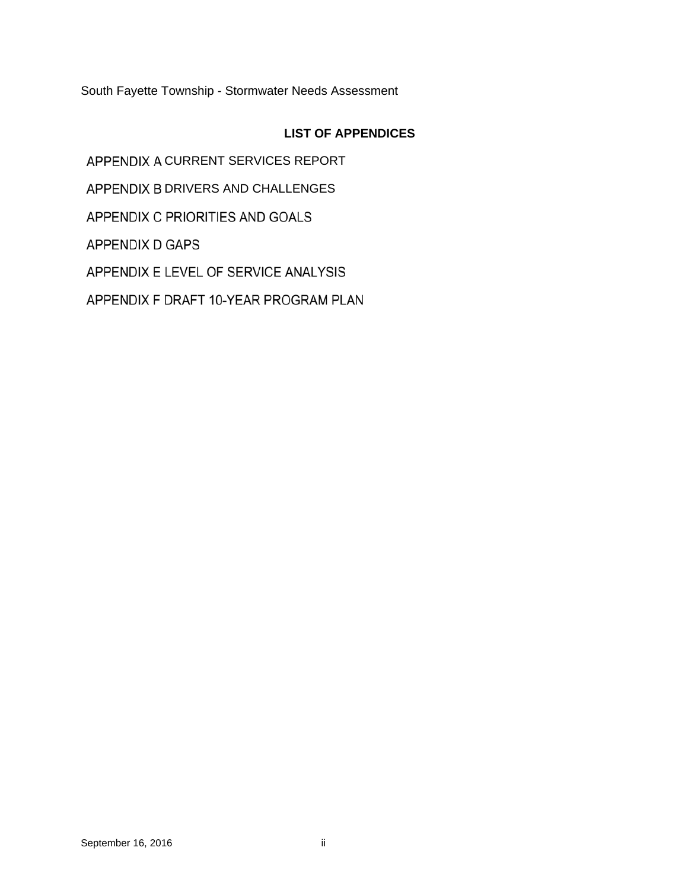## LIST OF APPENDICES

APPENDIX A CURRENT SERVICES REPORT

APPENDIX B DRIVERS AND CHALLENGES

APPENDIX C PRIORITIES AND GOALS

APPENDIX D GAPS

APPENDIX E LEVEL OF SERVICE ANALYSIS

APPENDIX F DRAFT 10-YEAR PROGRAM PLAN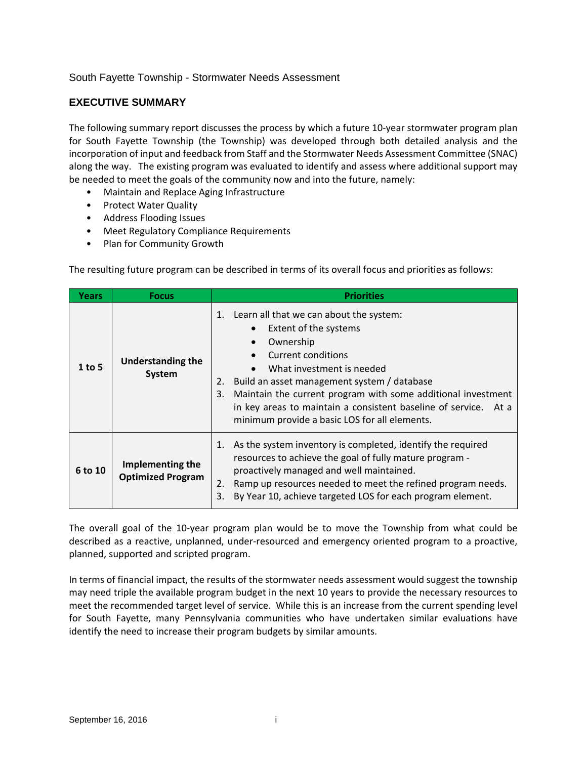South Fayette Township - Stormwater Needs Assessment

## EXECUTIVE SUMMARY

The following summary report discusses the process by which a future 10-year stormwater program plan for South Fayette Township (the Township) was developed through both detailed analysis and the incorporation of input and feedback from Staff and the Stormwater Needs Assessment Committee (SNAC) along the way. The existing program was evaluated to identify and assess where additional support may be needed to meet the goals of the community now and into the future, namely:

- Maintain and Replace Aging Infrastructure
- Protect Water Quality
- Address Flooding Issues
- Meet Regulatory Compliance Requirements
- Plan for Community Growth

The resulting future program can be described in terms of its overall focus and priorities as follows:

| Years | Focus | Priorities |
|---|---|---|
| **1 to 5** | **Understanding the System** | 1. Learn all that we can about the system:<br>• Extent of the systems<br>• Ownership<br>• Current conditions<br>• What investment is needed<br>2. Build an asset management system / database<br>3. Maintain the current program with some additional investment in key areas to maintain a consistent baseline of service. At a minimum provide a basic LOS for all elements. |
| **6 to 10** | **Implementing the Optimized Program** | 1. As the system inventory is completed, identify the required resources to achieve the goal of fully mature program - proactively managed and well maintained.<br>2. Ramp up resources needed to meet the refined program needs.<br>3. By Year 10, achieve targeted LOS for each program element. |

The overall goal of the 10-year program plan would be to move the Township from what could be described as a reactive, unplanned, under-resourced and emergency oriented program to a proactive, planned, supported and scripted program.

In terms of financial impact, the results of the stormwater needs assessment would suggest the township may need triple the available program budget in the next 10 years to provide the necessary resources to meet the recommended target level of service. While this is an increase from the current spending level for South Fayette, many Pennsylvania communities who have undertaken similar evaluations have identify the need to increase their program budgets by similar amounts.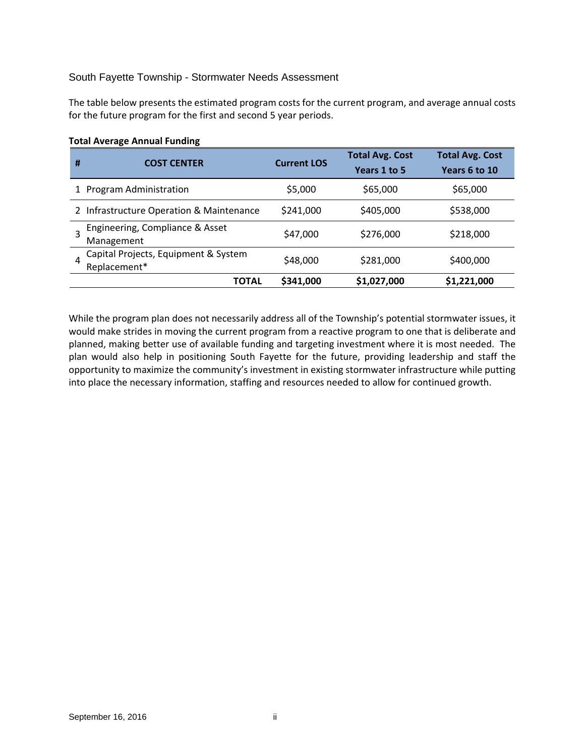The table below presents the estimated program costs for the current program, and average annual costs for the future program for the first and second 5 year periods.

**Total Average Annual Funding**

| # | COST CENTER | Current LOS | Total Avg. Cost Years 1 to 5 | Total Avg. Cost Years 6 to 10 |
|---|---|---|---|---|
| 1 | Program Administration | $5,000 | $65,000 | $65,000 |
| 2 | Infrastructure Operation & Maintenance | $241,000 | $405,000 | $538,000 |
| 3 | Engineering, Compliance & Asset Management | $47,000 | $276,000 | $218,000 |
| 4 | Capital Projects, Equipment & System Replacement* | $48,000 | $281,000 | $400,000 |
| | **TOTAL** | **$341,000** | **$1,027,000** | **$1,221,000** |

While the program plan does not necessarily address all of the Township's potential stormwater issues, it would make strides in moving the current program from a reactive program to one that is deliberate and planned, making better use of available funding and targeting investment where it is most needed. The plan would also help in positioning South Fayette for the future, providing leadership and staff the opportunity to maximize the community's investment in existing stormwater infrastructure while putting into place the necessary information, staffing and resources needed to allow for continued growth.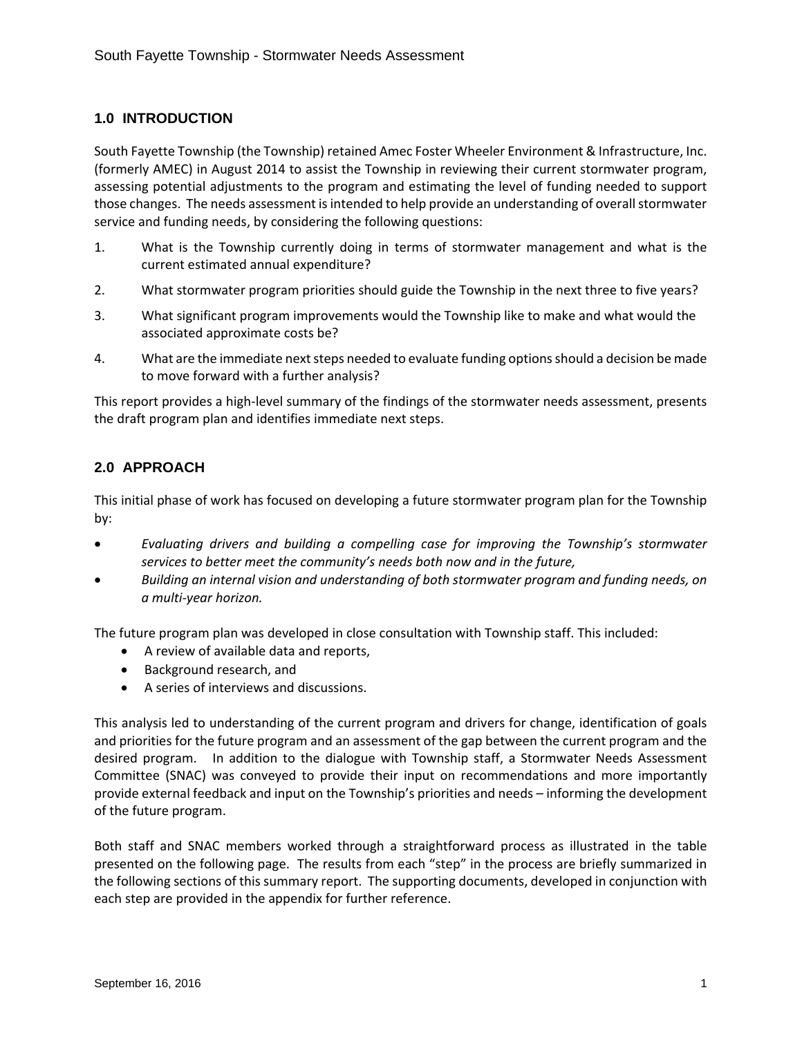## 1.0 INTRODUCTION

South Fayette Township (the Township) retained Amec Foster Wheeler Environment & Infrastructure, Inc. (formerly AMEC) in August 2014 to assist the Township in reviewing their current stormwater program, assessing potential adjustments to the program and estimating the level of funding needed to support those changes. The needs assessment is intended to help provide an understanding of overall stormwater service and funding needs, by considering the following questions:

1. What is the Township currently doing in terms of stormwater management and what is the current estimated annual expenditure?
2. What stormwater program priorities should guide the Township in the next three to five years?
3. What significant program improvements would the Township like to make and what would the associated approximate costs be?
4. What are the immediate next steps needed to evaluate funding options should a decision be made to move forward with a further analysis?

This report provides a high-level summary of the findings of the stormwater needs assessment, presents the draft program plan and identifies immediate next steps.

## 2.0 APPROACH

This initial phase of work has focused on developing a future stormwater program plan for the Township by:

- *Evaluating drivers and building a compelling case for improving the Township's stormwater services to better meet the community's needs both now and in the future,*
- *Building an internal vision and understanding of both stormwater program and funding needs, on a multi-year horizon.*

The future program plan was developed in close consultation with Township staff. This included:

- A review of available data and reports,
- Background research, and
- A series of interviews and discussions.

This analysis led to understanding of the current program and drivers for change, identification of goals and priorities for the future program and an assessment of the gap between the current program and the desired program. In addition to the dialogue with Township staff, a Stormwater Needs Assessment Committee (SNAC) was conveyed to provide their input on recommendations and more importantly provide external feedback and input on the Township's priorities and needs – informing the development of the future program.

Both staff and SNAC members worked through a straightforward process as illustrated in the table presented on the following page. The results from each "step" in the process are briefly summarized in the following sections of this summary report. The supporting documents, developed in conjunction with each step are provided in the appendix for further reference.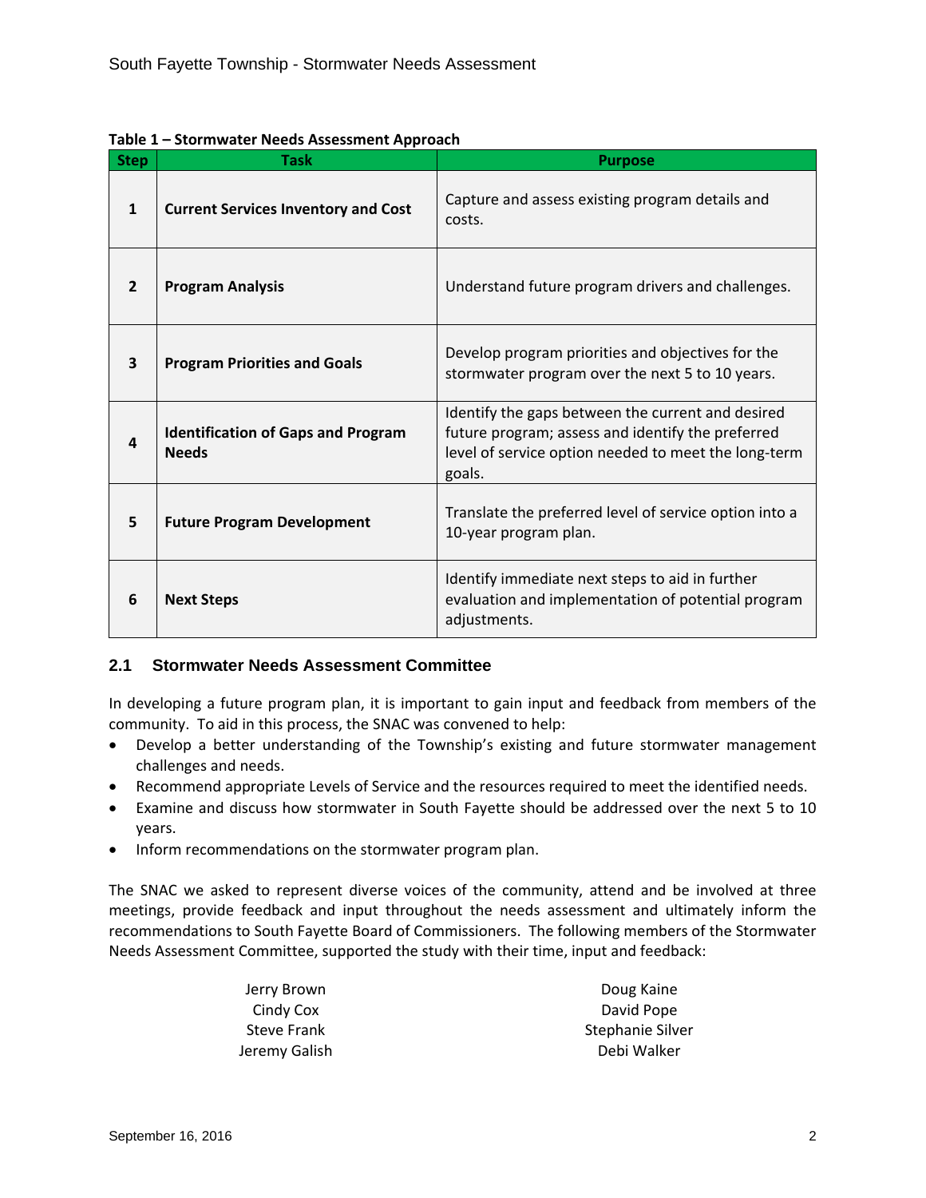**Table 1 – Stormwater Needs Assessment Approach**

| Step | Task | Purpose |
|---|---|---|
| 1 | **Current Services Inventory and Cost** | Capture and assess existing program details and costs. |
| 2 | **Program Analysis** | Understand future program drivers and challenges. |
| 3 | **Program Priorities and Goals** | Develop program priorities and objectives for the stormwater program over the next 5 to 10 years. |
| 4 | **Identification of Gaps and Program Needs** | Identify the gaps between the current and desired future program; assess and identify the preferred level of service option needed to meet the long-term goals. |
| 5 | **Future Program Development** | Translate the preferred level of service option into a 10-year program plan. |
| 6 | **Next Steps** | Identify immediate next steps to aid in further evaluation and implementation of potential program adjustments. |

## 2.1 Stormwater Needs Assessment Committee

In developing a future program plan, it is important to gain input and feedback from members of the community. To aid in this process, the SNAC was convened to help:

- Develop a better understanding of the Township's existing and future stormwater management challenges and needs.
- Recommend appropriate Levels of Service and the resources required to meet the identified needs.
- Examine and discuss how stormwater in South Fayette should be addressed over the next 5 to 10 years.
- Inform recommendations on the stormwater program plan.

The SNAC we asked to represent diverse voices of the community, attend and be involved at three meetings, provide feedback and input throughout the needs assessment and ultimately inform the recommendations to South Fayette Board of Commissioners. The following members of the Stormwater Needs Assessment Committee, supported the study with their time, input and feedback:

Jerry Brown
Cindy Cox
Steve Frank
Jeremy Galish
Doug Kaine
David Pope
Stephanie Silver
Debi Walker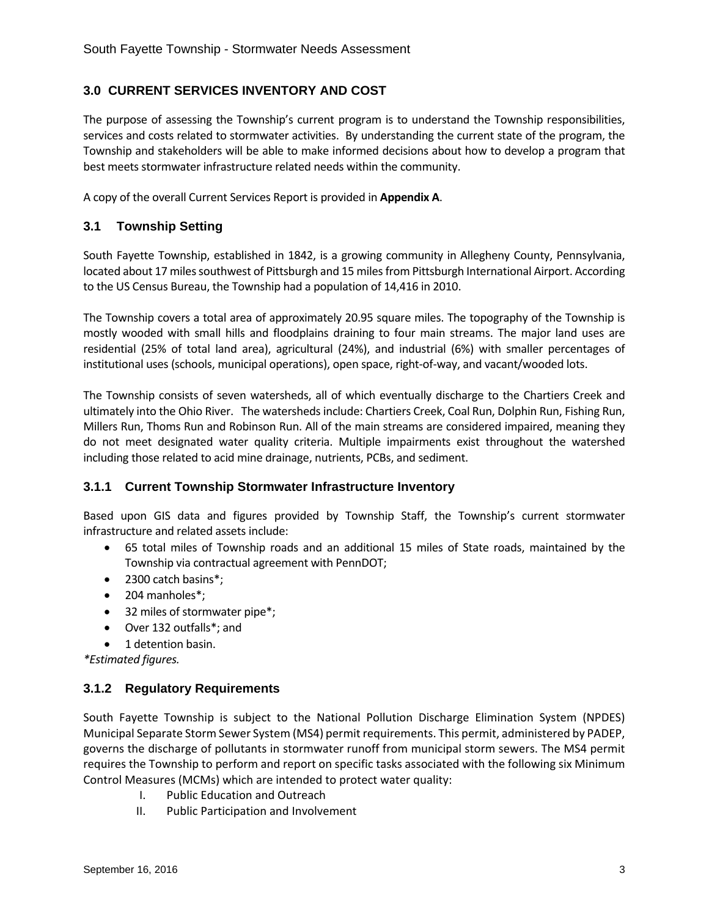## 3.0 CURRENT SERVICES INVENTORY AND COST

The purpose of assessing the Township's current program is to understand the Township responsibilities, services and costs related to stormwater activities. By understanding the current state of the program, the Township and stakeholders will be able to make informed decisions about how to develop a program that best meets stormwater infrastructure related needs within the community.

A copy of the overall Current Services Report is provided in **Appendix A**.

### 3.1 Township Setting

South Fayette Township, established in 1842, is a growing community in Allegheny County, Pennsylvania, located about 17 miles southwest of Pittsburgh and 15 miles from Pittsburgh International Airport. According to the US Census Bureau, the Township had a population of 14,416 in 2010.

The Township covers a total area of approximately 20.95 square miles. The topography of the Township is mostly wooded with small hills and floodplains draining to four main streams. The major land uses are residential (25% of total land area), agricultural (24%), and industrial (6%) with smaller percentages of institutional uses (schools, municipal operations), open space, right-of-way, and vacant/wooded lots.

The Township consists of seven watersheds, all of which eventually discharge to the Chartiers Creek and ultimately into the Ohio River. The watersheds include: Chartiers Creek, Coal Run, Dolphin Run, Fishing Run, Millers Run, Thoms Run and Robinson Run. All of the main streams are considered impaired, meaning they do not meet designated water quality criteria. Multiple impairments exist throughout the watershed including those related to acid mine drainage, nutrients, PCBs, and sediment.

#### 3.1.1 Current Township Stormwater Infrastructure Inventory

Based upon GIS data and figures provided by Township Staff, the Township's current stormwater infrastructure and related assets include:

- 65 total miles of Township roads and an additional 15 miles of State roads, maintained by the Township via contractual agreement with PennDOT;
- 2300 catch basins*;
- 204 manholes*;
- 32 miles of stormwater pipe*;
- Over 132 outfalls*; and
- 1 detention basin.

*\*Estimated figures.*

#### 3.1.2 Regulatory Requirements

South Fayette Township is subject to the National Pollution Discharge Elimination System (NPDES) Municipal Separate Storm Sewer System (MS4) permit requirements. This permit, administered by PADEP, governs the discharge of pollutants in stormwater runoff from municipal storm sewers. The MS4 permit requires the Township to perform and report on specific tasks associated with the following six Minimum Control Measures (MCMs) which are intended to protect water quality:

I. Public Education and Outreach
II. Public Participation and Involvement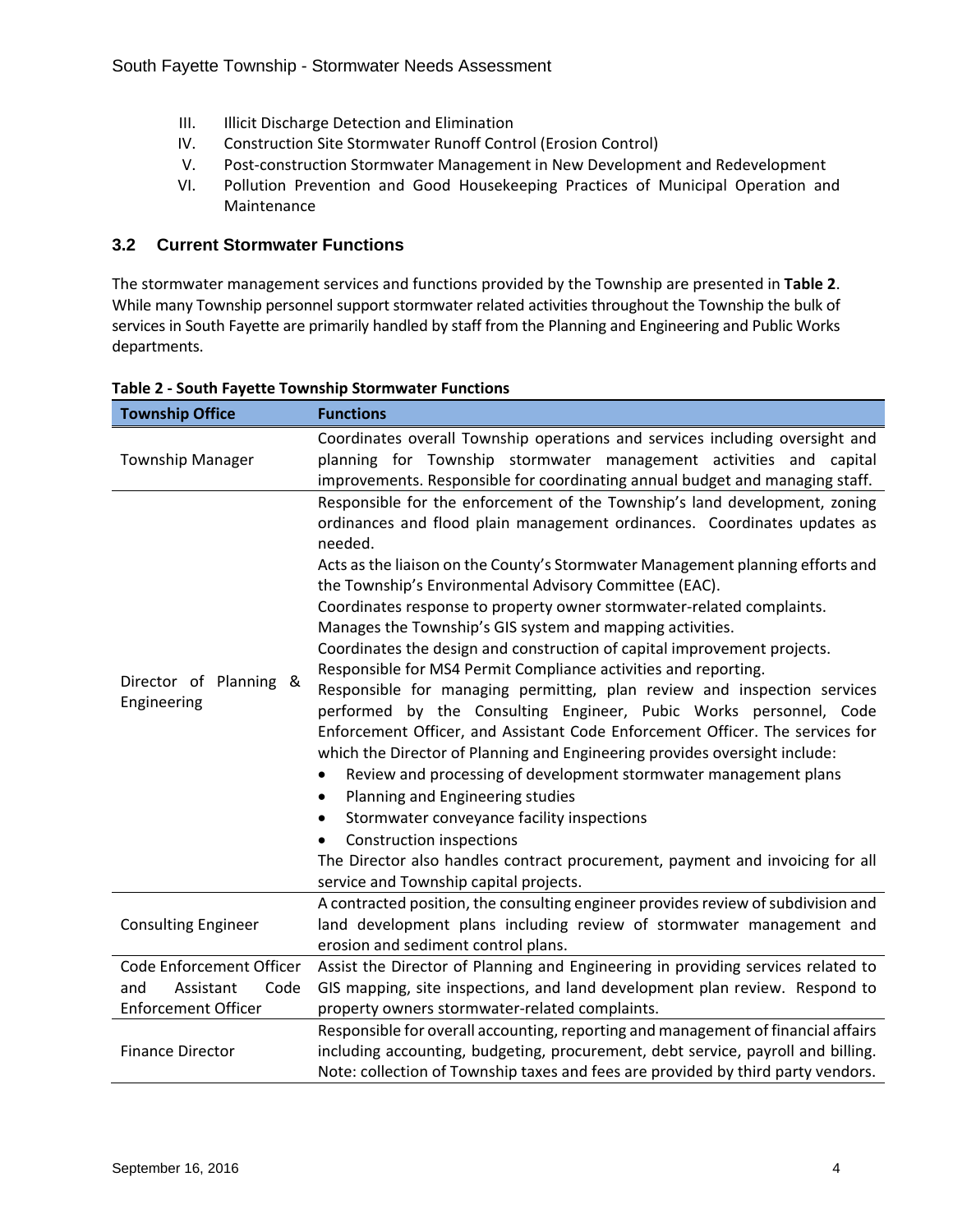III. Illicit Discharge Detection and Elimination
IV. Construction Site Stormwater Runoff Control (Erosion Control)
V. Post-construction Stormwater Management in New Development and Redevelopment
VI. Pollution Prevention and Good Housekeeping Practices of Municipal Operation and Maintenance

### 3.2 Current Stormwater Functions

The stormwater management services and functions provided by the Township are presented in **Table 2**. While many Township personnel support stormwater related activities throughout the Township the bulk of services in South Fayette are primarily handled by staff from the Planning and Engineering and Public Works departments.

**Table 2 - South Fayette Township Stormwater Functions**

| Township Office | Functions |
|---|---|
| Township Manager | Coordinates overall Township operations and services including oversight and planning for Township stormwater management activities and capital improvements. Responsible for coordinating annual budget and managing staff. |
| Director of Planning & Engineering | Responsible for the enforcement of the Township's land development, zoning ordinances and flood plain management ordinances. Coordinates updates as needed.<br>Acts as the liaison on the County's Stormwater Management planning efforts and the Township's Environmental Advisory Committee (EAC).<br>Coordinates response to property owner stormwater-related complaints.<br>Manages the Township's GIS system and mapping activities.<br>Coordinates the design and construction of capital improvement projects.<br>Responsible for MS4 Permit Compliance activities and reporting.<br>Responsible for managing permitting, plan review and inspection services performed by the Consulting Engineer, Pubic Works personnel, Code Enforcement Officer, and Assistant Code Enforcement Officer. The services for which the Director of Planning and Engineering provides oversight include:<br>• Review and processing of development stormwater management plans<br>• Planning and Engineering studies<br>• Stormwater conveyance facility inspections<br>• Construction inspections<br>The Director also handles contract procurement, payment and invoicing for all service and Township capital projects. |
| Consulting Engineer | A contracted position, the consulting engineer provides review of subdivision and land development plans including review of stormwater management and erosion and sediment control plans. |
| Code Enforcement Officer and Assistant Code Enforcement Officer | Assist the Director of Planning and Engineering in providing services related to GIS mapping, site inspections, and land development plan review. Respond to property owners stormwater-related complaints. |
| Finance Director | Responsible for overall accounting, reporting and management of financial affairs including accounting, budgeting, procurement, debt service, payroll and billing. Note: collection of Township taxes and fees are provided by third party vendors. |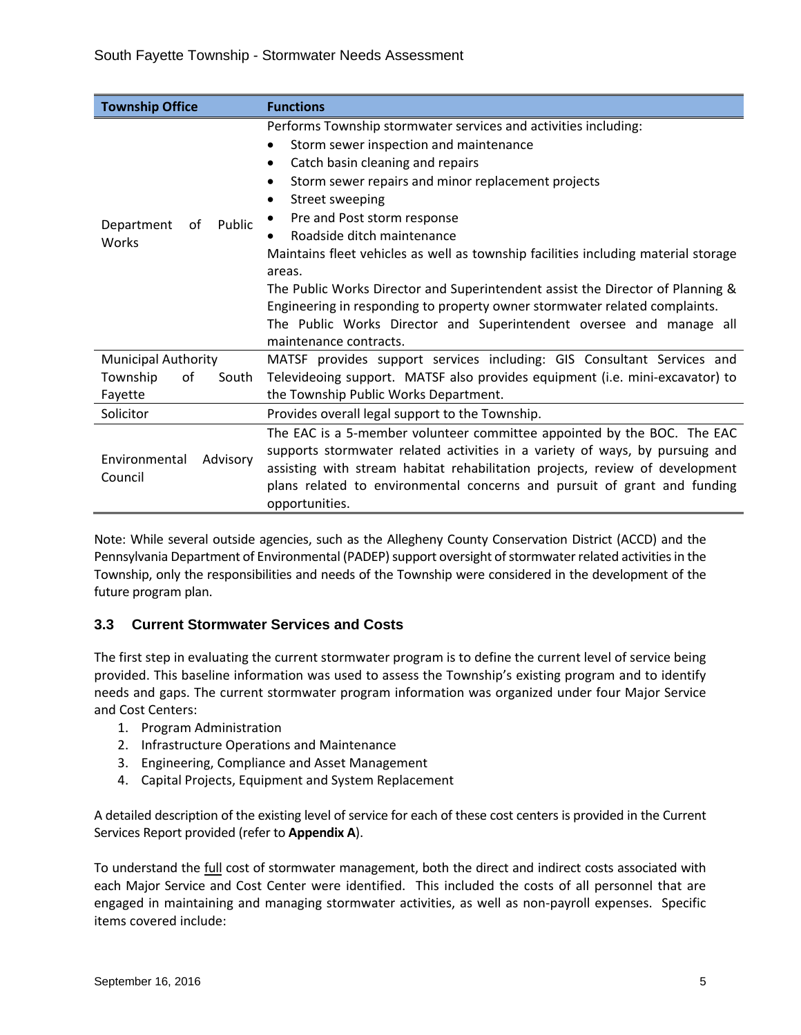| Township Office | Functions |
|---|---|
| Department of Public Works | Performs Township stormwater services and activities including:<br>• Storm sewer inspection and maintenance<br>• Catch basin cleaning and repairs<br>• Storm sewer repairs and minor replacement projects<br>• Street sweeping<br>• Pre and Post storm response<br>• Roadside ditch maintenance<br>Maintains fleet vehicles as well as township facilities including material storage areas.<br>The Public Works Director and Superintendent assist the Director of Planning & Engineering in responding to property owner stormwater related complaints.<br>The Public Works Director and Superintendent oversee and manage all maintenance contracts. |
| Municipal Authority Township of South Fayette | MATSF provides support services including: GIS Consultant Services and Televideoing support. MATSF also provides equipment (i.e. mini-excavator) to the Township Public Works Department. |
| Solicitor | Provides overall legal support to the Township. |
| Environmental Advisory Council | The EAC is a 5-member volunteer committee appointed by the BOC. The EAC supports stormwater related activities in a variety of ways, by pursuing and assisting with stream habitat rehabilitation projects, review of development plans related to environmental concerns and pursuit of grant and funding opportunities. |

Note: While several outside agencies, such as the Allegheny County Conservation District (ACCD) and the Pennsylvania Department of Environmental (PADEP) support oversight of stormwater related activities in the Township, only the responsibilities and needs of the Township were considered in the development of the future program plan.

### 3.3 Current Stormwater Services and Costs

The first step in evaluating the current stormwater program is to define the current level of service being provided. This baseline information was used to assess the Township's existing program and to identify needs and gaps. The current stormwater program information was organized under four Major Service and Cost Centers:

1. Program Administration
2. Infrastructure Operations and Maintenance
3. Engineering, Compliance and Asset Management
4. Capital Projects, Equipment and System Replacement

A detailed description of the existing level of service for each of these cost centers is provided in the Current Services Report provided (refer to **Appendix A**).

To understand the full cost of stormwater management, both the direct and indirect costs associated with each Major Service and Cost Center were identified. This included the costs of all personnel that are engaged in maintaining and managing stormwater activities, as well as non-payroll expenses. Specific items covered include: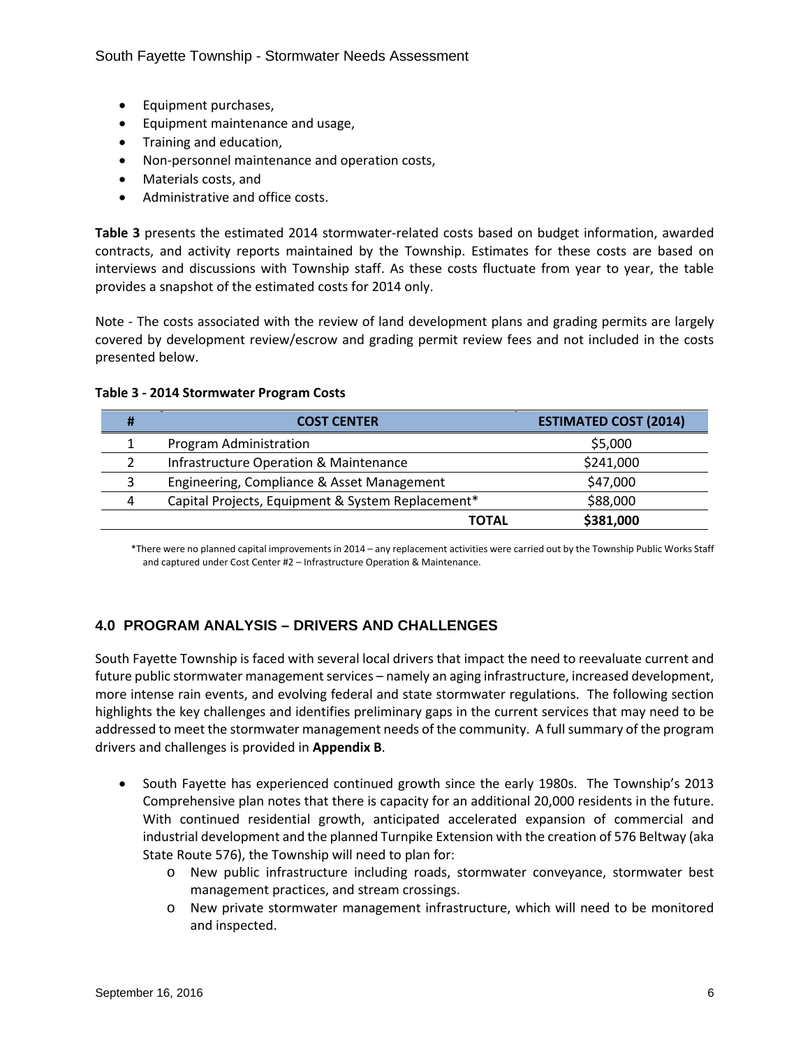- Equipment purchases,
- Equipment maintenance and usage,
- Training and education,
- Non-personnel maintenance and operation costs,
- Materials costs, and
- Administrative and office costs.

**Table 3** presents the estimated 2014 stormwater-related costs based on budget information, awarded contracts, and activity reports maintained by the Township. Estimates for these costs are based on interviews and discussions with Township staff. As these costs fluctuate from year to year, the table provides a snapshot of the estimated costs for 2014 only.

Note - The costs associated with the review of land development plans and grading permits are largely covered by development review/escrow and grading permit review fees and not included in the costs presented below.

**Table 3 - 2014 Stormwater Program Costs**

| # | COST CENTER | ESTIMATED COST (2014) |
|---|---|---|
| 1 | Program Administration | $5,000 |
| 2 | Infrastructure Operation & Maintenance | $241,000 |
| 3 | Engineering, Compliance & Asset Management | $47,000 |
| 4 | Capital Projects, Equipment & System Replacement* | $88,000 |
| | **TOTAL** | **$381,000** |

*There were no planned capital improvements in 2014 – any replacement activities were carried out by the Township Public Works Staff and captured under Cost Center #2 – Infrastructure Operation & Maintenance.

## 4.0 PROGRAM ANALYSIS – DRIVERS AND CHALLENGES

South Fayette Township is faced with several local drivers that impact the need to reevaluate current and future public stormwater management services – namely an aging infrastructure, increased development, more intense rain events, and evolving federal and state stormwater regulations. The following section highlights the key challenges and identifies preliminary gaps in the current services that may need to be addressed to meet the stormwater management needs of the community. A full summary of the program drivers and challenges is provided in **Appendix B**.

- South Fayette has experienced continued growth since the early 1980s. The Township's 2013 Comprehensive plan notes that there is capacity for an additional 20,000 residents in the future. With continued residential growth, anticipated accelerated expansion of commercial and industrial development and the planned Turnpike Extension with the creation of 576 Beltway (aka State Route 576), the Township will need to plan for:
  - New public infrastructure including roads, stormwater conveyance, stormwater best management practices, and stream crossings.
  - New private stormwater management infrastructure, which will need to be monitored and inspected.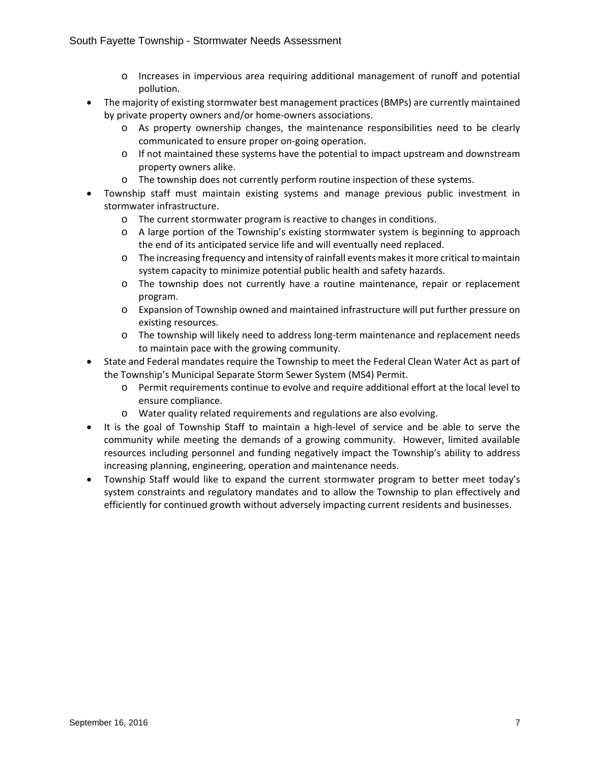- Increases in impervious area requiring additional management of runoff and potential pollution.
- The majority of existing stormwater best management practices (BMPs) are currently maintained by private property owners and/or home-owners associations.
  - As property ownership changes, the maintenance responsibilities need to be clearly communicated to ensure proper on-going operation.
  - If not maintained these systems have the potential to impact upstream and downstream property owners alike.
  - The township does not currently perform routine inspection of these systems.
- Township staff must maintain existing systems and manage previous public investment in stormwater infrastructure.
  - The current stormwater program is reactive to changes in conditions.
  - A large portion of the Township's existing stormwater system is beginning to approach the end of its anticipated service life and will eventually need replaced.
  - The increasing frequency and intensity of rainfall events makes it more critical to maintain system capacity to minimize potential public health and safety hazards.
  - The township does not currently have a routine maintenance, repair or replacement program.
  - Expansion of Township owned and maintained infrastructure will put further pressure on existing resources.
  - The township will likely need to address long-term maintenance and replacement needs to maintain pace with the growing community.
- State and Federal mandates require the Township to meet the Federal Clean Water Act as part of the Township's Municipal Separate Storm Sewer System (MS4) Permit.
  - Permit requirements continue to evolve and require additional effort at the local level to ensure compliance.
  - Water quality related requirements and regulations are also evolving.
- It is the goal of Township Staff to maintain a high-level of service and be able to serve the community while meeting the demands of a growing community. However, limited available resources including personnel and funding negatively impact the Township's ability to address increasing planning, engineering, operation and maintenance needs.
- Township Staff would like to expand the current stormwater program to better meet today's system constraints and regulatory mandates and to allow the Township to plan effectively and efficiently for continued growth without adversely impacting current residents and businesses.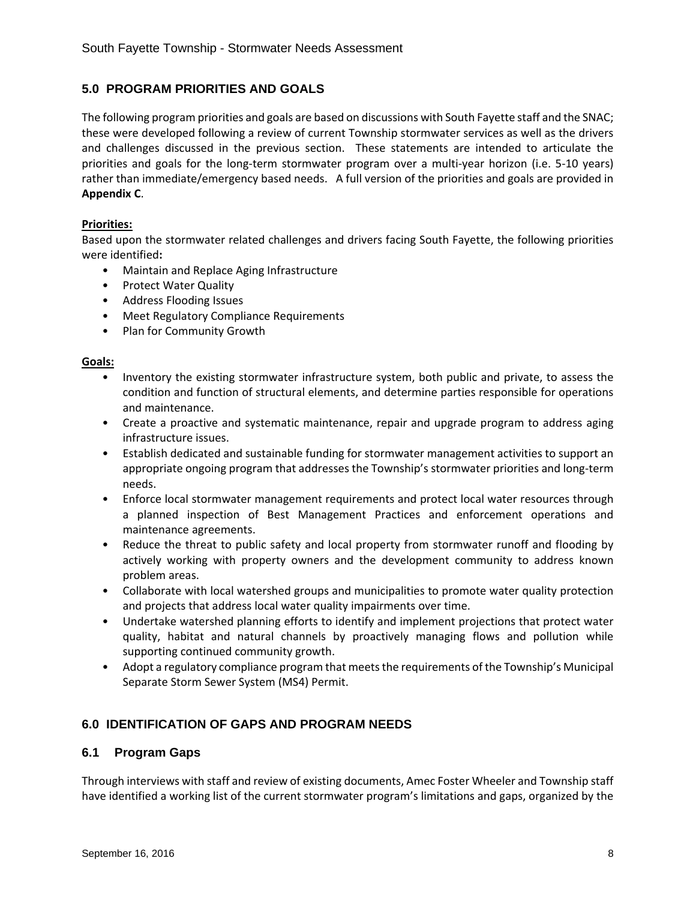## 5.0 PROGRAM PRIORITIES AND GOALS

The following program priorities and goals are based on discussions with South Fayette staff and the SNAC; these were developed following a review of current Township stormwater services as well as the drivers and challenges discussed in the previous section. These statements are intended to articulate the priorities and goals for the long-term stormwater program over a multi-year horizon (i.e. 5-10 years) rather than immediate/emergency based needs. A full version of the priorities and goals are provided in **Appendix C**.

**Priorities:**

Based upon the stormwater related challenges and drivers facing South Fayette, the following priorities were identified**:**

- Maintain and Replace Aging Infrastructure
- Protect Water Quality
- Address Flooding Issues
- Meet Regulatory Compliance Requirements
- Plan for Community Growth

**Goals:**

- Inventory the existing stormwater infrastructure system, both public and private, to assess the condition and function of structural elements, and determine parties responsible for operations and maintenance.
- Create a proactive and systematic maintenance, repair and upgrade program to address aging infrastructure issues.
- Establish dedicated and sustainable funding for stormwater management activities to support an appropriate ongoing program that addresses the Township's stormwater priorities and long-term needs.
- Enforce local stormwater management requirements and protect local water resources through a planned inspection of Best Management Practices and enforcement operations and maintenance agreements.
- Reduce the threat to public safety and local property from stormwater runoff and flooding by actively working with property owners and the development community to address known problem areas.
- Collaborate with local watershed groups and municipalities to promote water quality protection and projects that address local water quality impairments over time.
- Undertake watershed planning efforts to identify and implement projections that protect water quality, habitat and natural channels by proactively managing flows and pollution while supporting continued community growth.
- Adopt a regulatory compliance program that meets the requirements of the Township's Municipal Separate Storm Sewer System (MS4) Permit.

## 6.0 IDENTIFICATION OF GAPS AND PROGRAM NEEDS

### 6.1 Program Gaps

Through interviews with staff and review of existing documents, Amec Foster Wheeler and Township staff have identified a working list of the current stormwater program's limitations and gaps, organized by the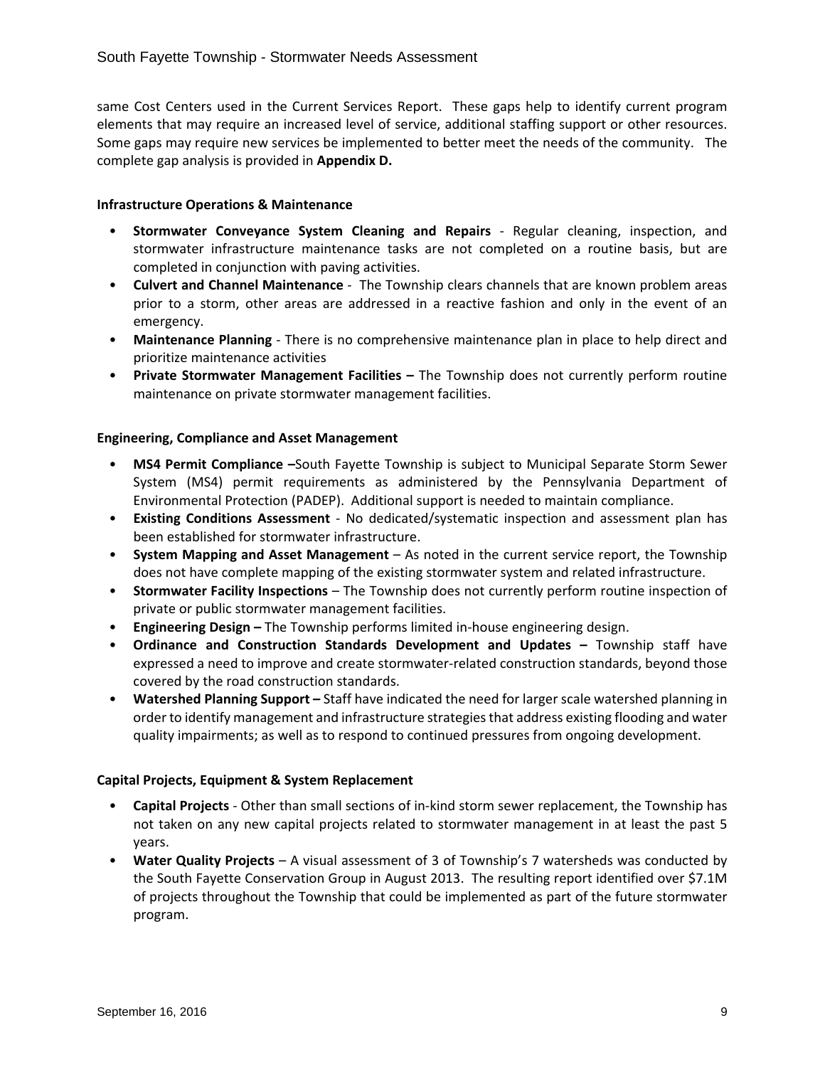same Cost Centers used in the Current Services Report. These gaps help to identify current program elements that may require an increased level of service, additional staffing support or other resources. Some gaps may require new services be implemented to better meet the needs of the community. The complete gap analysis is provided in **Appendix D.**

**Infrastructure Operations & Maintenance**

- **Stormwater Conveyance System Cleaning and Repairs** - Regular cleaning, inspection, and stormwater infrastructure maintenance tasks are not completed on a routine basis, but are completed in conjunction with paving activities.
- **Culvert and Channel Maintenance** - The Township clears channels that are known problem areas prior to a storm, other areas are addressed in a reactive fashion and only in the event of an emergency.
- **Maintenance Planning** - There is no comprehensive maintenance plan in place to help direct and prioritize maintenance activities
- **Private Stormwater Management Facilities –** The Township does not currently perform routine maintenance on private stormwater management facilities.

**Engineering, Compliance and Asset Management**

- **MS4 Permit Compliance –**South Fayette Township is subject to Municipal Separate Storm Sewer System (MS4) permit requirements as administered by the Pennsylvania Department of Environmental Protection (PADEP). Additional support is needed to maintain compliance.
- **Existing Conditions Assessment** - No dedicated/systematic inspection and assessment plan has been established for stormwater infrastructure.
- **System Mapping and Asset Management** – As noted in the current service report, the Township does not have complete mapping of the existing stormwater system and related infrastructure.
- **Stormwater Facility Inspections** – The Township does not currently perform routine inspection of private or public stormwater management facilities.
- **Engineering Design –** The Township performs limited in-house engineering design.
- **Ordinance and Construction Standards Development and Updates –** Township staff have expressed a need to improve and create stormwater-related construction standards, beyond those covered by the road construction standards.
- **Watershed Planning Support –** Staff have indicated the need for larger scale watershed planning in order to identify management and infrastructure strategies that address existing flooding and water quality impairments; as well as to respond to continued pressures from ongoing development.

**Capital Projects, Equipment & System Replacement**

- **Capital Projects** - Other than small sections of in-kind storm sewer replacement, the Township has not taken on any new capital projects related to stormwater management in at least the past 5 years.
- **Water Quality Projects** – A visual assessment of 3 of Township's 7 watersheds was conducted by the South Fayette Conservation Group in August 2013. The resulting report identified over $7.1M of projects throughout the Township that could be implemented as part of the future stormwater program.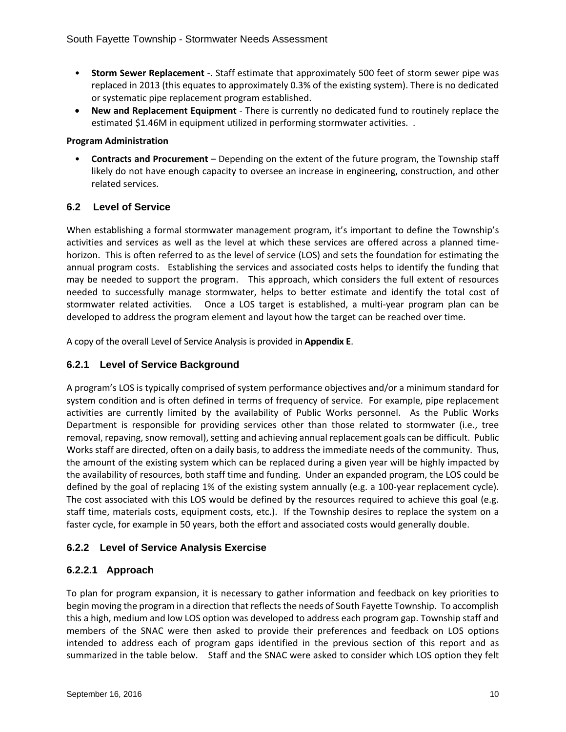- **Storm Sewer Replacement** -. Staff estimate that approximately 500 feet of storm sewer pipe was replaced in 2013 (this equates to approximately 0.3% of the existing system). There is no dedicated or systematic pipe replacement program established.
- **New and Replacement Equipment** - There is currently no dedicated fund to routinely replace the estimated $1.46M in equipment utilized in performing stormwater activities. .

**Program Administration**

- **Contracts and Procurement** – Depending on the extent of the future program, the Township staff likely do not have enough capacity to oversee an increase in engineering, construction, and other related services.

## 6.2 Level of Service

When establishing a formal stormwater management program, it's important to define the Township's activities and services as well as the level at which these services are offered across a planned time-horizon. This is often referred to as the level of service (LOS) and sets the foundation for estimating the annual program costs. Establishing the services and associated costs helps to identify the funding that may be needed to support the program. This approach, which considers the full extent of resources needed to successfully manage stormwater, helps to better estimate and identify the total cost of stormwater related activities. Once a LOS target is established, a multi-year program plan can be developed to address the program element and layout how the target can be reached over time.

A copy of the overall Level of Service Analysis is provided in **Appendix E**.

### 6.2.1 Level of Service Background

A program's LOS is typically comprised of system performance objectives and/or a minimum standard for system condition and is often defined in terms of frequency of service. For example, pipe replacement activities are currently limited by the availability of Public Works personnel. As the Public Works Department is responsible for providing services other than those related to stormwater (i.e., tree removal, repaving, snow removal), setting and achieving annual replacement goals can be difficult. Public Works staff are directed, often on a daily basis, to address the immediate needs of the community. Thus, the amount of the existing system which can be replaced during a given year will be highly impacted by the availability of resources, both staff time and funding. Under an expanded program, the LOS could be defined by the goal of replacing 1% of the existing system annually (e.g. a 100-year replacement cycle). The cost associated with this LOS would be defined by the resources required to achieve this goal (e.g. staff time, materials costs, equipment costs, etc.). If the Township desires to replace the system on a faster cycle, for example in 50 years, both the effort and associated costs would generally double.

### 6.2.2 Level of Service Analysis Exercise

#### 6.2.2.1 Approach

To plan for program expansion, it is necessary to gather information and feedback on key priorities to begin moving the program in a direction that reflects the needs of South Fayette Township. To accomplish this a high, medium and low LOS option was developed to address each program gap. Township staff and members of the SNAC were then asked to provide their preferences and feedback on LOS options intended to address each of program gaps identified in the previous section of this report and as summarized in the table below. Staff and the SNAC were asked to consider which LOS option they felt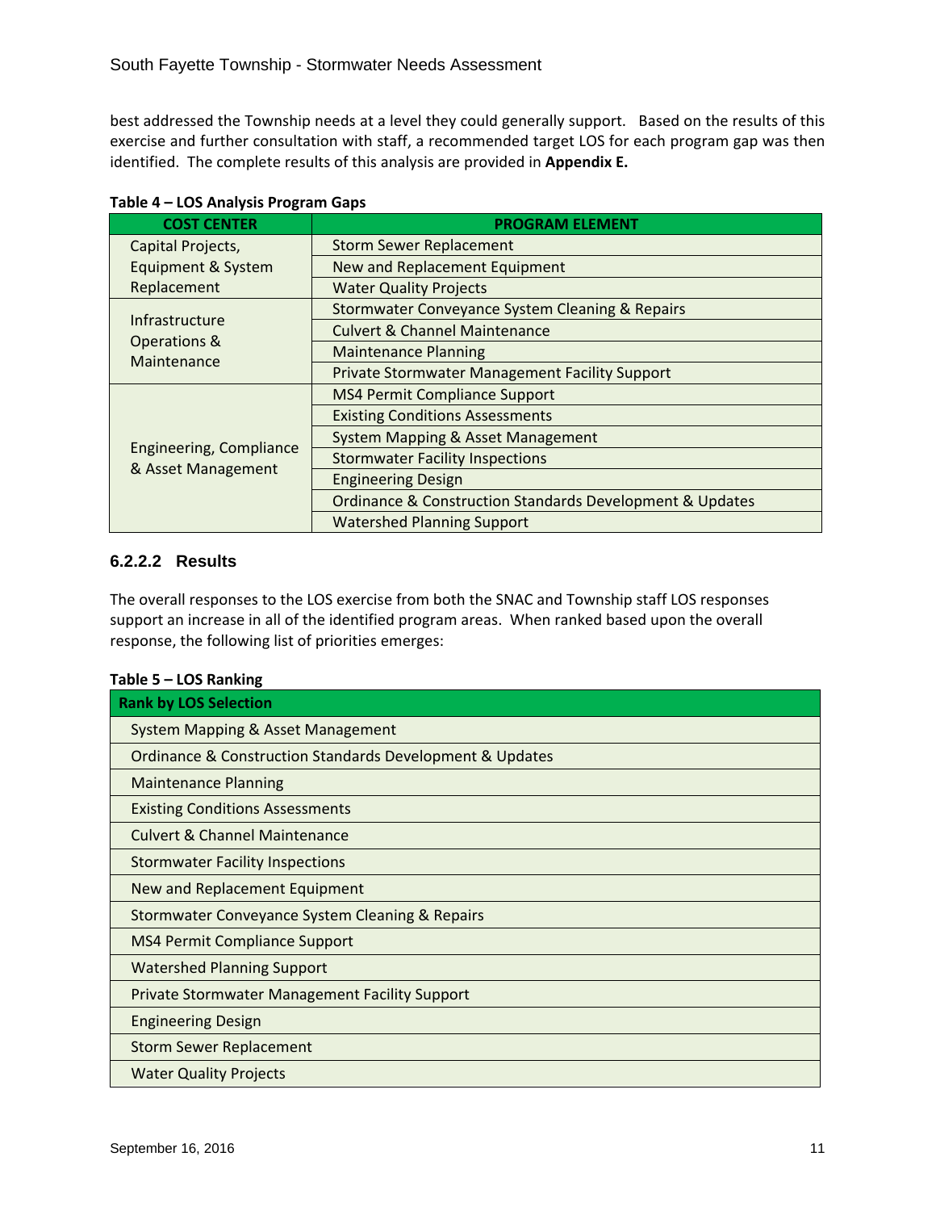best addressed the Township needs at a level they could generally support. Based on the results of this exercise and further consultation with staff, a recommended target LOS for each program gap was then identified. The complete results of this analysis are provided in **Appendix E.**

**Table 4 – LOS Analysis Program Gaps**

| COST CENTER | PROGRAM ELEMENT |
|---|---|
| Capital Projects, Equipment & System Replacement | Storm Sewer Replacement |
| | New and Replacement Equipment |
| | Water Quality Projects |
| Infrastructure Operations & Maintenance | Stormwater Conveyance System Cleaning & Repairs |
| | Culvert & Channel Maintenance |
| | Maintenance Planning |
| | Private Stormwater Management Facility Support |
| Engineering, Compliance & Asset Management | MS4 Permit Compliance Support |
| | Existing Conditions Assessments |
| | System Mapping & Asset Management |
| | Stormwater Facility Inspections |
| | Engineering Design |
| | Ordinance & Construction Standards Development & Updates |
| | Watershed Planning Support |

#### 6.2.2.2 Results

The overall responses to the LOS exercise from both the SNAC and Township staff LOS responses support an increase in all of the identified program areas. When ranked based upon the overall response, the following list of priorities emerges:

**Table 5 – LOS Ranking**

| Rank by LOS Selection |
|---|
| System Mapping & Asset Management |
| Ordinance & Construction Standards Development & Updates |
| Maintenance Planning |
| Existing Conditions Assessments |
| Culvert & Channel Maintenance |
| Stormwater Facility Inspections |
| New and Replacement Equipment |
| Stormwater Conveyance System Cleaning & Repairs |
| MS4 Permit Compliance Support |
| Watershed Planning Support |
| Private Stormwater Management Facility Support |
| Engineering Design |
| Storm Sewer Replacement |
| Water Quality Projects |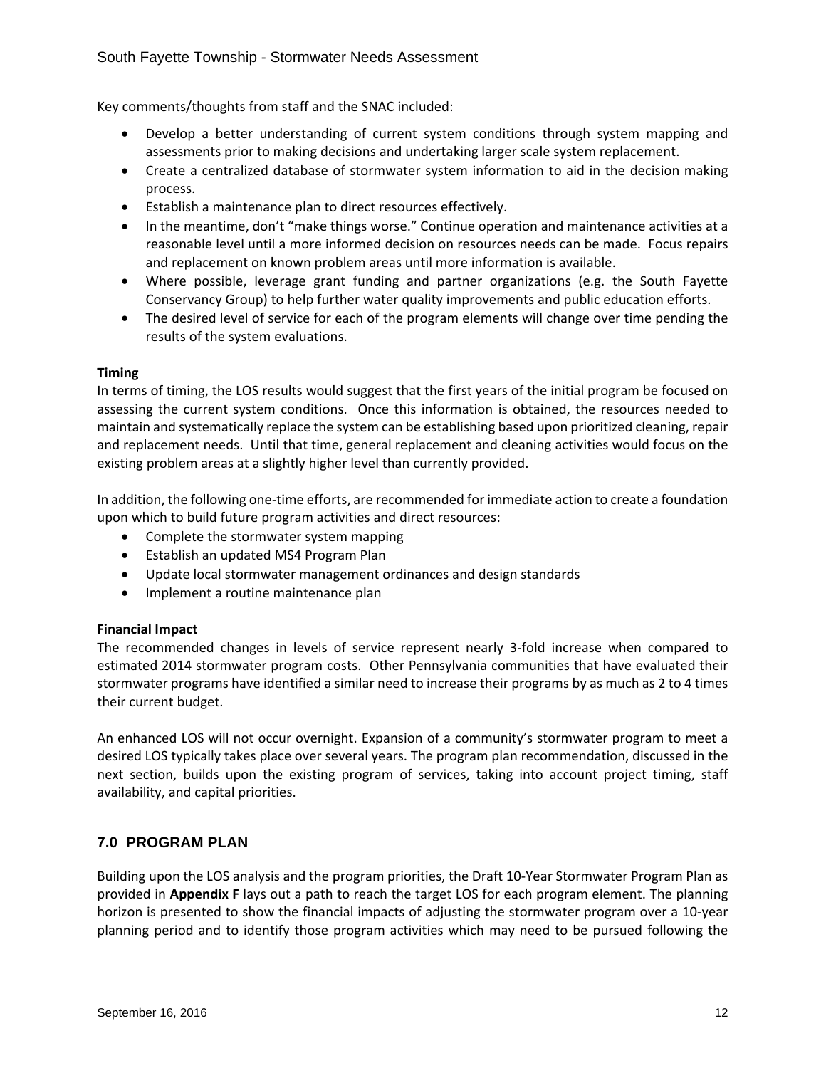Key comments/thoughts from staff and the SNAC included:

- Develop a better understanding of current system conditions through system mapping and assessments prior to making decisions and undertaking larger scale system replacement.
- Create a centralized database of stormwater system information to aid in the decision making process.
- Establish a maintenance plan to direct resources effectively.
- In the meantime, don't "make things worse." Continue operation and maintenance activities at a reasonable level until a more informed decision on resources needs can be made. Focus repairs and replacement on known problem areas until more information is available.
- Where possible, leverage grant funding and partner organizations (e.g. the South Fayette Conservancy Group) to help further water quality improvements and public education efforts.
- The desired level of service for each of the program elements will change over time pending the results of the system evaluations.

**Timing**

In terms of timing, the LOS results would suggest that the first years of the initial program be focused on assessing the current system conditions. Once this information is obtained, the resources needed to maintain and systematically replace the system can be establishing based upon prioritized cleaning, repair and replacement needs. Until that time, general replacement and cleaning activities would focus on the existing problem areas at a slightly higher level than currently provided.

In addition, the following one-time efforts, are recommended for immediate action to create a foundation upon which to build future program activities and direct resources:

- Complete the stormwater system mapping
- Establish an updated MS4 Program Plan
- Update local stormwater management ordinances and design standards
- Implement a routine maintenance plan

**Financial Impact**

The recommended changes in levels of service represent nearly 3-fold increase when compared to estimated 2014 stormwater program costs. Other Pennsylvania communities that have evaluated their stormwater programs have identified a similar need to increase their programs by as much as 2 to 4 times their current budget.

An enhanced LOS will not occur overnight. Expansion of a community's stormwater program to meet a desired LOS typically takes place over several years. The program plan recommendation, discussed in the next section, builds upon the existing program of services, taking into account project timing, staff availability, and capital priorities.

## 7.0 PROGRAM PLAN

Building upon the LOS analysis and the program priorities, the Draft 10-Year Stormwater Program Plan as provided in **Appendix F** lays out a path to reach the target LOS for each program element. The planning horizon is presented to show the financial impacts of adjusting the stormwater program over a 10-year planning period and to identify those program activities which may need to be pursued following the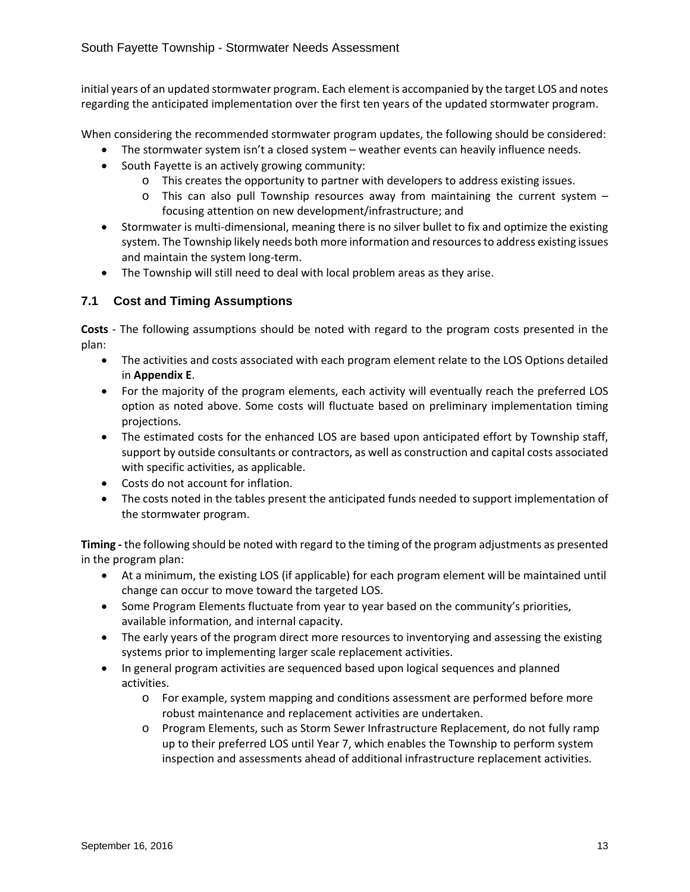initial years of an updated stormwater program. Each element is accompanied by the target LOS and notes regarding the anticipated implementation over the first ten years of the updated stormwater program.

When considering the recommended stormwater program updates, the following should be considered:

- The stormwater system isn't a closed system – weather events can heavily influence needs.
- South Fayette is an actively growing community:
  - This creates the opportunity to partner with developers to address existing issues.
  - This can also pull Township resources away from maintaining the current system – focusing attention on new development/infrastructure; and
- Stormwater is multi-dimensional, meaning there is no silver bullet to fix and optimize the existing system. The Township likely needs both more information and resources to address existing issues and maintain the system long-term.
- The Township will still need to deal with local problem areas as they arise.

## 7.1 Cost and Timing Assumptions

**Costs** - The following assumptions should be noted with regard to the program costs presented in the plan:

- The activities and costs associated with each program element relate to the LOS Options detailed in **Appendix E**.
- For the majority of the program elements, each activity will eventually reach the preferred LOS option as noted above. Some costs will fluctuate based on preliminary implementation timing projections.
- The estimated costs for the enhanced LOS are based upon anticipated effort by Township staff, support by outside consultants or contractors, as well as construction and capital costs associated with specific activities, as applicable.
- Costs do not account for inflation.
- The costs noted in the tables present the anticipated funds needed to support implementation of the stormwater program.

**Timing -** the following should be noted with regard to the timing of the program adjustments as presented in the program plan:

- At a minimum, the existing LOS (if applicable) for each program element will be maintained until change can occur to move toward the targeted LOS.
- Some Program Elements fluctuate from year to year based on the community's priorities, available information, and internal capacity.
- The early years of the program direct more resources to inventorying and assessing the existing systems prior to implementing larger scale replacement activities.
- In general program activities are sequenced based upon logical sequences and planned activities.
  - For example, system mapping and conditions assessment are performed before more robust maintenance and replacement activities are undertaken.
  - Program Elements, such as Storm Sewer Infrastructure Replacement, do not fully ramp up to their preferred LOS until Year 7, which enables the Township to perform system inspection and assessments ahead of additional infrastructure replacement activities.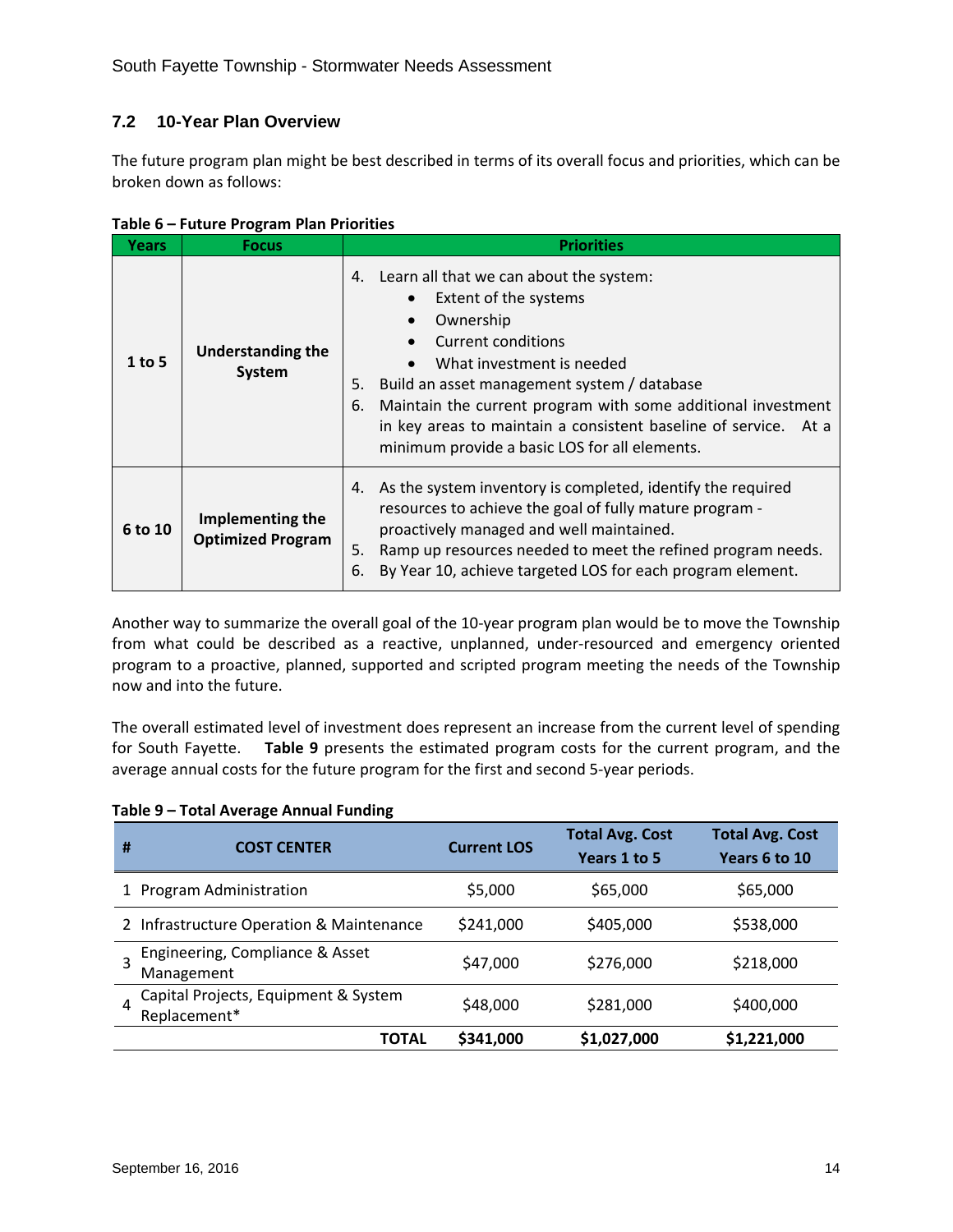### 7.2 10-Year Plan Overview

The future program plan might be best described in terms of its overall focus and priorities, which can be broken down as follows:

**Table 6 – Future Program Plan Priorities**

| Years | Focus | Priorities |
|---|---|---|
| 1 to 5 | **Understanding the System** | 4. Learn all that we can about the system:<br>• Extent of the systems<br>• Ownership<br>• Current conditions<br>• What investment is needed<br>5. Build an asset management system / database<br>6. Maintain the current program with some additional investment in key areas to maintain a consistent baseline of service. At a minimum provide a basic LOS for all elements. |
| 6 to 10 | **Implementing the Optimized Program** | 4. As the system inventory is completed, identify the required resources to achieve the goal of fully mature program - proactively managed and well maintained.<br>5. Ramp up resources needed to meet the refined program needs.<br>6. By Year 10, achieve targeted LOS for each program element. |

Another way to summarize the overall goal of the 10-year program plan would be to move the Township from what could be described as a reactive, unplanned, under-resourced and emergency oriented program to a proactive, planned, supported and scripted program meeting the needs of the Township now and into the future.

The overall estimated level of investment does represent an increase from the current level of spending for South Fayette. **Table 9** presents the estimated program costs for the current program, and the average annual costs for the future program for the first and second 5-year periods.

**Table 9 – Total Average Annual Funding**

| # | COST CENTER | Current LOS | Total Avg. Cost Years 1 to 5 | Total Avg. Cost Years 6 to 10 |
|---|---|---|---|---|
| 1 | Program Administration | $5,000 | $65,000 | $65,000 |
| 2 | Infrastructure Operation & Maintenance | $241,000 | $405,000 | $538,000 |
| 3 | Engineering, Compliance & Asset Management | $47,000 | $276,000 | $218,000 |
| 4 | Capital Projects, Equipment & System Replacement* | $48,000 | $281,000 | $400,000 |
| | **TOTAL** | **$341,000** | **$1,027,000** | **$1,221,000** |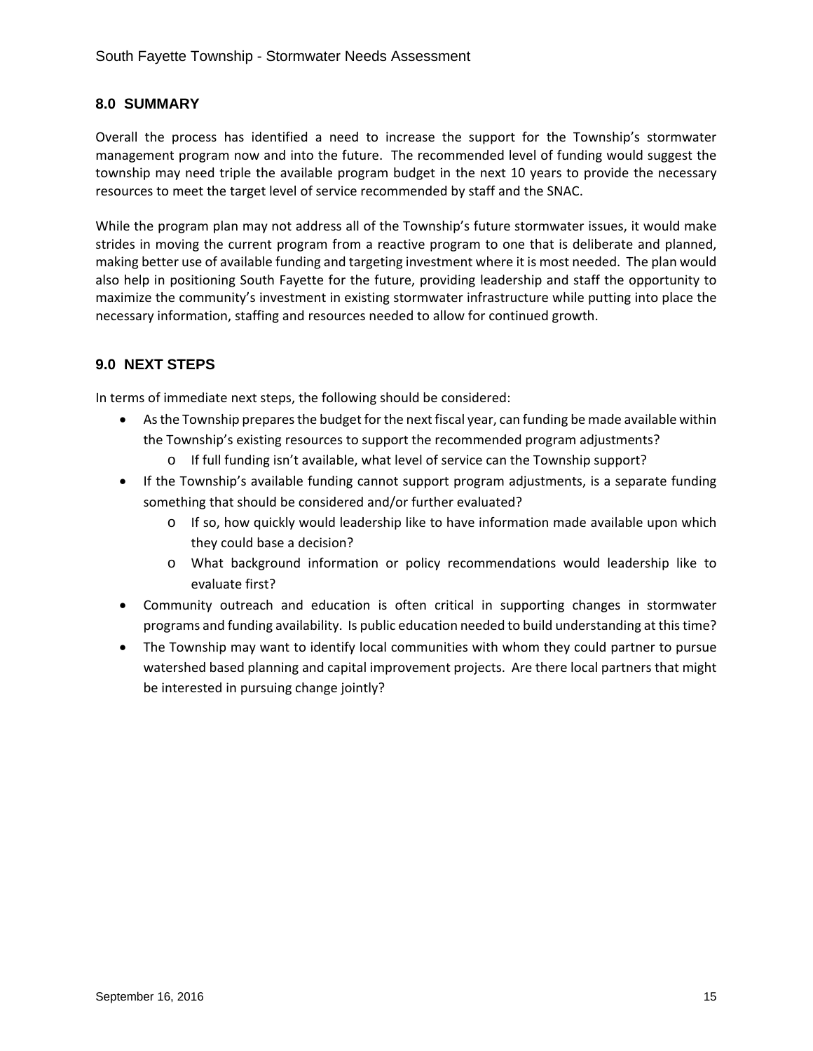## 8.0 SUMMARY

Overall the process has identified a need to increase the support for the Township's stormwater management program now and into the future. The recommended level of funding would suggest the township may need triple the available program budget in the next 10 years to provide the necessary resources to meet the target level of service recommended by staff and the SNAC.

While the program plan may not address all of the Township's future stormwater issues, it would make strides in moving the current program from a reactive program to one that is deliberate and planned, making better use of available funding and targeting investment where it is most needed. The plan would also help in positioning South Fayette for the future, providing leadership and staff the opportunity to maximize the community's investment in existing stormwater infrastructure while putting into place the necessary information, staffing and resources needed to allow for continued growth.

## 9.0 NEXT STEPS

In terms of immediate next steps, the following should be considered:

- As the Township prepares the budget for the next fiscal year, can funding be made available within the Township's existing resources to support the recommended program adjustments?
  - If full funding isn't available, what level of service can the Township support?
- If the Township's available funding cannot support program adjustments, is a separate funding something that should be considered and/or further evaluated?
  - If so, how quickly would leadership like to have information made available upon which they could base a decision?
  - What background information or policy recommendations would leadership like to evaluate first?
- Community outreach and education is often critical in supporting changes in stormwater programs and funding availability. Is public education needed to build understanding at this time?
- The Township may want to identify local communities with whom they could partner to pursue watershed based planning and capital improvement projects. Are there local partners that might be interested in pursuing change jointly?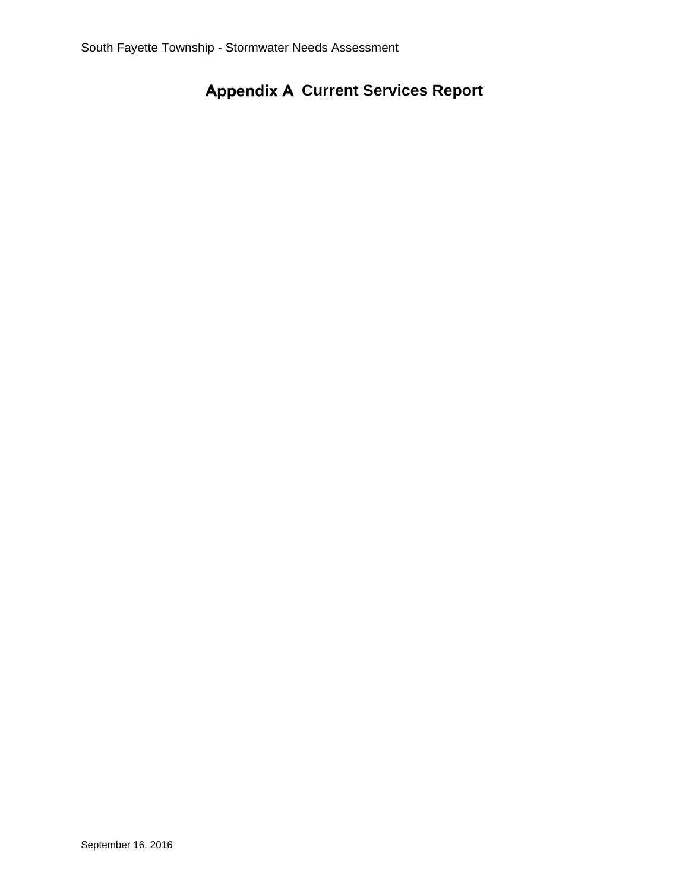# Appendix A Current Services Report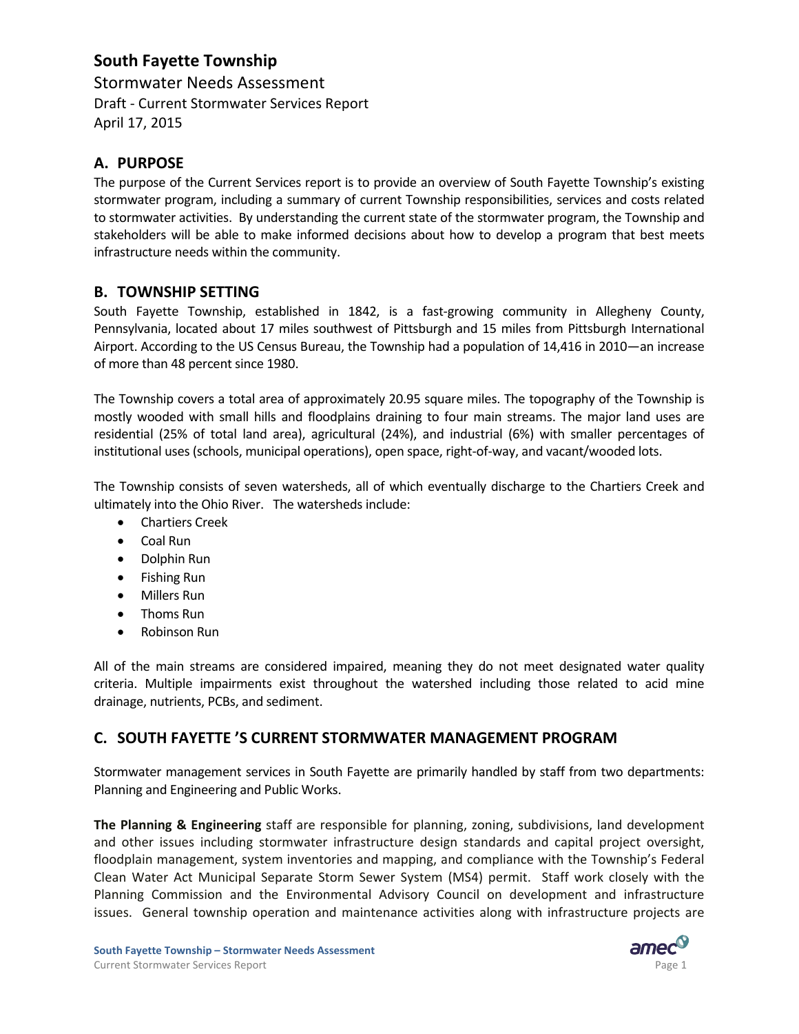# South Fayette Township

Stormwater Needs Assessment

Draft - Current Stormwater Services Report

April 17, 2015

## A. PURPOSE

The purpose of the Current Services report is to provide an overview of South Fayette Township's existing stormwater program, including a summary of current Township responsibilities, services and costs related to stormwater activities. By understanding the current state of the stormwater program, the Township and stakeholders will be able to make informed decisions about how to develop a program that best meets infrastructure needs within the community.

## B. TOWNSHIP SETTING

South Fayette Township, established in 1842, is a fast-growing community in Allegheny County, Pennsylvania, located about 17 miles southwest of Pittsburgh and 15 miles from Pittsburgh International Airport. According to the US Census Bureau, the Township had a population of 14,416 in 2010—an increase of more than 48 percent since 1980.

The Township covers a total area of approximately 20.95 square miles. The topography of the Township is mostly wooded with small hills and floodplains draining to four main streams. The major land uses are residential (25% of total land area), agricultural (24%), and industrial (6%) with smaller percentages of institutional uses (schools, municipal operations), open space, right-of-way, and vacant/wooded lots.

The Township consists of seven watersheds, all of which eventually discharge to the Chartiers Creek and ultimately into the Ohio River. The watersheds include:

- Chartiers Creek
- Coal Run
- Dolphin Run
- Fishing Run
- Millers Run
- Thoms Run
- Robinson Run

All of the main streams are considered impaired, meaning they do not meet designated water quality criteria. Multiple impairments exist throughout the watershed including those related to acid mine drainage, nutrients, PCBs, and sediment.

## C. SOUTH FAYETTE 'S CURRENT STORMWATER MANAGEMENT PROGRAM

Stormwater management services in South Fayette are primarily handled by staff from two departments: Planning and Engineering and Public Works.

**The Planning & Engineering** staff are responsible for planning, zoning, subdivisions, land development and other issues including stormwater infrastructure design standards and capital project oversight, floodplain management, system inventories and mapping, and compliance with the Township's Federal Clean Water Act Municipal Separate Storm Sewer System (MS4) permit. Staff work closely with the Planning Commission and the Environmental Advisory Council on development and infrastructure issues. General township operation and maintenance activities along with infrastructure projects are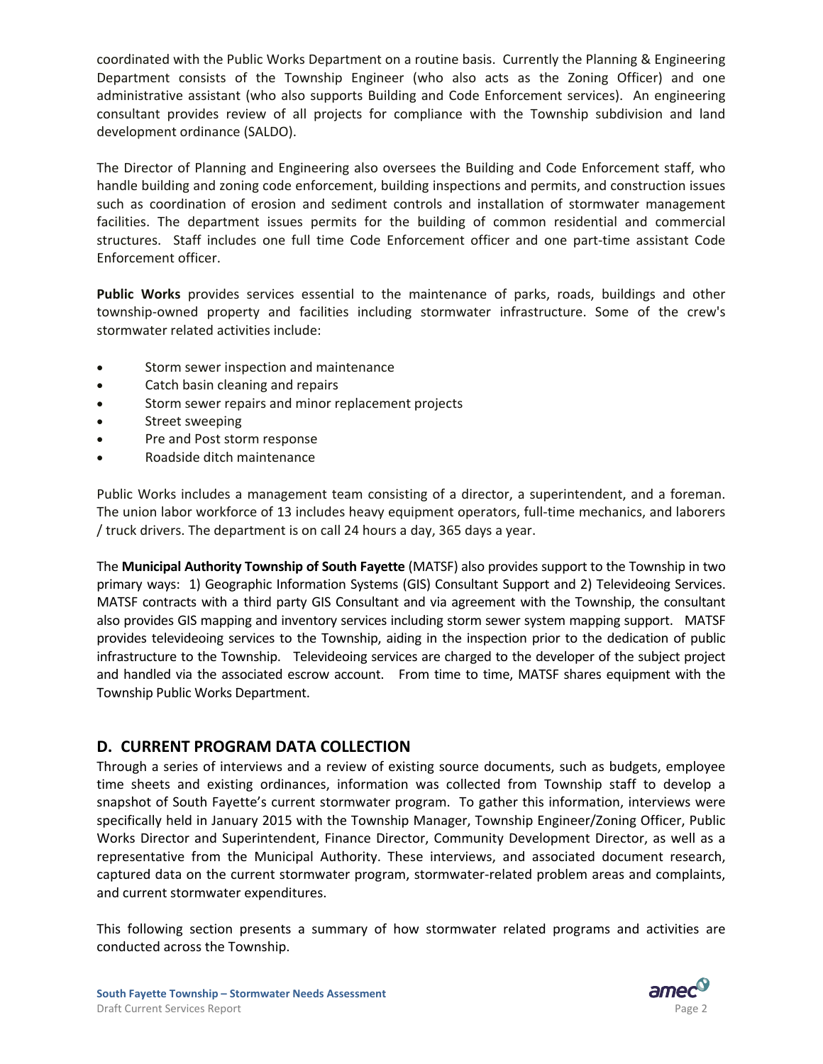coordinated with the Public Works Department on a routine basis. Currently the Planning & Engineering Department consists of the Township Engineer (who also acts as the Zoning Officer) and one administrative assistant (who also supports Building and Code Enforcement services). An engineering consultant provides review of all projects for compliance with the Township subdivision and land development ordinance (SALDO).

The Director of Planning and Engineering also oversees the Building and Code Enforcement staff, who handle building and zoning code enforcement, building inspections and permits, and construction issues such as coordination of erosion and sediment controls and installation of stormwater management facilities. The department issues permits for the building of common residential and commercial structures. Staff includes one full time Code Enforcement officer and one part-time assistant Code Enforcement officer.

**Public Works** provides services essential to the maintenance of parks, roads, buildings and other township-owned property and facilities including stormwater infrastructure. Some of the crew's stormwater related activities include:

- Storm sewer inspection and maintenance
- Catch basin cleaning and repairs
- Storm sewer repairs and minor replacement projects
- Street sweeping
- Pre and Post storm response
- Roadside ditch maintenance

Public Works includes a management team consisting of a director, a superintendent, and a foreman. The union labor workforce of 13 includes heavy equipment operators, full-time mechanics, and laborers / truck drivers. The department is on call 24 hours a day, 365 days a year.

The **Municipal Authority Township of South Fayette** (MATSF) also provides support to the Township in two primary ways: 1) Geographic Information Systems (GIS) Consultant Support and 2) Televideoing Services. MATSF contracts with a third party GIS Consultant and via agreement with the Township, the consultant also provides GIS mapping and inventory services including storm sewer system mapping support. MATSF provides televideoing services to the Township, aiding in the inspection prior to the dedication of public infrastructure to the Township. Televideoing services are charged to the developer of the subject project and handled via the associated escrow account. From time to time, MATSF shares equipment with the Township Public Works Department.

## D. CURRENT PROGRAM DATA COLLECTION

Through a series of interviews and a review of existing source documents, such as budgets, employee time sheets and existing ordinances, information was collected from Township staff to develop a snapshot of South Fayette's current stormwater program. To gather this information, interviews were specifically held in January 2015 with the Township Manager, Township Engineer/Zoning Officer, Public Works Director and Superintendent, Finance Director, Community Development Director, as well as a representative from the Municipal Authority. These interviews, and associated document research, captured data on the current stormwater program, stormwater-related problem areas and complaints, and current stormwater expenditures.

This following section presents a summary of how stormwater related programs and activities are conducted across the Township.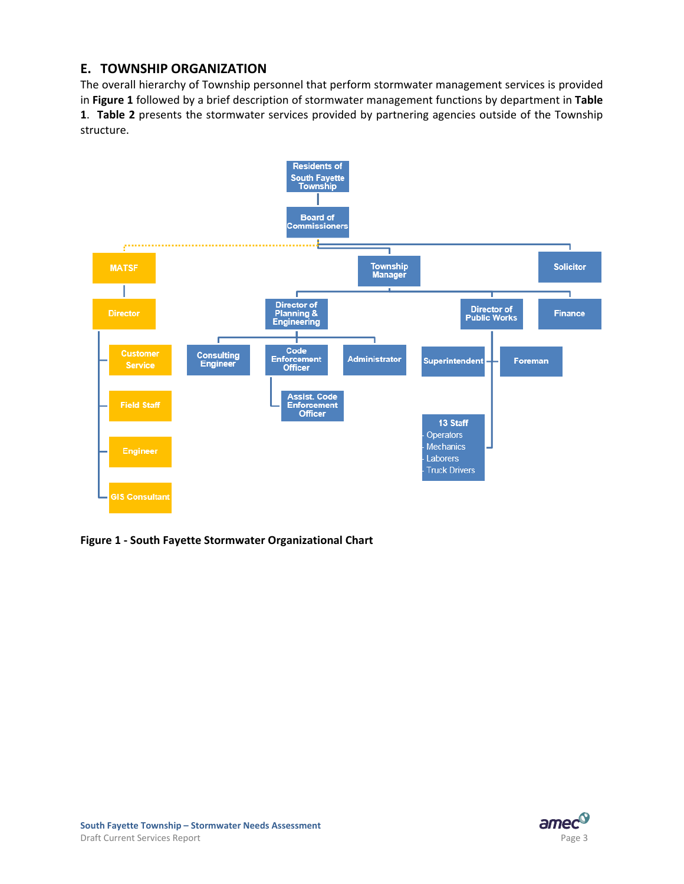## E. TOWNSHIP ORGANIZATION

The overall hierarchy of Township personnel that perform stormwater management services is provided in **Figure 1** followed by a brief description of stormwater management functions by department in **Table 1**. **Table 2** presents the stormwater services provided by partnering agencies outside of the Township structure.

Residents of South Fayette Township

Board of Commissioners

MATSF

Director

Customer Service

Field Staff

Engineer

GIS Consultant

Township Manager

Solicitor

Director of Planning & Engineering

Director of Public Works

Finance

Consulting Engineer

Code Enforcement Officer

Administrator

Assist. Code Enforcement Officer

Superintendent

Foreman

13 Staff
- Operators
- Mechanics
- Laborers
- Truck Drivers

**Figure 1 - South Fayette Stormwater Organizational Chart**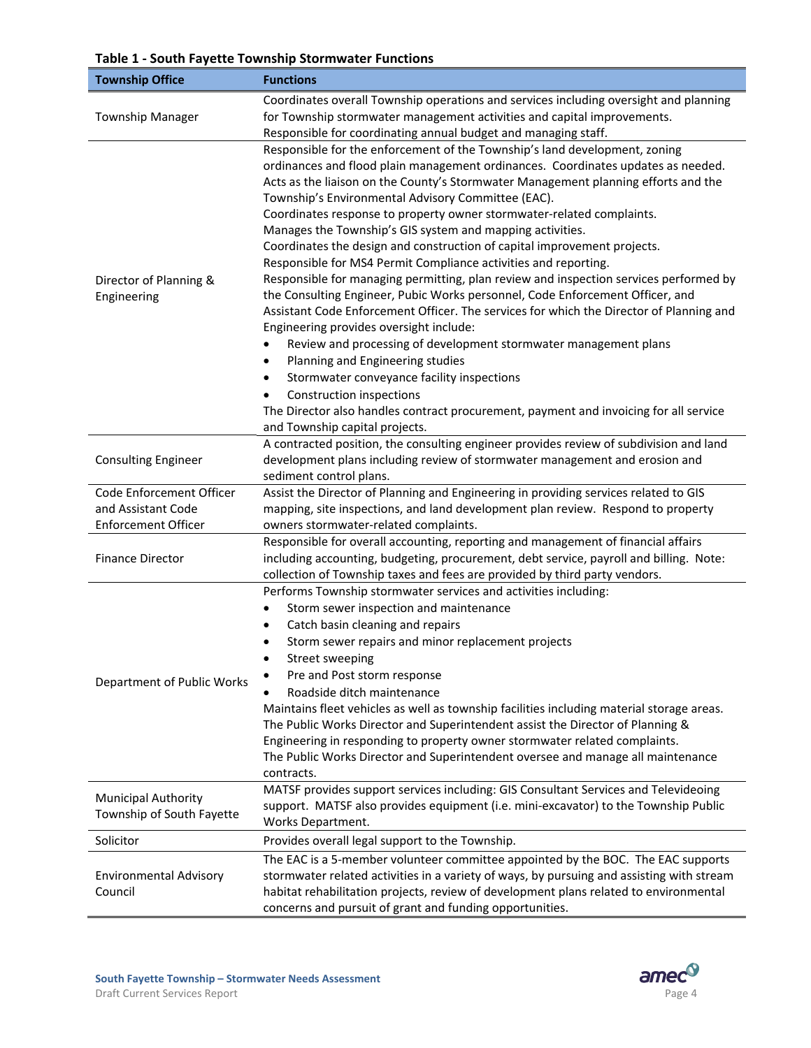**Table 1 - South Fayette Township Stormwater Functions**

| Township Office | Functions |
|---|---|
| Township Manager | Coordinates overall Township operations and services including oversight and planning for Township stormwater management activities and capital improvements.<br>Responsible for coordinating annual budget and managing staff. |
| Director of Planning & Engineering | Responsible for the enforcement of the Township's land development, zoning ordinances and flood plain management ordinances. Coordinates updates as needed.<br>Acts as the liaison on the County's Stormwater Management planning efforts and the Township's Environmental Advisory Committee (EAC).<br>Coordinates response to property owner stormwater-related complaints.<br>Manages the Township's GIS system and mapping activities.<br>Coordinates the design and construction of capital improvement projects.<br>Responsible for MS4 Permit Compliance activities and reporting.<br>Responsible for managing permitting, plan review and inspection services performed by the Consulting Engineer, Pubic Works personnel, Code Enforcement Officer, and Assistant Code Enforcement Officer. The services for which the Director of Planning and Engineering provides oversight include:<br>• Review and processing of development stormwater management plans<br>• Planning and Engineering studies<br>• Stormwater conveyance facility inspections<br>• Construction inspections<br>The Director also handles contract procurement, payment and invoicing for all service and Township capital projects. |
| Consulting Engineer | A contracted position, the consulting engineer provides review of subdivision and land development plans including review of stormwater management and erosion and sediment control plans. |
| Code Enforcement Officer and Assistant Code Enforcement Officer | Assist the Director of Planning and Engineering in providing services related to GIS mapping, site inspections, and land development plan review. Respond to property owners stormwater-related complaints. |
| Finance Director | Responsible for overall accounting, reporting and management of financial affairs including accounting, budgeting, procurement, debt service, payroll and billing. Note: collection of Township taxes and fees are provided by third party vendors. |
| Department of Public Works | Performs Township stormwater services and activities including:<br>• Storm sewer inspection and maintenance<br>• Catch basin cleaning and repairs<br>• Storm sewer repairs and minor replacement projects<br>• Street sweeping<br>• Pre and Post storm response<br>• Roadside ditch maintenance<br>Maintains fleet vehicles as well as township facilities including material storage areas.<br>The Public Works Director and Superintendent assist the Director of Planning & Engineering in responding to property owner stormwater related complaints.<br>The Public Works Director and Superintendent oversee and manage all maintenance contracts. |
| Municipal Authority Township of South Fayette | MATSF provides support services including: GIS Consultant Services and Televideoing support. MATSF also provides equipment (i.e. mini-excavator) to the Township Public Works Department. |
| Solicitor | Provides overall legal support to the Township. |
| Environmental Advisory Council | The EAC is a 5-member volunteer committee appointed by the BOC. The EAC supports stormwater related activities in a variety of ways, by pursuing and assisting with stream habitat rehabilitation projects, review of development plans related to environmental concerns and pursuit of grant and funding opportunities. |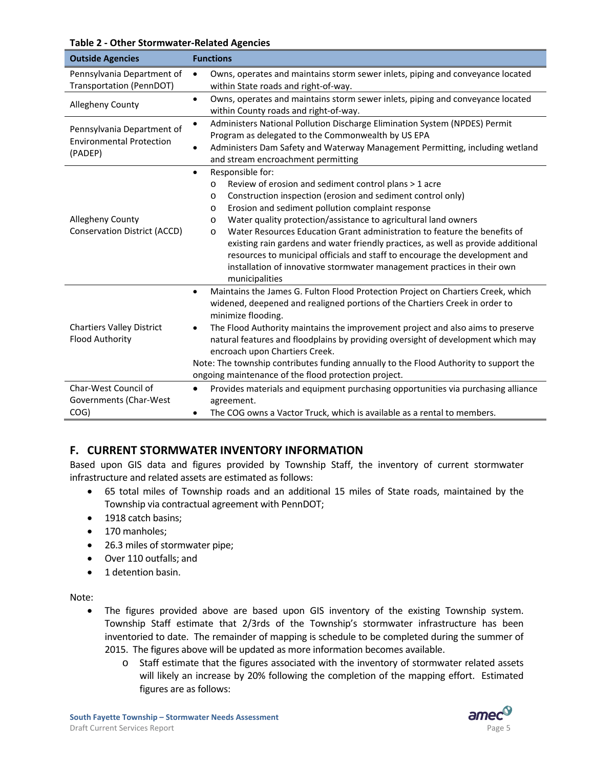**Table 2 - Other Stormwater-Related Agencies**

| Outside Agencies | Functions |
|---|---|
| Pennsylvania Department of Transportation (PennDOT) | • Owns, operates and maintains storm sewer inlets, piping and conveyance located within State roads and right-of-way. |
| Allegheny County | • Owns, operates and maintains storm sewer inlets, piping and conveyance located within County roads and right-of-way. |
| Pennsylvania Department of Environmental Protection (PADEP) | • Administers National Pollution Discharge Elimination System (NPDES) Permit Program as delegated to the Commonwealth by US EPA<br>• Administers Dam Safety and Waterway Management Permitting, including wetland and stream encroachment permitting |
| Allegheny County Conservation District (ACCD) | • Responsible for:<br>o Review of erosion and sediment control plans > 1 acre<br>o Construction inspection (erosion and sediment control only)<br>o Erosion and sediment pollution complaint response<br>o Water quality protection/assistance to agricultural land owners<br>o Water Resources Education Grant administration to feature the benefits of existing rain gardens and water friendly practices, as well as provide additional resources to municipal officials and staff to encourage the development and installation of innovative stormwater management practices in their own municipalities |
| Chartiers Valley District Flood Authority | • Maintains the James G. Fulton Flood Protection Project on Chartiers Creek, which widened, deepened and realigned portions of the Chartiers Creek in order to minimize flooding.<br>• The Flood Authority maintains the improvement project and also aims to preserve natural features and floodplains by providing oversight of development which may encroach upon Chartiers Creek.<br>Note: The township contributes funding annually to the Flood Authority to support the ongoing maintenance of the flood protection project. |
| Char-West Council of Governments (Char-West COG) | • Provides materials and equipment purchasing opportunities via purchasing alliance agreement.<br>• The COG owns a Vactor Truck, which is available as a rental to members. |

## F. CURRENT STORMWATER INVENTORY INFORMATION

Based upon GIS data and figures provided by Township Staff, the inventory of current stormwater infrastructure and related assets are estimated as follows:

- 65 total miles of Township roads and an additional 15 miles of State roads, maintained by the Township via contractual agreement with PennDOT;
- 1918 catch basins;
- 170 manholes;
- 26.3 miles of stormwater pipe;
- Over 110 outfalls; and
- 1 detention basin.

Note:

- The figures provided above are based upon GIS inventory of the existing Township system. Township Staff estimate that 2/3rds of the Township's stormwater infrastructure has been inventoried to date. The remainder of mapping is schedule to be completed during the summer of 2015. The figures above will be updated as more information becomes available.
  - Staff estimate that the figures associated with the inventory of stormwater related assets will likely an increase by 20% following the completion of the mapping effort. Estimated figures are as follows: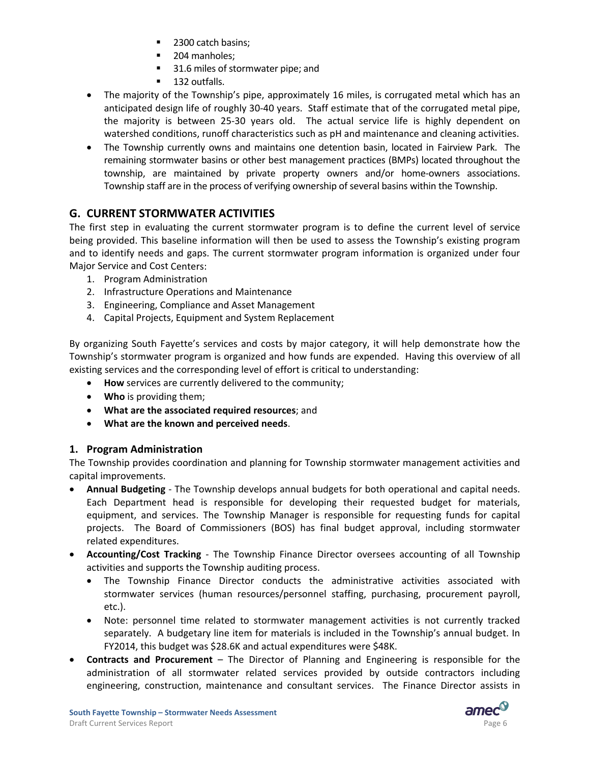- 2300 catch basins;
    - 204 manholes;
    - 31.6 miles of stormwater pipe; and
    - 132 outfalls.
- The majority of the Township's pipe, approximately 16 miles, is corrugated metal which has an anticipated design life of roughly 30-40 years. Staff estimate that of the corrugated metal pipe, the majority is between 25-30 years old. The actual service life is highly dependent on watershed conditions, runoff characteristics such as pH and maintenance and cleaning activities.
- The Township currently owns and maintains one detention basin, located in Fairview Park. The remaining stormwater basins or other best management practices (BMPs) located throughout the township, are maintained by private property owners and/or home-owners associations. Township staff are in the process of verifying ownership of several basins within the Township.

## G. CURRENT STORMWATER ACTIVITIES

The first step in evaluating the current stormwater program is to define the current level of service being provided. This baseline information will then be used to assess the Township's existing program and to identify needs and gaps. The current stormwater program information is organized under four Major Service and Cost Centers:

1. Program Administration
2. Infrastructure Operations and Maintenance
3. Engineering, Compliance and Asset Management
4. Capital Projects, Equipment and System Replacement

By organizing South Fayette's services and costs by major category, it will help demonstrate how the Township's stormwater program is organized and how funds are expended. Having this overview of all existing services and the corresponding level of effort is critical to understanding:

- **How** services are currently delivered to the community;
- **Who** is providing them;
- **What are the associated required resources**; and
- **What are the known and perceived needs**.

### 1. Program Administration

The Township provides coordination and planning for Township stormwater management activities and capital improvements.

- **Annual Budgeting** - The Township develops annual budgets for both operational and capital needs. Each Department head is responsible for developing their requested budget for materials, equipment, and services. The Township Manager is responsible for requesting funds for capital projects. The Board of Commissioners (BOS) has final budget approval, including stormwater related expenditures.
- **Accounting/Cost Tracking** - The Township Finance Director oversees accounting of all Township activities and supports the Township auditing process.
    - The Township Finance Director conducts the administrative activities associated with stormwater services (human resources/personnel staffing, purchasing, procurement payroll, etc.).
    - Note: personnel time related to stormwater management activities is not currently tracked separately. A budgetary line item for materials is included in the Township's annual budget. In FY2014, this budget was \$28.6K and actual expenditures were \$48K.
- **Contracts and Procurement** – The Director of Planning and Engineering is responsible for the administration of all stormwater related services provided by outside contractors including engineering, construction, maintenance and consultant services. The Finance Director assists in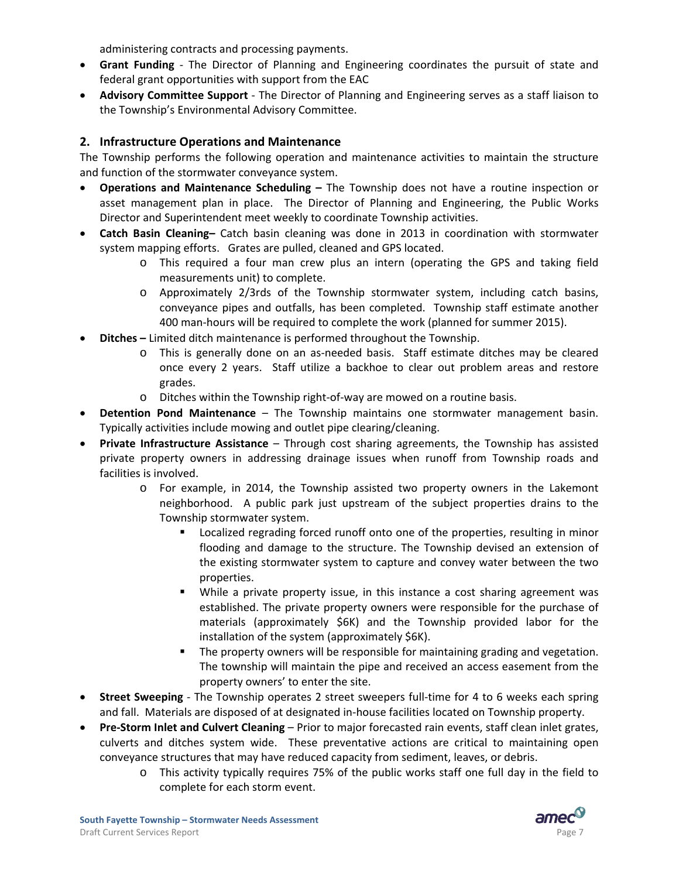administering contracts and processing payments.

- **Grant Funding** - The Director of Planning and Engineering coordinates the pursuit of state and federal grant opportunities with support from the EAC
- **Advisory Committee Support** - The Director of Planning and Engineering serves as a staff liaison to the Township's Environmental Advisory Committee.

## 2. Infrastructure Operations and Maintenance

The Township performs the following operation and maintenance activities to maintain the structure and function of the stormwater conveyance system.

- **Operations and Maintenance Scheduling –** The Township does not have a routine inspection or asset management plan in place. The Director of Planning and Engineering, the Public Works Director and Superintendent meet weekly to coordinate Township activities.
- **Catch Basin Cleaning–** Catch basin cleaning was done in 2013 in coordination with stormwater system mapping efforts. Grates are pulled, cleaned and GPS located.
  - This required a four man crew plus an intern (operating the GPS and taking field measurements unit) to complete.
  - Approximately 2/3rds of the Township stormwater system, including catch basins, conveyance pipes and outfalls, has been completed. Township staff estimate another 400 man-hours will be required to complete the work (planned for summer 2015).
- **Ditches –** Limited ditch maintenance is performed throughout the Township.
  - This is generally done on an as-needed basis. Staff estimate ditches may be cleared once every 2 years. Staff utilize a backhoe to clear out problem areas and restore grades.
  - Ditches within the Township right-of-way are mowed on a routine basis.
- **Detention Pond Maintenance** – The Township maintains one stormwater management basin. Typically activities include mowing and outlet pipe clearing/cleaning.
- **Private Infrastructure Assistance** – Through cost sharing agreements, the Township has assisted private property owners in addressing drainage issues when runoff from Township roads and facilities is involved.
  - For example, in 2014, the Township assisted two property owners in the Lakemont neighborhood. A public park just upstream of the subject properties drains to the Township stormwater system.
    - Localized regrading forced runoff onto one of the properties, resulting in minor flooding and damage to the structure. The Township devised an extension of the existing stormwater system to capture and convey water between the two properties.
    - While a private property issue, in this instance a cost sharing agreement was established. The private property owners were responsible for the purchase of materials (approximately $6K) and the Township provided labor for the installation of the system (approximately $6K).
    - The property owners will be responsible for maintaining grading and vegetation. The township will maintain the pipe and received an access easement from the property owners' to enter the site.
- **Street Sweeping** - The Township operates 2 street sweepers full-time for 4 to 6 weeks each spring and fall. Materials are disposed of at designated in-house facilities located on Township property.
- **Pre-Storm Inlet and Culvert Cleaning** – Prior to major forecasted rain events, staff clean inlet grates, culverts and ditches system wide. These preventative actions are critical to maintaining open conveyance structures that may have reduced capacity from sediment, leaves, or debris.
  - This activity typically requires 75% of the public works staff one full day in the field to complete for each storm event.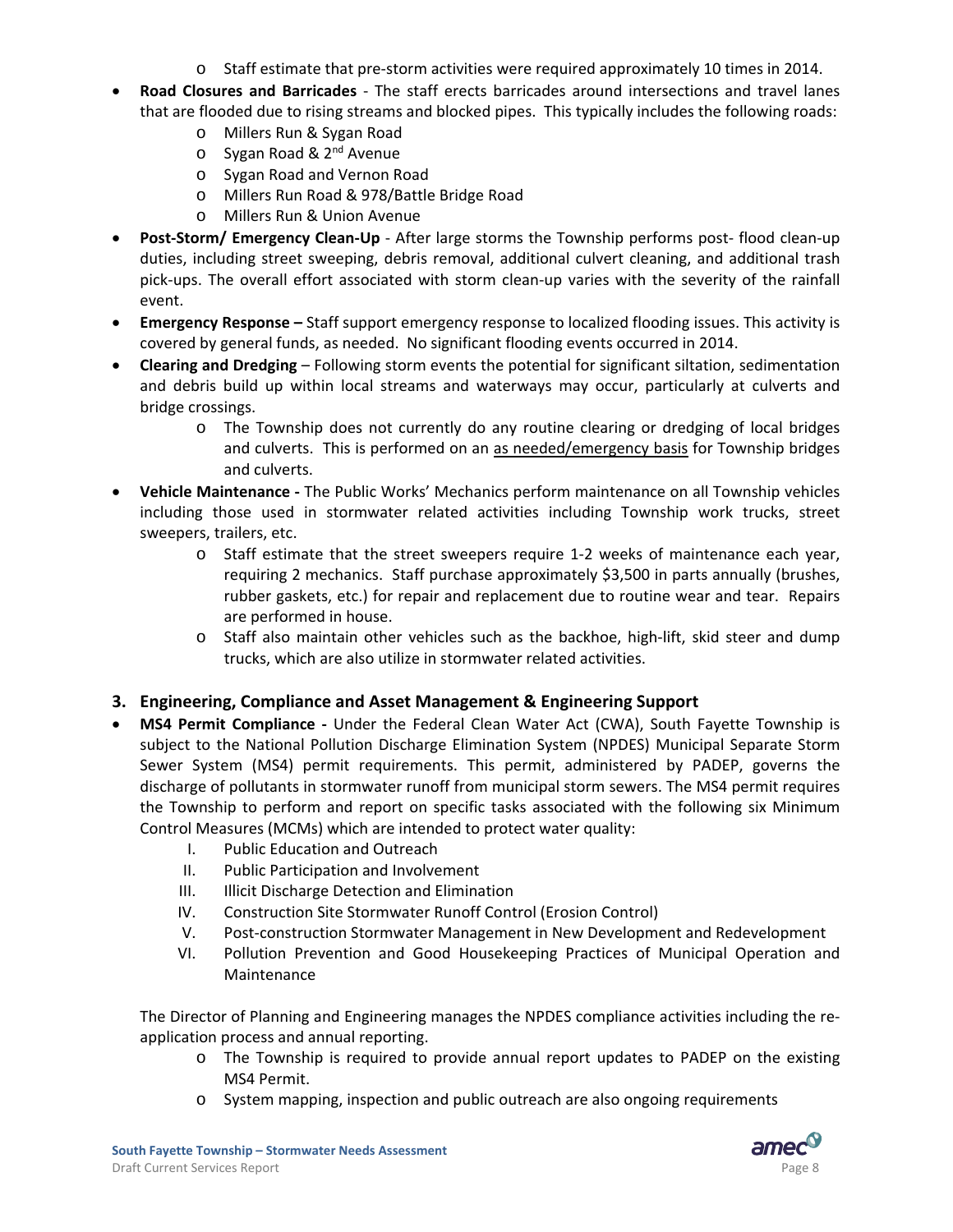- Staff estimate that pre-storm activities were required approximately 10 times in 2014.
- **Road Closures and Barricades** - The staff erects barricades around intersections and travel lanes that are flooded due to rising streams and blocked pipes. This typically includes the following roads:
  - Millers Run & Sygan Road
  - Sygan Road & 2nd Avenue
  - Sygan Road and Vernon Road
  - Millers Run Road & 978/Battle Bridge Road
  - Millers Run & Union Avenue
- **Post-Storm/ Emergency Clean-Up** - After large storms the Township performs post- flood clean-up duties, including street sweeping, debris removal, additional culvert cleaning, and additional trash pick-ups. The overall effort associated with storm clean-up varies with the severity of the rainfall event.
- **Emergency Response –** Staff support emergency response to localized flooding issues. This activity is covered by general funds, as needed. No significant flooding events occurred in 2014.
- **Clearing and Dredging** – Following storm events the potential for significant siltation, sedimentation and debris build up within local streams and waterways may occur, particularly at culverts and bridge crossings.
  - The Township does not currently do any routine clearing or dredging of local bridges and culverts. This is performed on an <u>as needed/emergency basis</u> for Township bridges and culverts.
- **Vehicle Maintenance -** The Public Works' Mechanics perform maintenance on all Township vehicles including those used in stormwater related activities including Township work trucks, street sweepers, trailers, etc.
  - Staff estimate that the street sweepers require 1-2 weeks of maintenance each year, requiring 2 mechanics. Staff purchase approximately $3,500 in parts annually (brushes, rubber gaskets, etc.) for repair and replacement due to routine wear and tear. Repairs are performed in house.
  - Staff also maintain other vehicles such as the backhoe, high-lift, skid steer and dump trucks, which are also utilize in stormwater related activities.

### 3. Engineering, Compliance and Asset Management & Engineering Support

- **MS4 Permit Compliance -** Under the Federal Clean Water Act (CWA), South Fayette Township is subject to the National Pollution Discharge Elimination System (NPDES) Municipal Separate Storm Sewer System (MS4) permit requirements. This permit, administered by PADEP, governs the discharge of pollutants in stormwater runoff from municipal storm sewers. The MS4 permit requires the Township to perform and report on specific tasks associated with the following six Minimum Control Measures (MCMs) which are intended to protect water quality:
  - I. Public Education and Outreach
  - II. Public Participation and Involvement
  - III. Illicit Discharge Detection and Elimination
  - IV. Construction Site Stormwater Runoff Control (Erosion Control)
  - V. Post-construction Stormwater Management in New Development and Redevelopment
  - VI. Pollution Prevention and Good Housekeeping Practices of Municipal Operation and Maintenance

  The Director of Planning and Engineering manages the NPDES compliance activities including the re-application process and annual reporting.
  - The Township is required to provide annual report updates to PADEP on the existing MS4 Permit.
  - System mapping, inspection and public outreach are also ongoing requirements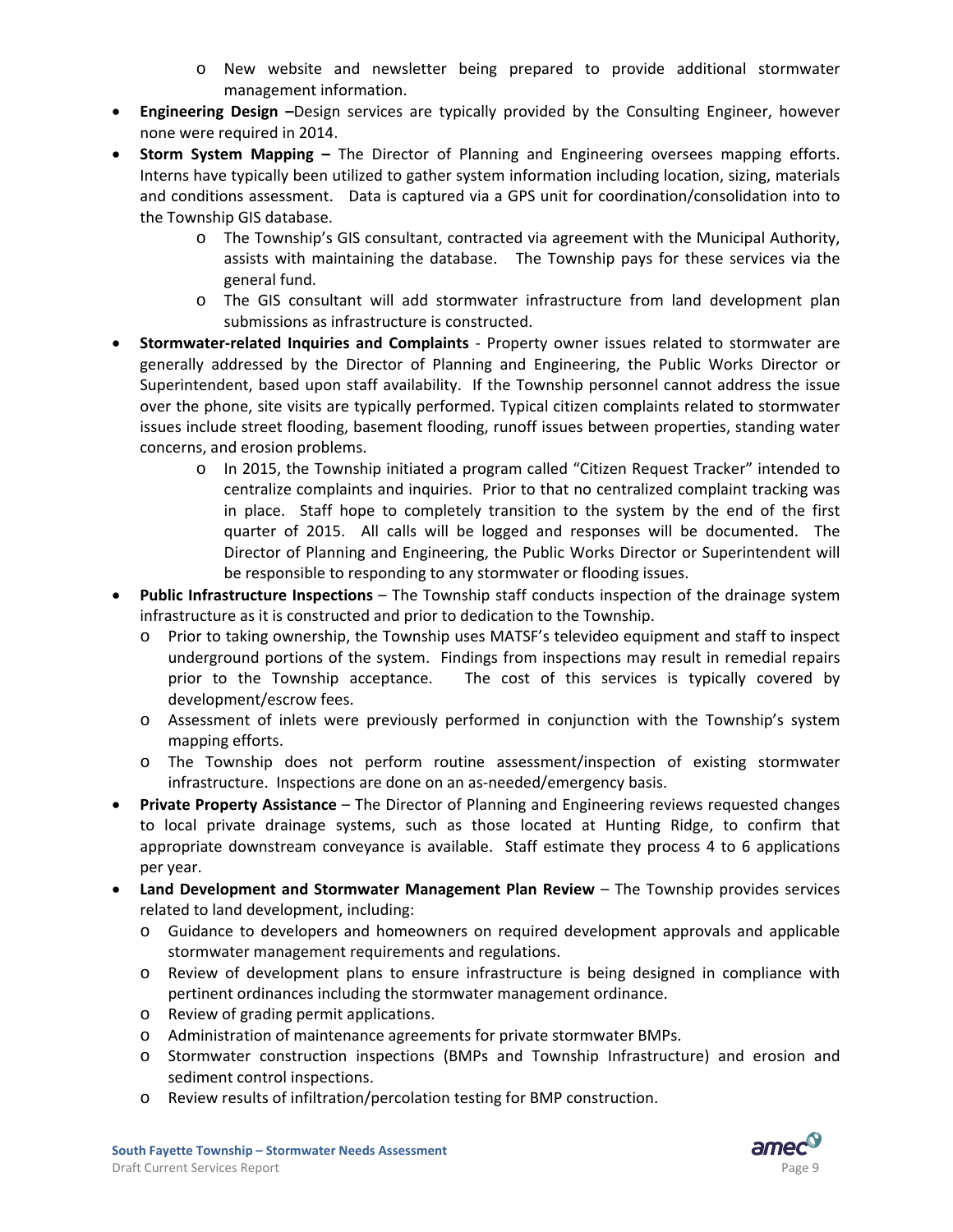- New website and newsletter being prepared to provide additional stormwater management information.

- **Engineering Design –**Design services are typically provided by the Consulting Engineer, however none were required in 2014.
- **Storm System Mapping –** The Director of Planning and Engineering oversees mapping efforts. Interns have typically been utilized to gather system information including location, sizing, materials and conditions assessment. Data is captured via a GPS unit for coordination/consolidation into to the Township GIS database.
    - The Township's GIS consultant, contracted via agreement with the Municipal Authority, assists with maintaining the database. The Township pays for these services via the general fund.
    - The GIS consultant will add stormwater infrastructure from land development plan submissions as infrastructure is constructed.
- **Stormwater-related Inquiries and Complaints** - Property owner issues related to stormwater are generally addressed by the Director of Planning and Engineering, the Public Works Director or Superintendent, based upon staff availability. If the Township personnel cannot address the issue over the phone, site visits are typically performed. Typical citizen complaints related to stormwater issues include street flooding, basement flooding, runoff issues between properties, standing water concerns, and erosion problems.
    - In 2015, the Township initiated a program called "Citizen Request Tracker" intended to centralize complaints and inquiries. Prior to that no centralized complaint tracking was in place. Staff hope to completely transition to the system by the end of the first quarter of 2015. All calls will be logged and responses will be documented. The Director of Planning and Engineering, the Public Works Director or Superintendent will be responsible to responding to any stormwater or flooding issues.
- **Public Infrastructure Inspections** – The Township staff conducts inspection of the drainage system infrastructure as it is constructed and prior to dedication to the Township.
    - Prior to taking ownership, the Township uses MATSF's televideo equipment and staff to inspect underground portions of the system. Findings from inspections may result in remedial repairs prior to the Township acceptance. The cost of this services is typically covered by development/escrow fees.
    - Assessment of inlets were previously performed in conjunction with the Township's system mapping efforts.
    - The Township does not perform routine assessment/inspection of existing stormwater infrastructure. Inspections are done on an as-needed/emergency basis.
- **Private Property Assistance** – The Director of Planning and Engineering reviews requested changes to local private drainage systems, such as those located at Hunting Ridge, to confirm that appropriate downstream conveyance is available. Staff estimate they process 4 to 6 applications per year.
- **Land Development and Stormwater Management Plan Review** – The Township provides services related to land development, including:
    - Guidance to developers and homeowners on required development approvals and applicable stormwater management requirements and regulations.
    - Review of development plans to ensure infrastructure is being designed in compliance with pertinent ordinances including the stormwater management ordinance.
    - Review of grading permit applications.
    - Administration of maintenance agreements for private stormwater BMPs.
    - Stormwater construction inspections (BMPs and Township Infrastructure) and erosion and sediment control inspections.
    - Review results of infiltration/percolation testing for BMP construction.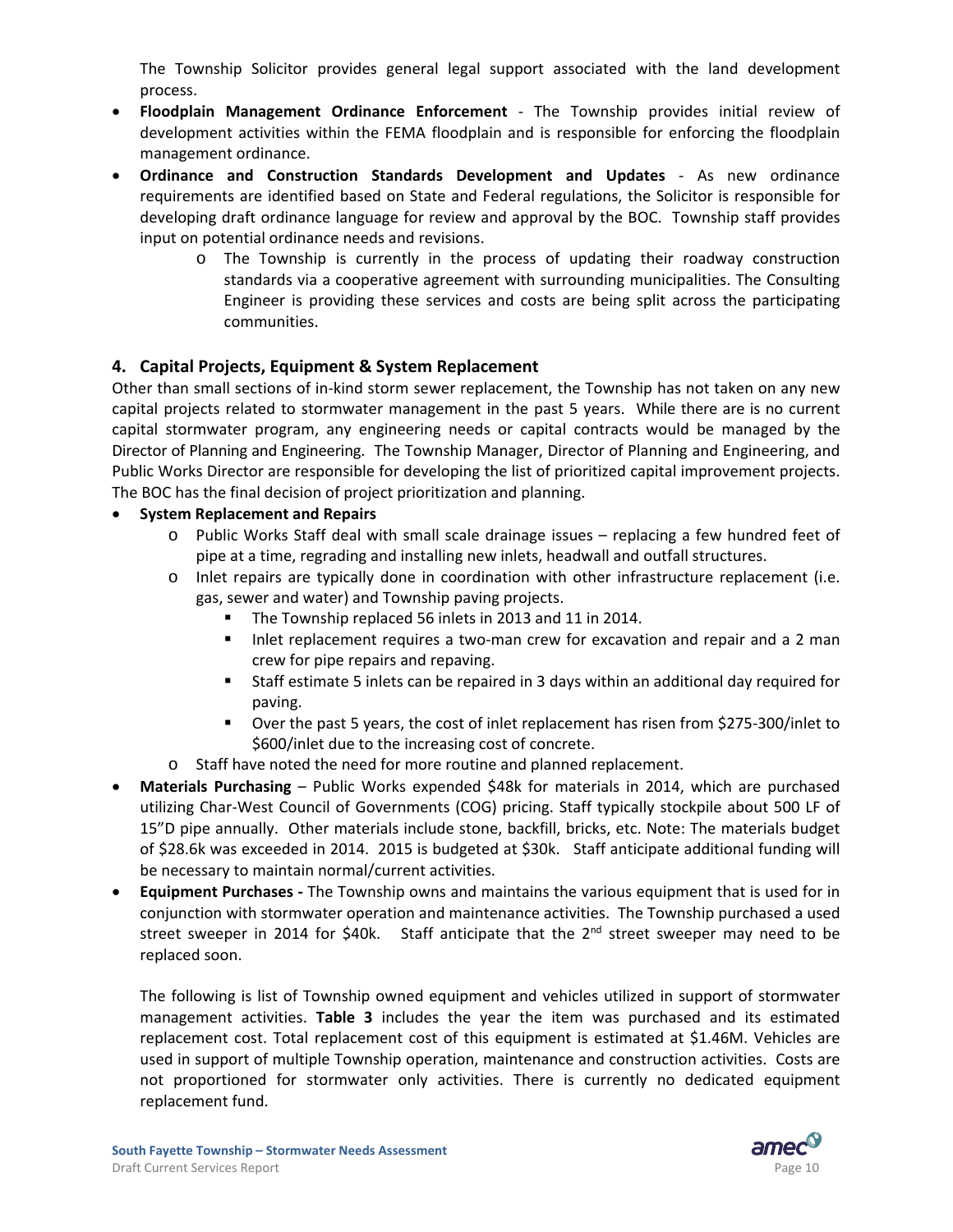The Township Solicitor provides general legal support associated with the land development process.

- **Floodplain Management Ordinance Enforcement** - The Township provides initial review of development activities within the FEMA floodplain and is responsible for enforcing the floodplain management ordinance.
- **Ordinance and Construction Standards Development and Updates** - As new ordinance requirements are identified based on State and Federal regulations, the Solicitor is responsible for developing draft ordinance language for review and approval by the BOC. Township staff provides input on potential ordinance needs and revisions.
    - The Township is currently in the process of updating their roadway construction standards via a cooperative agreement with surrounding municipalities. The Consulting Engineer is providing these services and costs are being split across the participating communities.

## 4. Capital Projects, Equipment & System Replacement

Other than small sections of in-kind storm sewer replacement, the Township has not taken on any new capital projects related to stormwater management in the past 5 years. While there are is no current capital stormwater program, any engineering needs or capital contracts would be managed by the Director of Planning and Engineering. The Township Manager, Director of Planning and Engineering, and Public Works Director are responsible for developing the list of prioritized capital improvement projects. The BOC has the final decision of project prioritization and planning.

- **System Replacement and Repairs**
    - Public Works Staff deal with small scale drainage issues – replacing a few hundred feet of pipe at a time, regrading and installing new inlets, headwall and outfall structures.
    - Inlet repairs are typically done in coordination with other infrastructure replacement (i.e. gas, sewer and water) and Township paving projects.
        - The Township replaced 56 inlets in 2013 and 11 in 2014.
        - Inlet replacement requires a two-man crew for excavation and repair and a 2 man crew for pipe repairs and repaving.
        - Staff estimate 5 inlets can be repaired in 3 days within an additional day required for paving.
        - Over the past 5 years, the cost of inlet replacement has risen from $275-300/inlet to $600/inlet due to the increasing cost of concrete.
    - Staff have noted the need for more routine and planned replacement.
- **Materials Purchasing** – Public Works expended $48k for materials in 2014, which are purchased utilizing Char-West Council of Governments (COG) pricing. Staff typically stockpile about 500 LF of 15”D pipe annually. Other materials include stone, backfill, bricks, etc. Note: The materials budget of $28.6k was exceeded in 2014. 2015 is budgeted at $30k. Staff anticipate additional funding will be necessary to maintain normal/current activities.
- **Equipment Purchases -** The Township owns and maintains the various equipment that is used for in conjunction with stormwater operation and maintenance activities. The Township purchased a used street sweeper in 2014 for $40k. Staff anticipate that the 2nd street sweeper may need to be replaced soon.

  The following is list of Township owned equipment and vehicles utilized in support of stormwater management activities. **Table 3** includes the year the item was purchased and its estimated replacement cost. Total replacement cost of this equipment is estimated at $1.46M. Vehicles are used in support of multiple Township operation, maintenance and construction activities. Costs are not proportioned for stormwater only activities. There is currently no dedicated equipment replacement fund.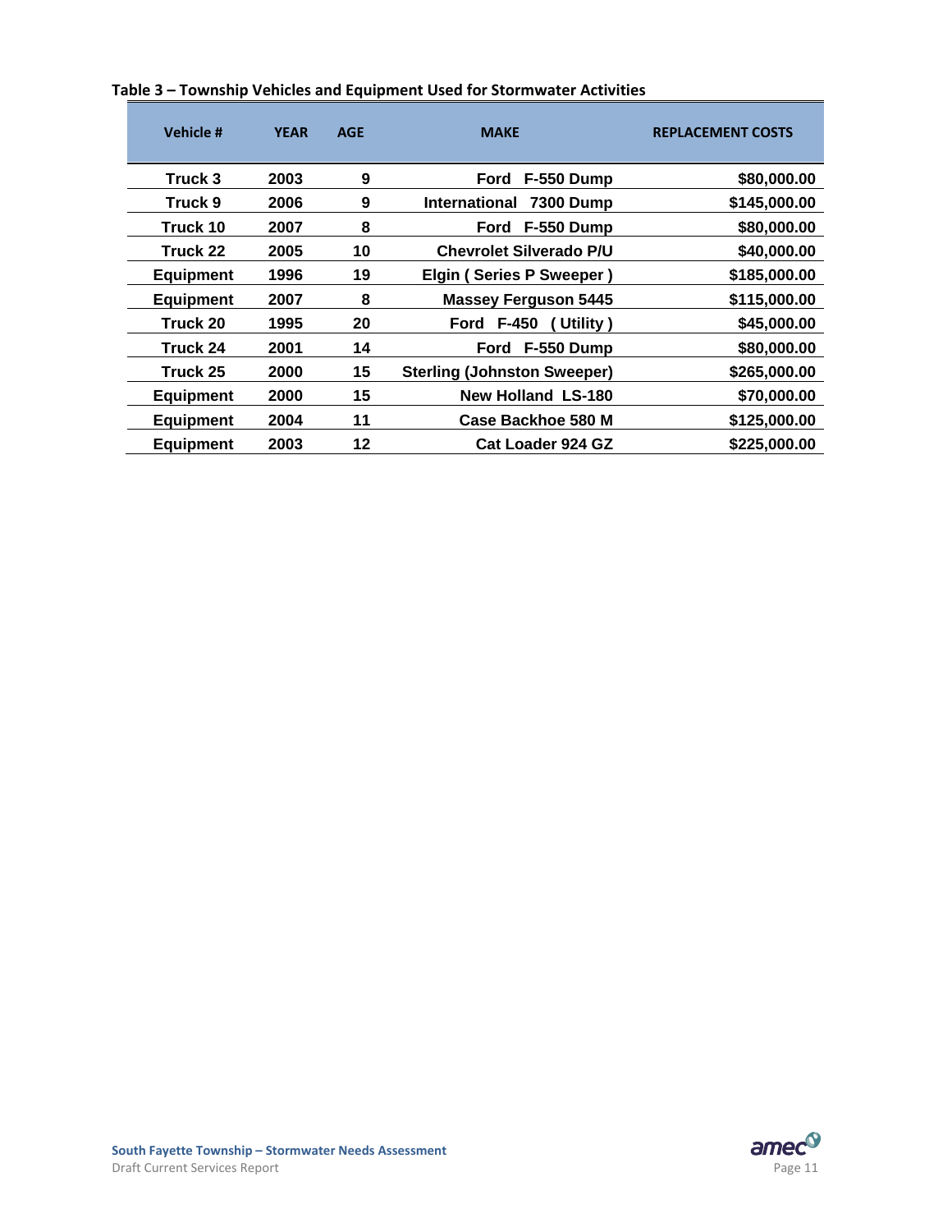**Table 3 – Township Vehicles and Equipment Used for Stormwater Activities**

| Vehicle # | YEAR | AGE | MAKE | REPLACEMENT COSTS |
|---|---|---|---|---|
| Truck 3 | 2003 | 9 | Ford F-550 Dump | $80,000.00 |
| Truck 9 | 2006 | 9 | International 7300 Dump | $145,000.00 |
| Truck 10 | 2007 | 8 | Ford F-550 Dump | $80,000.00 |
| Truck 22 | 2005 | 10 | Chevrolet Silverado P/U | $40,000.00 |
| Equipment | 1996 | 19 | Elgin ( Series P Sweeper ) | $185,000.00 |
| Equipment | 2007 | 8 | Massey Ferguson 5445 | $115,000.00 |
| Truck 20 | 1995 | 20 | Ford F-450 ( Utility ) | $45,000.00 |
| Truck 24 | 2001 | 14 | Ford F-550 Dump | $80,000.00 |
| Truck 25 | 2000 | 15 | Sterling (Johnston Sweeper) | $265,000.00 |
| Equipment | 2000 | 15 | New Holland LS-180 | $70,000.00 |
| Equipment | 2004 | 11 | Case Backhoe 580 M | $125,000.00 |
| Equipment | 2003 | 12 | Cat Loader 924 GZ | $225,000.00 |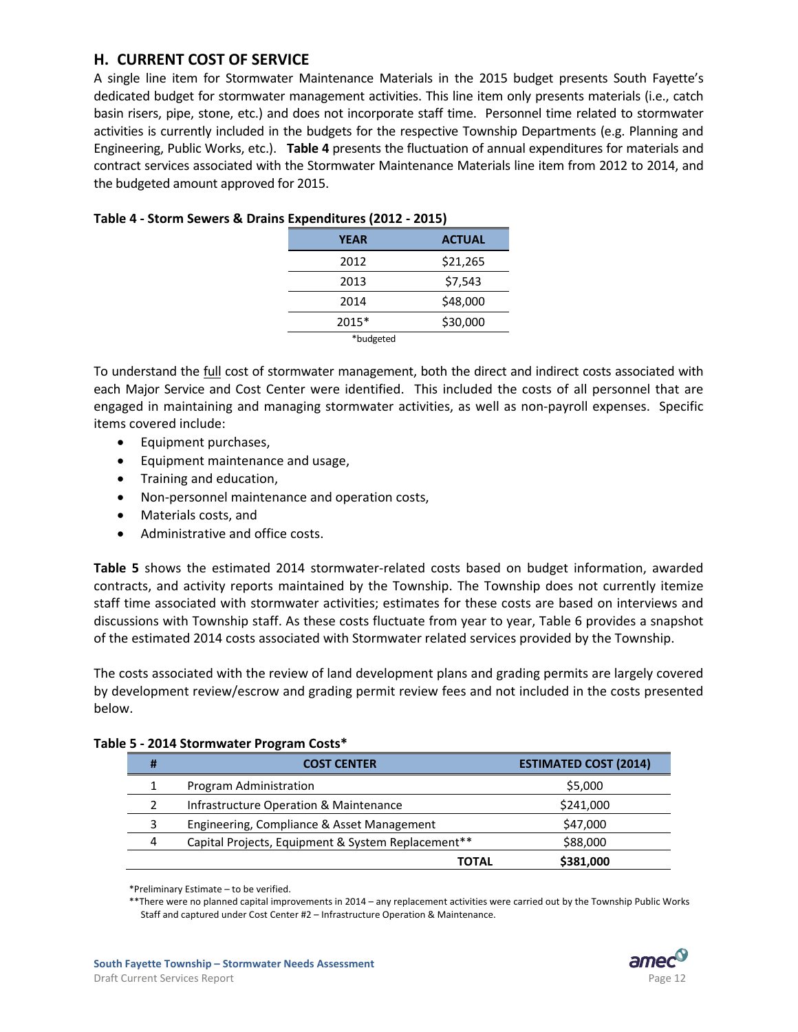## H. CURRENT COST OF SERVICE

A single line item for Stormwater Maintenance Materials in the 2015 budget presents South Fayette's dedicated budget for stormwater management activities. This line item only presents materials (i.e., catch basin risers, pipe, stone, etc.) and does not incorporate staff time. Personnel time related to stormwater activities is currently included in the budgets for the respective Township Departments (e.g. Planning and Engineering, Public Works, etc.). **Table 4** presents the fluctuation of annual expenditures for materials and contract services associated with the Stormwater Maintenance Materials line item from 2012 to 2014, and the budgeted amount approved for 2015.

**Table 4 - Storm Sewers & Drains Expenditures (2012 - 2015)**

| YEAR | ACTUAL |
|---|---|
| 2012 | $21,265 |
| 2013 | $7,543 |
| 2014 | $48,000 |
| 2015* | $30,000 |

*budgeted

To understand the full cost of stormwater management, both the direct and indirect costs associated with each Major Service and Cost Center were identified. This included the costs of all personnel that are engaged in maintaining and managing stormwater activities, as well as non-payroll expenses. Specific items covered include:

- Equipment purchases,
- Equipment maintenance and usage,
- Training and education,
- Non-personnel maintenance and operation costs,
- Materials costs, and
- Administrative and office costs.

**Table 5** shows the estimated 2014 stormwater-related costs based on budget information, awarded contracts, and activity reports maintained by the Township. The Township does not currently itemize staff time associated with stormwater activities; estimates for these costs are based on interviews and discussions with Township staff. As these costs fluctuate from year to year, Table 6 provides a snapshot of the estimated 2014 costs associated with Stormwater related services provided by the Township.

The costs associated with the review of land development plans and grading permits are largely covered by development review/escrow and grading permit review fees and not included in the costs presented below.

**Table 5 - 2014 Stormwater Program Costs***

| # | COST CENTER | ESTIMATED COST (2014) |
|---|---|---|
| 1 | Program Administration | $5,000 |
| 2 | Infrastructure Operation & Maintenance | $241,000 |
| 3 | Engineering, Compliance & Asset Management | $47,000 |
| 4 | Capital Projects, Equipment & System Replacement** | $88,000 |
| | **TOTAL** | **$381,000** |

*Preliminary Estimate – to be verified.

**There were no planned capital improvements in 2014 – any replacement activities were carried out by the Township Public Works Staff and captured under Cost Center #2 – Infrastructure Operation & Maintenance.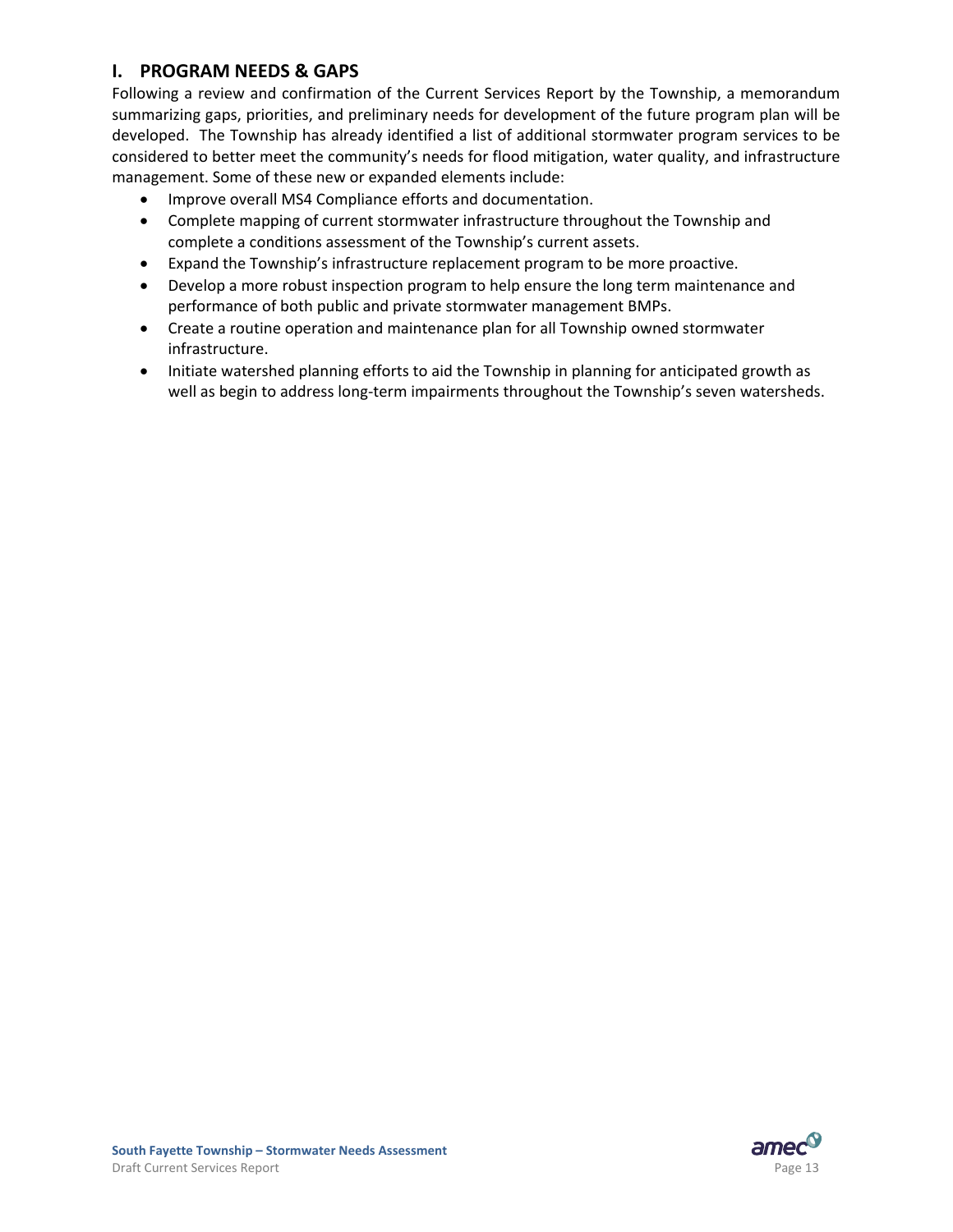## I. PROGRAM NEEDS & GAPS

Following a review and confirmation of the Current Services Report by the Township, a memorandum summarizing gaps, priorities, and preliminary needs for development of the future program plan will be developed. The Township has already identified a list of additional stormwater program services to be considered to better meet the community's needs for flood mitigation, water quality, and infrastructure management. Some of these new or expanded elements include:

- Improve overall MS4 Compliance efforts and documentation.
- Complete mapping of current stormwater infrastructure throughout the Township and complete a conditions assessment of the Township's current assets.
- Expand the Township's infrastructure replacement program to be more proactive.
- Develop a more robust inspection program to help ensure the long term maintenance and performance of both public and private stormwater management BMPs.
- Create a routine operation and maintenance plan for all Township owned stormwater infrastructure.
- Initiate watershed planning efforts to aid the Township in planning for anticipated growth as well as begin to address long-term impairments throughout the Township's seven watersheds.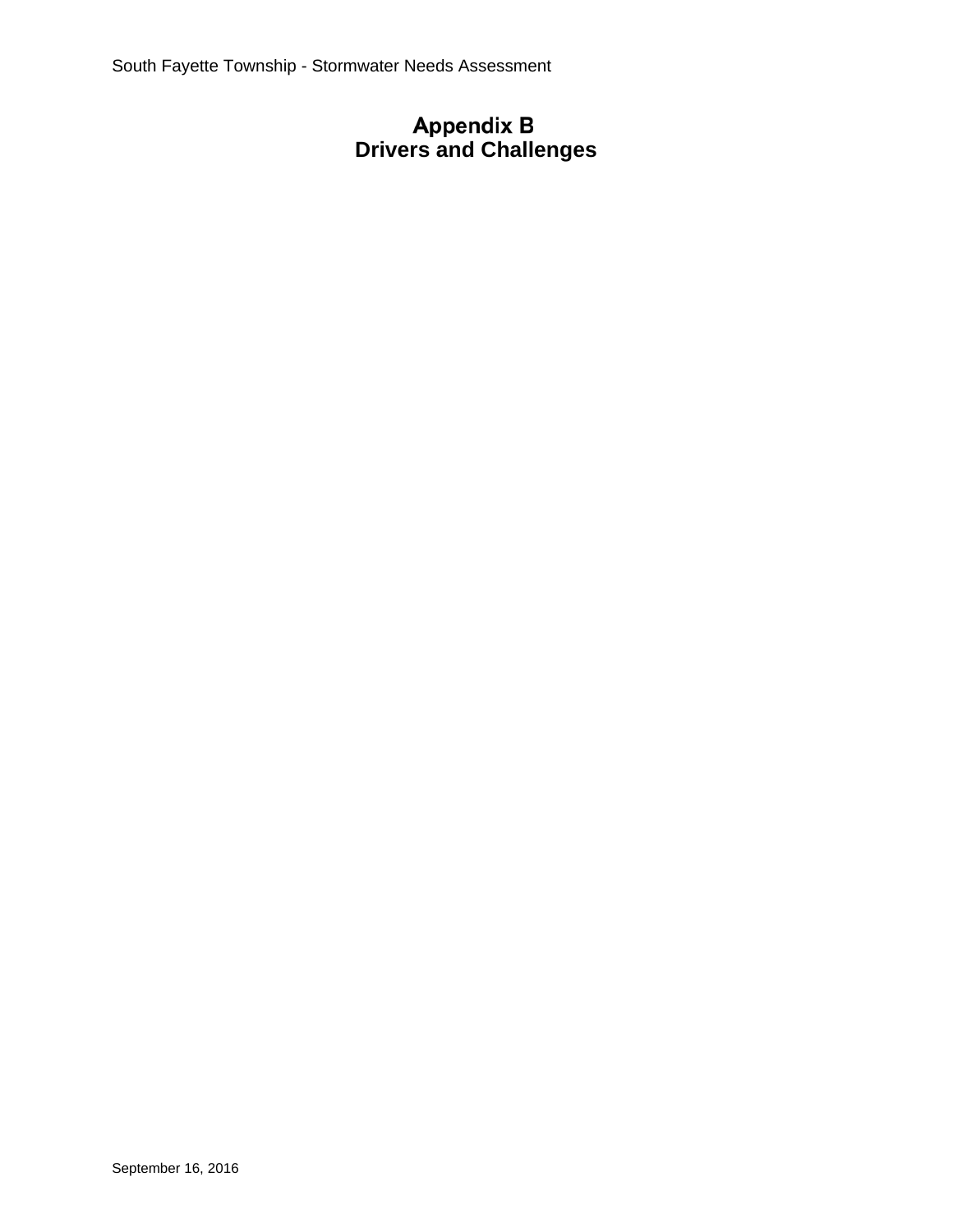# Appendix B
# Drivers and Challenges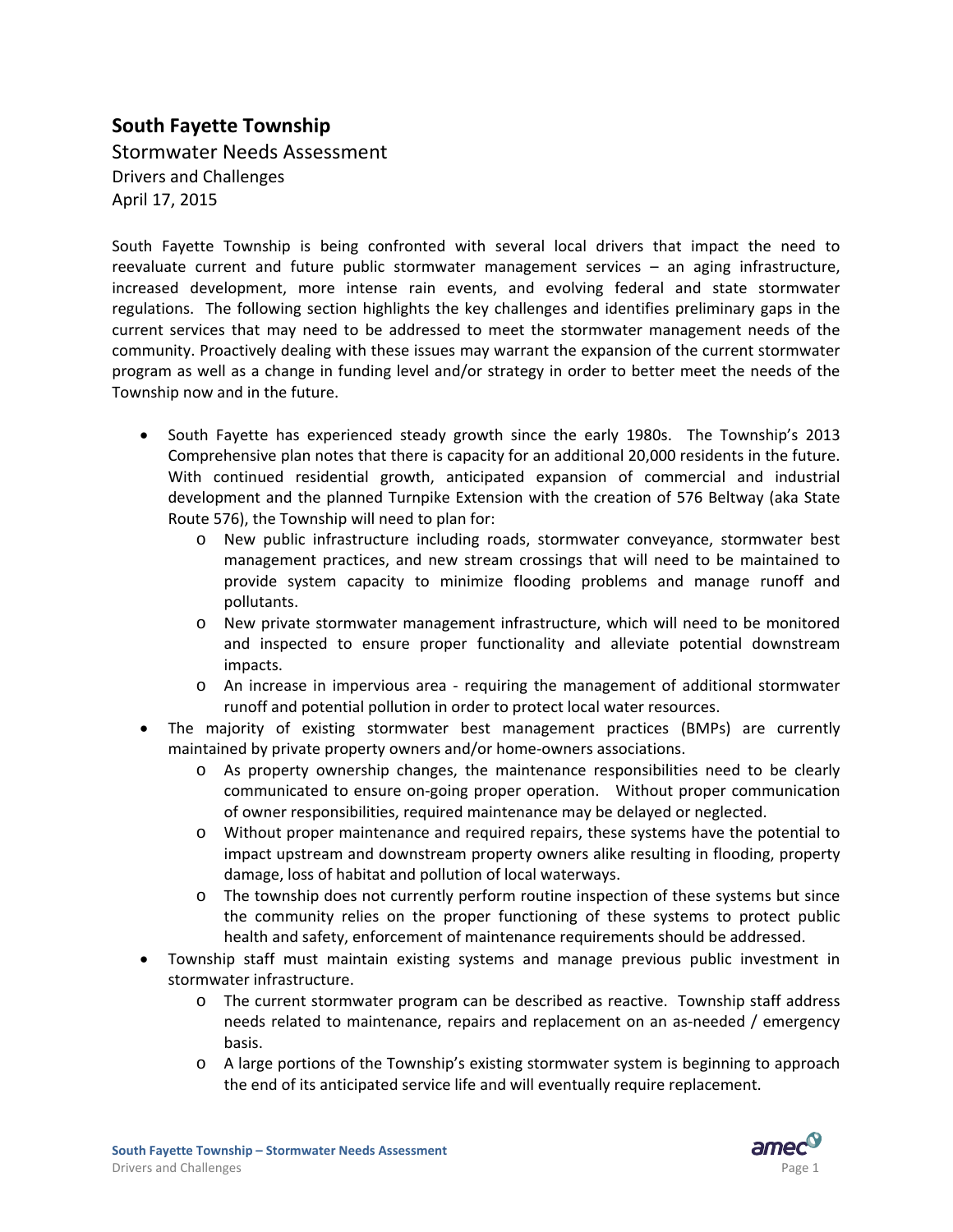# South Fayette Township

## Stormwater Needs Assessment

Drivers and Challenges

April 17, 2015

South Fayette Township is being confronted with several local drivers that impact the need to reevaluate current and future public stormwater management services – an aging infrastructure, increased development, more intense rain events, and evolving federal and state stormwater regulations. The following section highlights the key challenges and identifies preliminary gaps in the current services that may need to be addressed to meet the stormwater management needs of the community. Proactively dealing with these issues may warrant the expansion of the current stormwater program as well as a change in funding level and/or strategy in order to better meet the needs of the Township now and in the future.

- South Fayette has experienced steady growth since the early 1980s. The Township's 2013 Comprehensive plan notes that there is capacity for an additional 20,000 residents in the future. With continued residential growth, anticipated expansion of commercial and industrial development and the planned Turnpike Extension with the creation of 576 Beltway (aka State Route 576), the Township will need to plan for:
    - New public infrastructure including roads, stormwater conveyance, stormwater best management practices, and new stream crossings that will need to be maintained to provide system capacity to minimize flooding problems and manage runoff and pollutants.
    - New private stormwater management infrastructure, which will need to be monitored and inspected to ensure proper functionality and alleviate potential downstream impacts.
    - An increase in impervious area - requiring the management of additional stormwater runoff and potential pollution in order to protect local water resources.
- The majority of existing stormwater best management practices (BMPs) are currently maintained by private property owners and/or home-owners associations.
    - As property ownership changes, the maintenance responsibilities need to be clearly communicated to ensure on-going proper operation. Without proper communication of owner responsibilities, required maintenance may be delayed or neglected.
    - Without proper maintenance and required repairs, these systems have the potential to impact upstream and downstream property owners alike resulting in flooding, property damage, loss of habitat and pollution of local waterways.
    - The township does not currently perform routine inspection of these systems but since the community relies on the proper functioning of these systems to protect public health and safety, enforcement of maintenance requirements should be addressed.
- Township staff must maintain existing systems and manage previous public investment in stormwater infrastructure.
    - The current stormwater program can be described as reactive. Township staff address needs related to maintenance, repairs and replacement on an as-needed / emergency basis.
    - A large portions of the Township's existing stormwater system is beginning to approach the end of its anticipated service life and will eventually require replacement.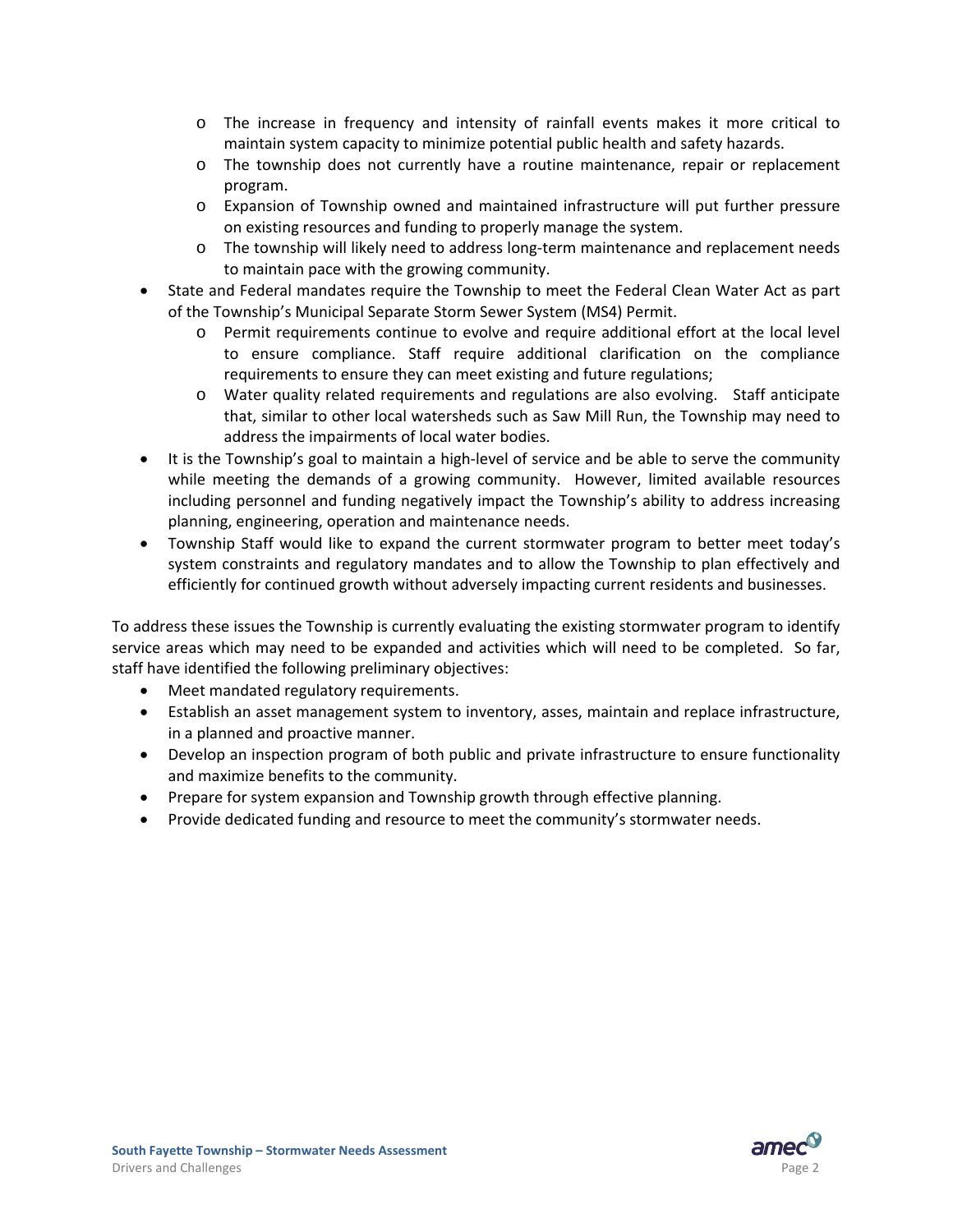- The increase in frequency and intensity of rainfall events makes it more critical to maintain system capacity to minimize potential public health and safety hazards.
    - The township does not currently have a routine maintenance, repair or replacement program.
    - Expansion of Township owned and maintained infrastructure will put further pressure on existing resources and funding to properly manage the system.
    - The township will likely need to address long-term maintenance and replacement needs to maintain pace with the growing community.
- State and Federal mandates require the Township to meet the Federal Clean Water Act as part of the Township's Municipal Separate Storm Sewer System (MS4) Permit.
    - Permit requirements continue to evolve and require additional effort at the local level to ensure compliance. Staff require additional clarification on the compliance requirements to ensure they can meet existing and future regulations;
    - Water quality related requirements and regulations are also evolving. Staff anticipate that, similar to other local watersheds such as Saw Mill Run, the Township may need to address the impairments of local water bodies.
- It is the Township's goal to maintain a high-level of service and be able to serve the community while meeting the demands of a growing community. However, limited available resources including personnel and funding negatively impact the Township's ability to address increasing planning, engineering, operation and maintenance needs.
- Township Staff would like to expand the current stormwater program to better meet today's system constraints and regulatory mandates and to allow the Township to plan effectively and efficiently for continued growth without adversely impacting current residents and businesses.

To address these issues the Township is currently evaluating the existing stormwater program to identify service areas which may need to be expanded and activities which will need to be completed. So far, staff have identified the following preliminary objectives:

- Meet mandated regulatory requirements.
- Establish an asset management system to inventory, asses, maintain and replace infrastructure, in a planned and proactive manner.
- Develop an inspection program of both public and private infrastructure to ensure functionality and maximize benefits to the community.
- Prepare for system expansion and Township growth through effective planning.
- Provide dedicated funding and resource to meet the community's stormwater needs.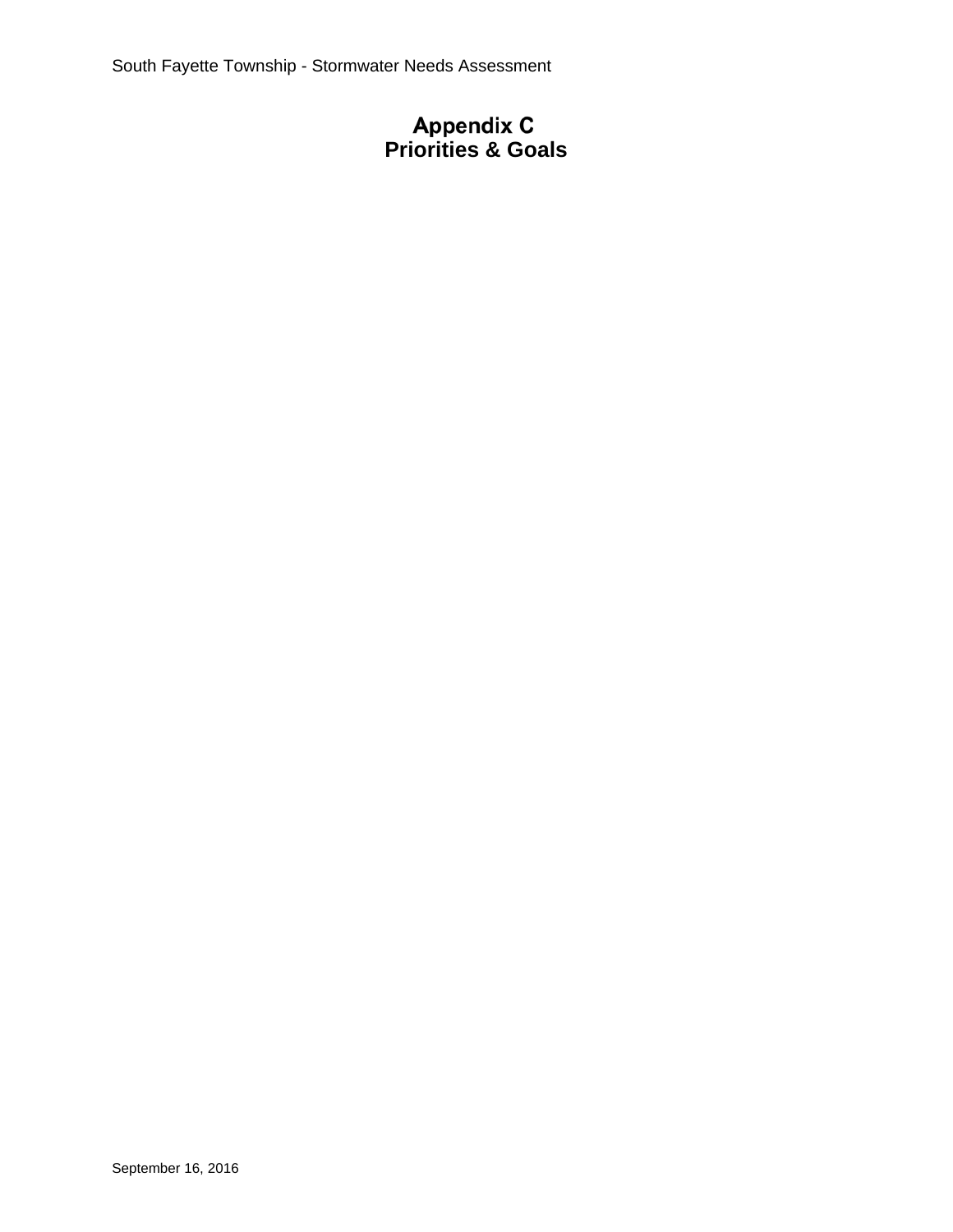# Appendix C
# Priorities & Goals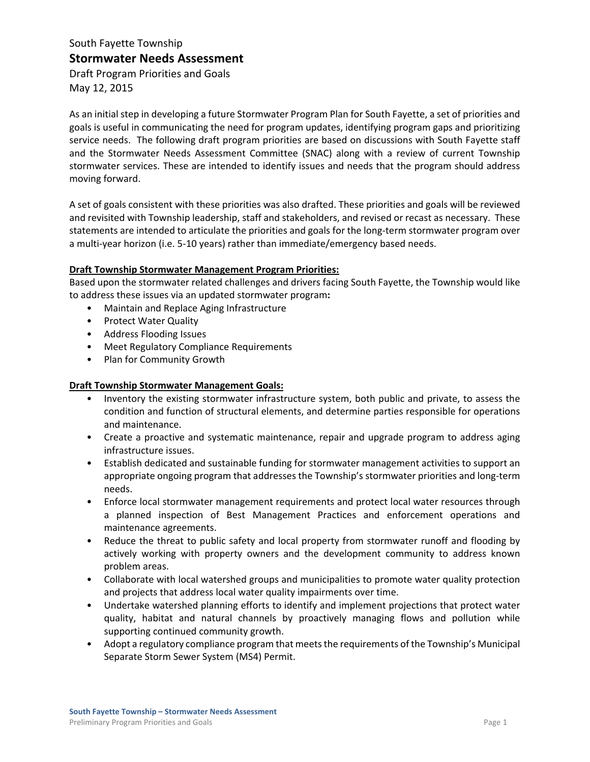South Fayette Township

# Stormwater Needs Assessment

Draft Program Priorities and Goals

May 12, 2015

As an initial step in developing a future Stormwater Program Plan for South Fayette, a set of priorities and goals is useful in communicating the need for program updates, identifying program gaps and prioritizing service needs. The following draft program priorities are based on discussions with South Fayette staff and the Stormwater Needs Assessment Committee (SNAC) along with a review of current Township stormwater services. These are intended to identify issues and needs that the program should address moving forward.

A set of goals consistent with these priorities was also drafted. These priorities and goals will be reviewed and revisited with Township leadership, staff and stakeholders, and revised or recast as necessary. These statements are intended to articulate the priorities and goals for the long-term stormwater program over a multi-year horizon (i.e. 5-10 years) rather than immediate/emergency based needs.

**Draft Township Stormwater Management Program Priorities:**

Based upon the stormwater related challenges and drivers facing South Fayette, the Township would like to address these issues via an updated stormwater program**:**

- Maintain and Replace Aging Infrastructure
- Protect Water Quality
- Address Flooding Issues
- Meet Regulatory Compliance Requirements
- Plan for Community Growth

**Draft Township Stormwater Management Goals:**

- Inventory the existing stormwater infrastructure system, both public and private, to assess the condition and function of structural elements, and determine parties responsible for operations and maintenance.
- Create a proactive and systematic maintenance, repair and upgrade program to address aging infrastructure issues.
- Establish dedicated and sustainable funding for stormwater management activities to support an appropriate ongoing program that addresses the Township's stormwater priorities and long-term needs.
- Enforce local stormwater management requirements and protect local water resources through a planned inspection of Best Management Practices and enforcement operations and maintenance agreements.
- Reduce the threat to public safety and local property from stormwater runoff and flooding by actively working with property owners and the development community to address known problem areas.
- Collaborate with local watershed groups and municipalities to promote water quality protection and projects that address local water quality impairments over time.
- Undertake watershed planning efforts to identify and implement projections that protect water quality, habitat and natural channels by proactively managing flows and pollution while supporting continued community growth.
- Adopt a regulatory compliance program that meets the requirements of the Township's Municipal Separate Storm Sewer System (MS4) Permit.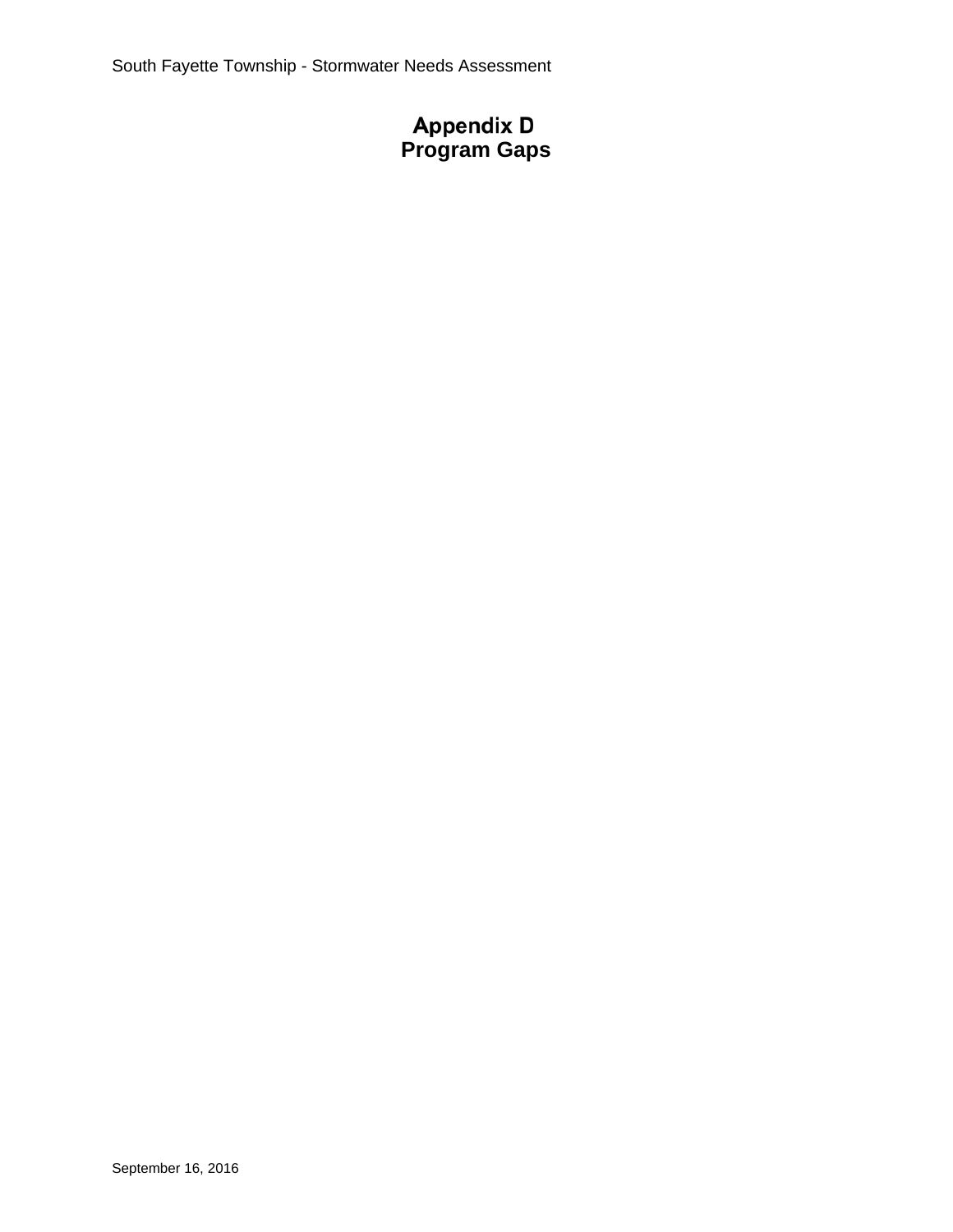# Appendix D
# Program Gaps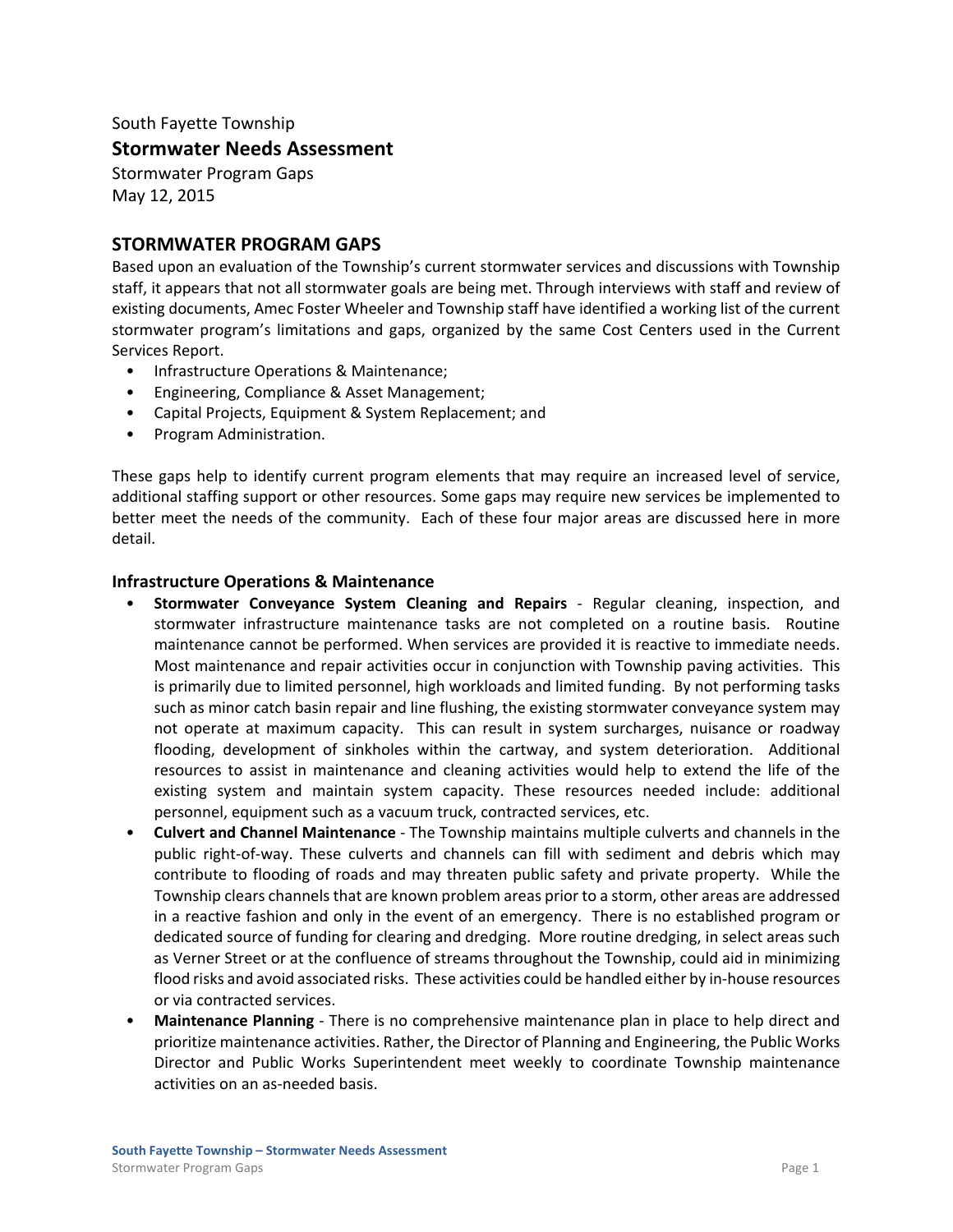South Fayette Township

## Stormwater Needs Assessment

Stormwater Program Gaps
May 12, 2015

## STORMWATER PROGRAM GAPS

Based upon an evaluation of the Township's current stormwater services and discussions with Township staff, it appears that not all stormwater goals are being met. Through interviews with staff and review of existing documents, Amec Foster Wheeler and Township staff have identified a working list of the current stormwater program's limitations and gaps, organized by the same Cost Centers used in the Current Services Report.

- Infrastructure Operations & Maintenance;
- Engineering, Compliance & Asset Management;
- Capital Projects, Equipment & System Replacement; and
- Program Administration.

These gaps help to identify current program elements that may require an increased level of service, additional staffing support or other resources. Some gaps may require new services be implemented to better meet the needs of the community. Each of these four major areas are discussed here in more detail.

### Infrastructure Operations & Maintenance

- **Stormwater Conveyance System Cleaning and Repairs** - Regular cleaning, inspection, and stormwater infrastructure maintenance tasks are not completed on a routine basis. Routine maintenance cannot be performed. When services are provided it is reactive to immediate needs. Most maintenance and repair activities occur in conjunction with Township paving activities. This is primarily due to limited personnel, high workloads and limited funding. By not performing tasks such as minor catch basin repair and line flushing, the existing stormwater conveyance system may not operate at maximum capacity. This can result in system surcharges, nuisance or roadway flooding, development of sinkholes within the cartway, and system deterioration. Additional resources to assist in maintenance and cleaning activities would help to extend the life of the existing system and maintain system capacity. These resources needed include: additional personnel, equipment such as a vacuum truck, contracted services, etc.
- **Culvert and Channel Maintenance** - The Township maintains multiple culverts and channels in the public right-of-way. These culverts and channels can fill with sediment and debris which may contribute to flooding of roads and may threaten public safety and private property. While the Township clears channels that are known problem areas prior to a storm, other areas are addressed in a reactive fashion and only in the event of an emergency. There is no established program or dedicated source of funding for clearing and dredging. More routine dredging, in select areas such as Verner Street or at the confluence of streams throughout the Township, could aid in minimizing flood risks and avoid associated risks. These activities could be handled either by in-house resources or via contracted services.
- **Maintenance Planning** - There is no comprehensive maintenance plan in place to help direct and prioritize maintenance activities. Rather, the Director of Planning and Engineering, the Public Works Director and Public Works Superintendent meet weekly to coordinate Township maintenance activities on an as-needed basis.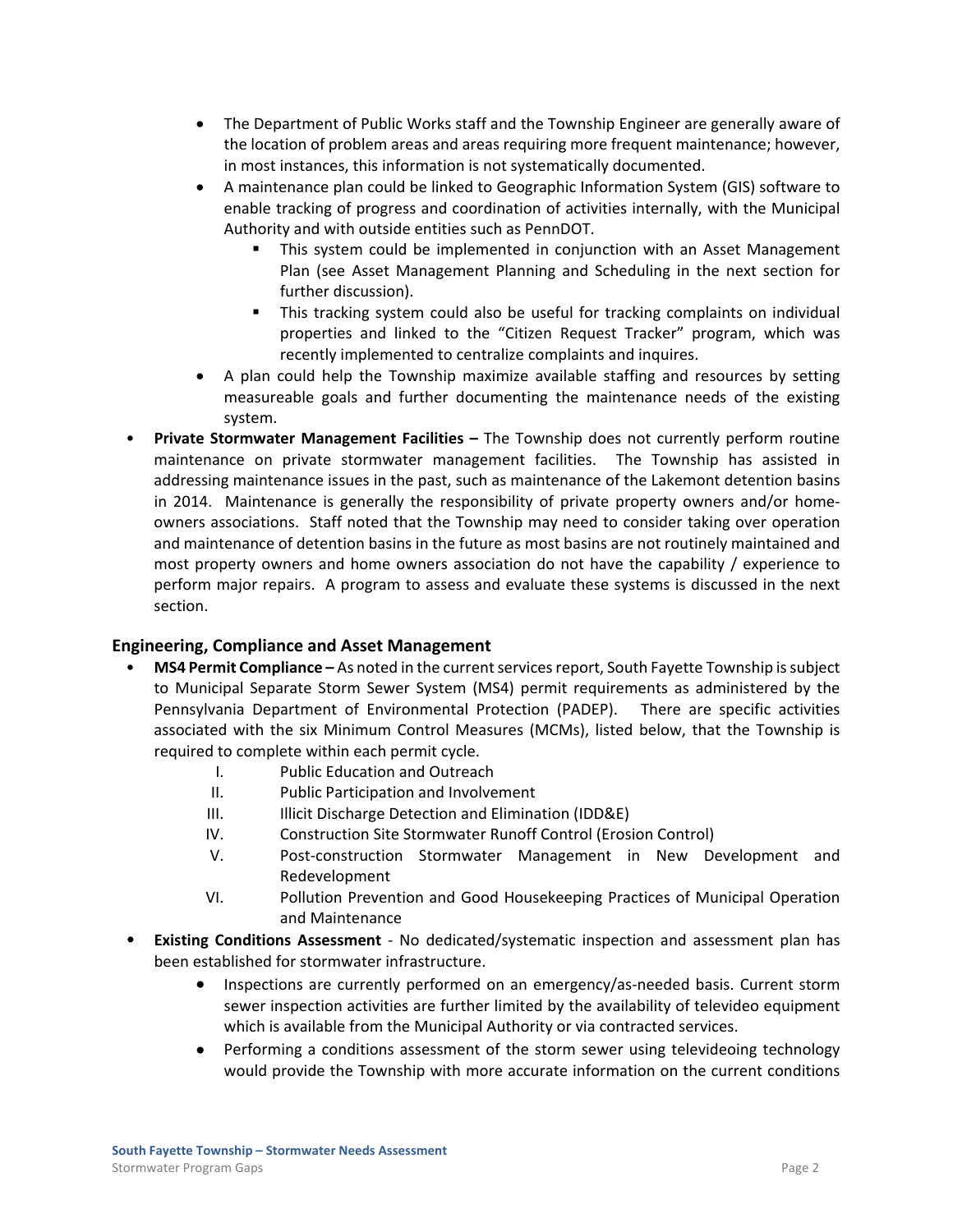- The Department of Public Works staff and the Township Engineer are generally aware of the location of problem areas and areas requiring more frequent maintenance; however, in most instances, this information is not systematically documented.
- A maintenance plan could be linked to Geographic Information System (GIS) software to enable tracking of progress and coordination of activities internally, with the Municipal Authority and with outside entities such as PennDOT.
  - This system could be implemented in conjunction with an Asset Management Plan (see Asset Management Planning and Scheduling in the next section for further discussion).
  - This tracking system could also be useful for tracking complaints on individual properties and linked to the "Citizen Request Tracker" program, which was recently implemented to centralize complaints and inquires.
- A plan could help the Township maximize available staffing and resources by setting measureable goals and further documenting the maintenance needs of the existing system.

- **Private Stormwater Management Facilities –** The Township does not currently perform routine maintenance on private stormwater management facilities. The Township has assisted in addressing maintenance issues in the past, such as maintenance of the Lakemont detention basins in 2014. Maintenance is generally the responsibility of private property owners and/or home-owners associations. Staff noted that the Township may need to consider taking over operation and maintenance of detention basins in the future as most basins are not routinely maintained and most property owners and home owners association do not have the capability / experience to perform major repairs. A program to assess and evaluate these systems is discussed in the next section.

### Engineering, Compliance and Asset Management

- **MS4 Permit Compliance –** As noted in the current services report, South Fayette Township is subject to Municipal Separate Storm Sewer System (MS4) permit requirements as administered by the Pennsylvania Department of Environmental Protection (PADEP). There are specific activities associated with the six Minimum Control Measures (MCMs), listed below, that the Township is required to complete within each permit cycle.
  - I. Public Education and Outreach
  - II. Public Participation and Involvement
  - III. Illicit Discharge Detection and Elimination (IDD&E)
  - IV. Construction Site Stormwater Runoff Control (Erosion Control)
  - V. Post-construction Stormwater Management in New Development and Redevelopment
  - VI. Pollution Prevention and Good Housekeeping Practices of Municipal Operation and Maintenance
- **Existing Conditions Assessment** - No dedicated/systematic inspection and assessment plan has been established for stormwater infrastructure.
  - Inspections are currently performed on an emergency/as-needed basis. Current storm sewer inspection activities are further limited by the availability of televideo equipment which is available from the Municipal Authority or via contracted services.
  - Performing a conditions assessment of the storm sewer using televideoing technology would provide the Township with more accurate information on the current conditions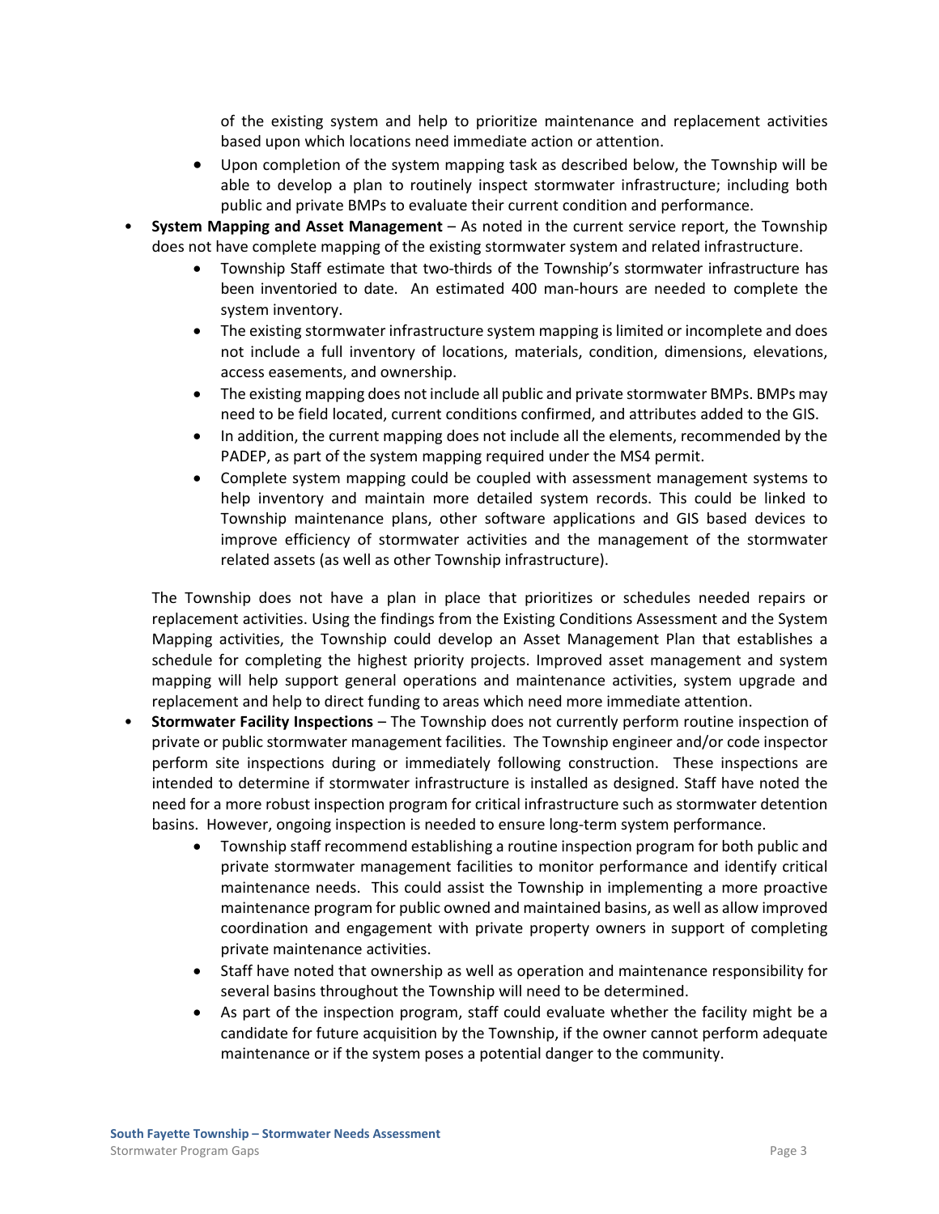- of the existing system and help to prioritize maintenance and replacement activities based upon which locations need immediate action or attention.
  - Upon completion of the system mapping task as described below, the Township will be able to develop a plan to routinely inspect stormwater infrastructure; including both public and private BMPs to evaluate their current condition and performance.

- **System Mapping and Asset Management** – As noted in the current service report, the Township does not have complete mapping of the existing stormwater system and related infrastructure.
  - Township Staff estimate that two-thirds of the Township's stormwater infrastructure has been inventoried to date. An estimated 400 man-hours are needed to complete the system inventory.
  - The existing stormwater infrastructure system mapping is limited or incomplete and does not include a full inventory of locations, materials, condition, dimensions, elevations, access easements, and ownership.
  - The existing mapping does not include all public and private stormwater BMPs. BMPs may need to be field located, current conditions confirmed, and attributes added to the GIS.
  - In addition, the current mapping does not include all the elements, recommended by the PADEP, as part of the system mapping required under the MS4 permit.
  - Complete system mapping could be coupled with assessment management systems to help inventory and maintain more detailed system records. This could be linked to Township maintenance plans, other software applications and GIS based devices to improve efficiency of stormwater activities and the management of the stormwater related assets (as well as other Township infrastructure).

  The Township does not have a plan in place that prioritizes or schedules needed repairs or replacement activities. Using the findings from the Existing Conditions Assessment and the System Mapping activities, the Township could develop an Asset Management Plan that establishes a schedule for completing the highest priority projects. Improved asset management and system mapping will help support general operations and maintenance activities, system upgrade and replacement and help to direct funding to areas which need more immediate attention.

- **Stormwater Facility Inspections** – The Township does not currently perform routine inspection of private or public stormwater management facilities. The Township engineer and/or code inspector perform site inspections during or immediately following construction. These inspections are intended to determine if stormwater infrastructure is installed as designed. Staff have noted the need for a more robust inspection program for critical infrastructure such as stormwater detention basins. However, ongoing inspection is needed to ensure long-term system performance.
  - Township staff recommend establishing a routine inspection program for both public and private stormwater management facilities to monitor performance and identify critical maintenance needs. This could assist the Township in implementing a more proactive maintenance program for public owned and maintained basins, as well as allow improved coordination and engagement with private property owners in support of completing private maintenance activities.
  - Staff have noted that ownership as well as operation and maintenance responsibility for several basins throughout the Township will need to be determined.
  - As part of the inspection program, staff could evaluate whether the facility might be a candidate for future acquisition by the Township, if the owner cannot perform adequate maintenance or if the system poses a potential danger to the community.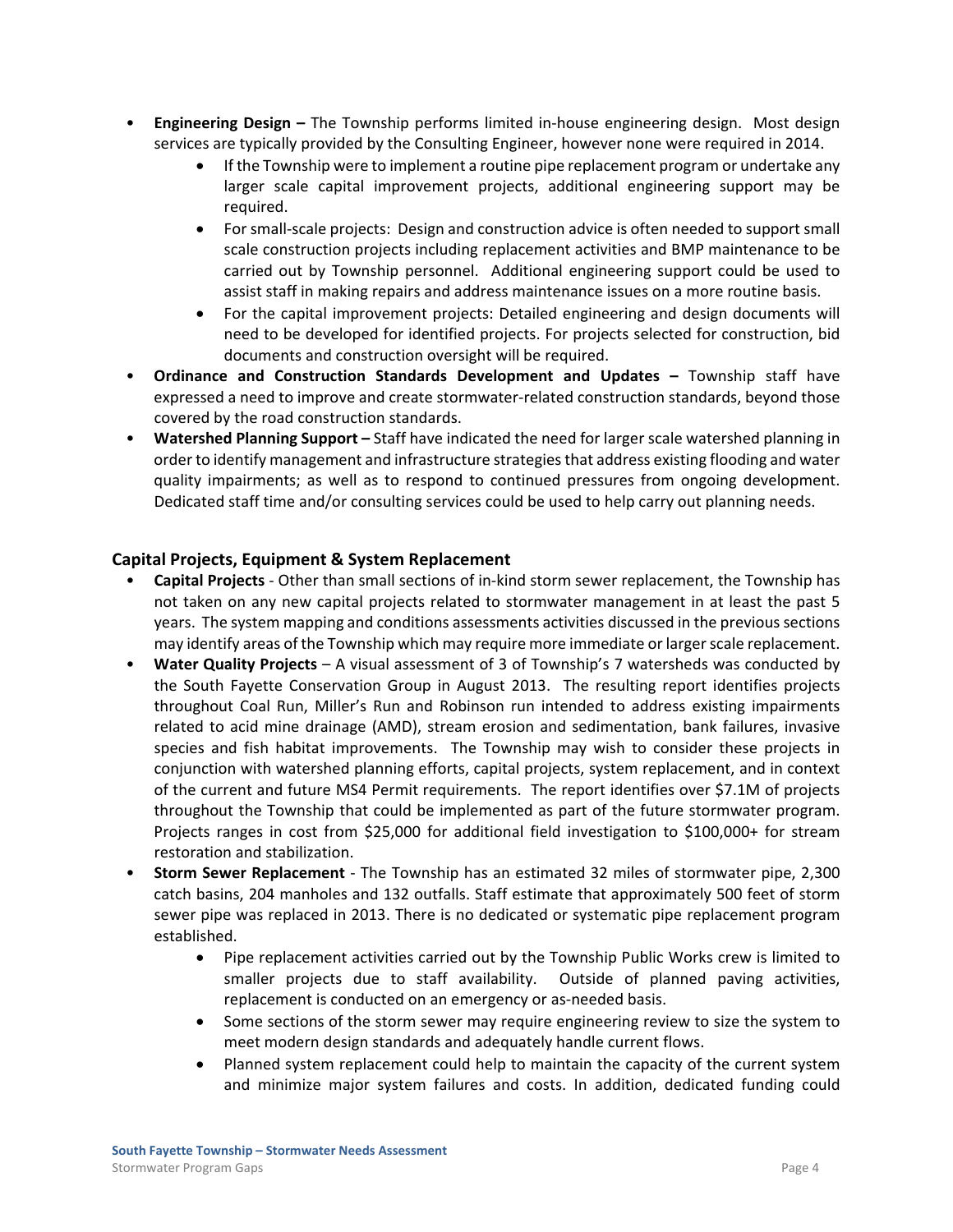- **Engineering Design –** The Township performs limited in-house engineering design. Most design services are typically provided by the Consulting Engineer, however none were required in 2014.
    - If the Township were to implement a routine pipe replacement program or undertake any larger scale capital improvement projects, additional engineering support may be required.
    - For small-scale projects: Design and construction advice is often needed to support small scale construction projects including replacement activities and BMP maintenance to be carried out by Township personnel. Additional engineering support could be used to assist staff in making repairs and address maintenance issues on a more routine basis.
    - For the capital improvement projects: Detailed engineering and design documents will need to be developed for identified projects. For projects selected for construction, bid documents and construction oversight will be required.
- **Ordinance and Construction Standards Development and Updates –** Township staff have expressed a need to improve and create stormwater-related construction standards, beyond those covered by the road construction standards.
- **Watershed Planning Support –** Staff have indicated the need for larger scale watershed planning in order to identify management and infrastructure strategies that address existing flooding and water quality impairments; as well as to respond to continued pressures from ongoing development. Dedicated staff time and/or consulting services could be used to help carry out planning needs.

### Capital Projects, Equipment & System Replacement

- **Capital Projects** - Other than small sections of in-kind storm sewer replacement, the Township has not taken on any new capital projects related to stormwater management in at least the past 5 years. The system mapping and conditions assessments activities discussed in the previous sections may identify areas of the Township which may require more immediate or larger scale replacement.
- **Water Quality Projects** – A visual assessment of 3 of Township's 7 watersheds was conducted by the South Fayette Conservation Group in August 2013. The resulting report identifies projects throughout Coal Run, Miller's Run and Robinson run intended to address existing impairments related to acid mine drainage (AMD), stream erosion and sedimentation, bank failures, invasive species and fish habitat improvements. The Township may wish to consider these projects in conjunction with watershed planning efforts, capital projects, system replacement, and in context of the current and future MS4 Permit requirements. The report identifies over $7.1M of projects throughout the Township that could be implemented as part of the future stormwater program. Projects ranges in cost from $25,000 for additional field investigation to $100,000+ for stream restoration and stabilization.
- **Storm Sewer Replacement** - The Township has an estimated 32 miles of stormwater pipe, 2,300 catch basins, 204 manholes and 132 outfalls. Staff estimate that approximately 500 feet of storm sewer pipe was replaced in 2013. There is no dedicated or systematic pipe replacement program established.
    - Pipe replacement activities carried out by the Township Public Works crew is limited to smaller projects due to staff availability. Outside of planned paving activities, replacement is conducted on an emergency or as-needed basis.
    - Some sections of the storm sewer may require engineering review to size the system to meet modern design standards and adequately handle current flows.
    - Planned system replacement could help to maintain the capacity of the current system and minimize major system failures and costs. In addition, dedicated funding could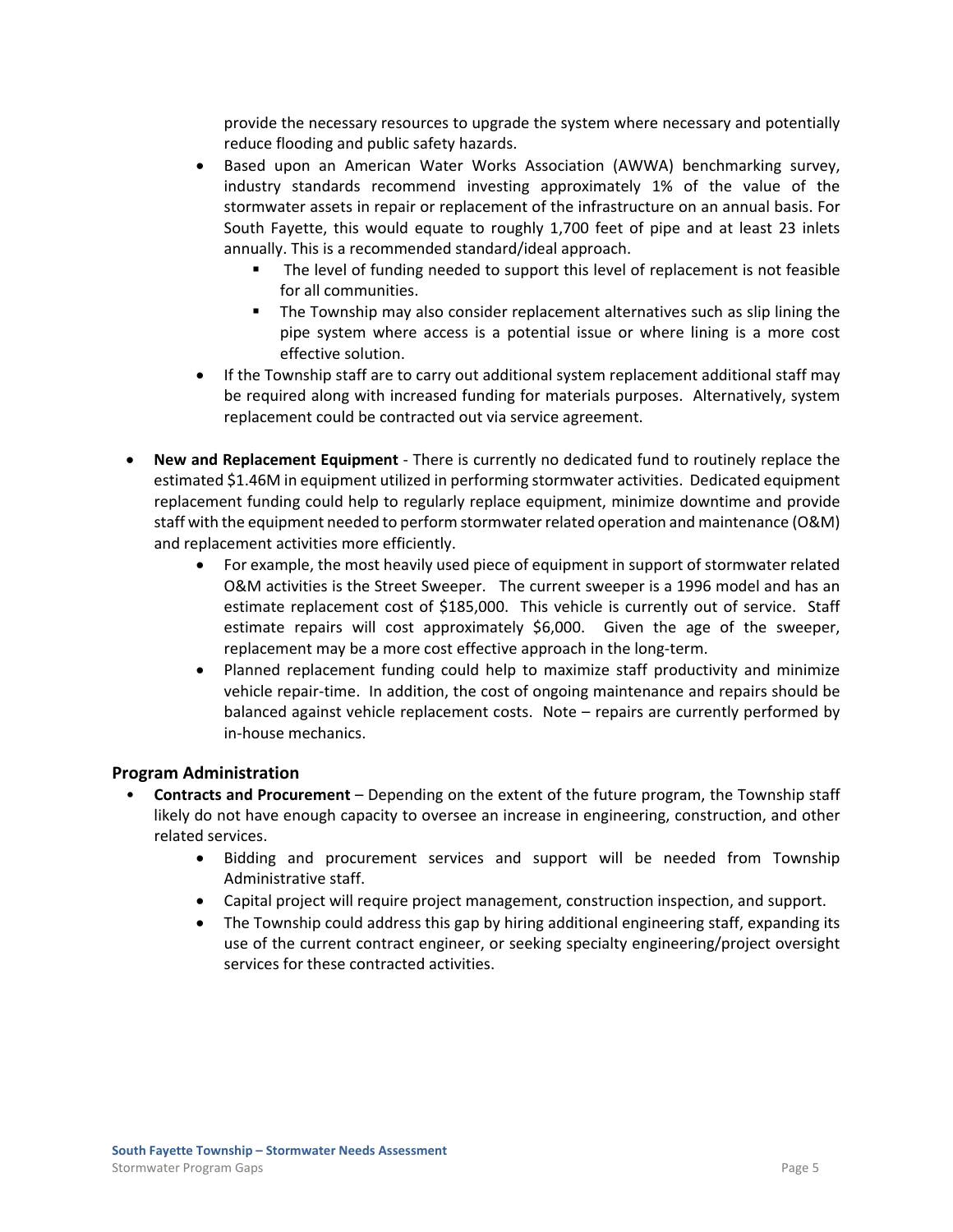provide the necessary resources to upgrade the system where necessary and potentially reduce flooding and public safety hazards.

- Based upon an American Water Works Association (AWWA) benchmarking survey, industry standards recommend investing approximately 1% of the value of the stormwater assets in repair or replacement of the infrastructure on an annual basis. For South Fayette, this would equate to roughly 1,700 feet of pipe and at least 23 inlets annually. This is a recommended standard/ideal approach.
  - The level of funding needed to support this level of replacement is not feasible for all communities.
  - The Township may also consider replacement alternatives such as slip lining the pipe system where access is a potential issue or where lining is a more cost effective solution.
- If the Township staff are to carry out additional system replacement additional staff may be required along with increased funding for materials purposes. Alternatively, system replacement could be contracted out via service agreement.

- **New and Replacement Equipment** - There is currently no dedicated fund to routinely replace the estimated $1.46M in equipment utilized in performing stormwater activities. Dedicated equipment replacement funding could help to regularly replace equipment, minimize downtime and provide staff with the equipment needed to perform stormwater related operation and maintenance (O&M) and replacement activities more efficiently.
  - For example, the most heavily used piece of equipment in support of stormwater related O&M activities is the Street Sweeper. The current sweeper is a 1996 model and has an estimate replacement cost of $185,000. This vehicle is currently out of service. Staff estimate repairs will cost approximately $6,000. Given the age of the sweeper, replacement may be a more cost effective approach in the long-term.
  - Planned replacement funding could help to maximize staff productivity and minimize vehicle repair-time. In addition, the cost of ongoing maintenance and repairs should be balanced against vehicle replacement costs. Note – repairs are currently performed by in-house mechanics.

## Program Administration

- **Contracts and Procurement** – Depending on the extent of the future program, the Township staff likely do not have enough capacity to oversee an increase in engineering, construction, and other related services.
  - Bidding and procurement services and support will be needed from Township Administrative staff.
  - Capital project will require project management, construction inspection, and support.
  - The Township could address this gap by hiring additional engineering staff, expanding its use of the current contract engineer, or seeking specialty engineering/project oversight services for these contracted activities.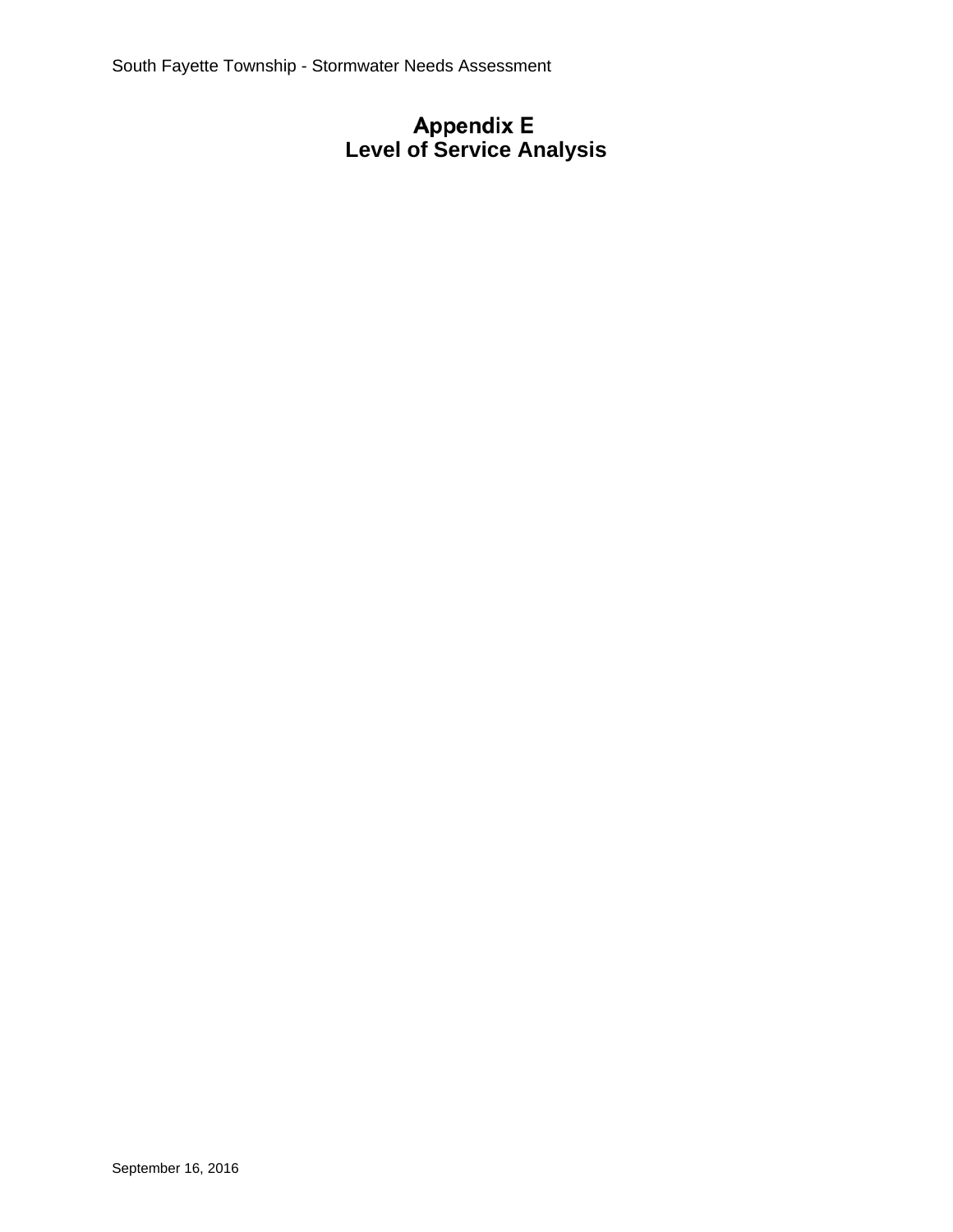# Appendix E
# Level of Service Analysis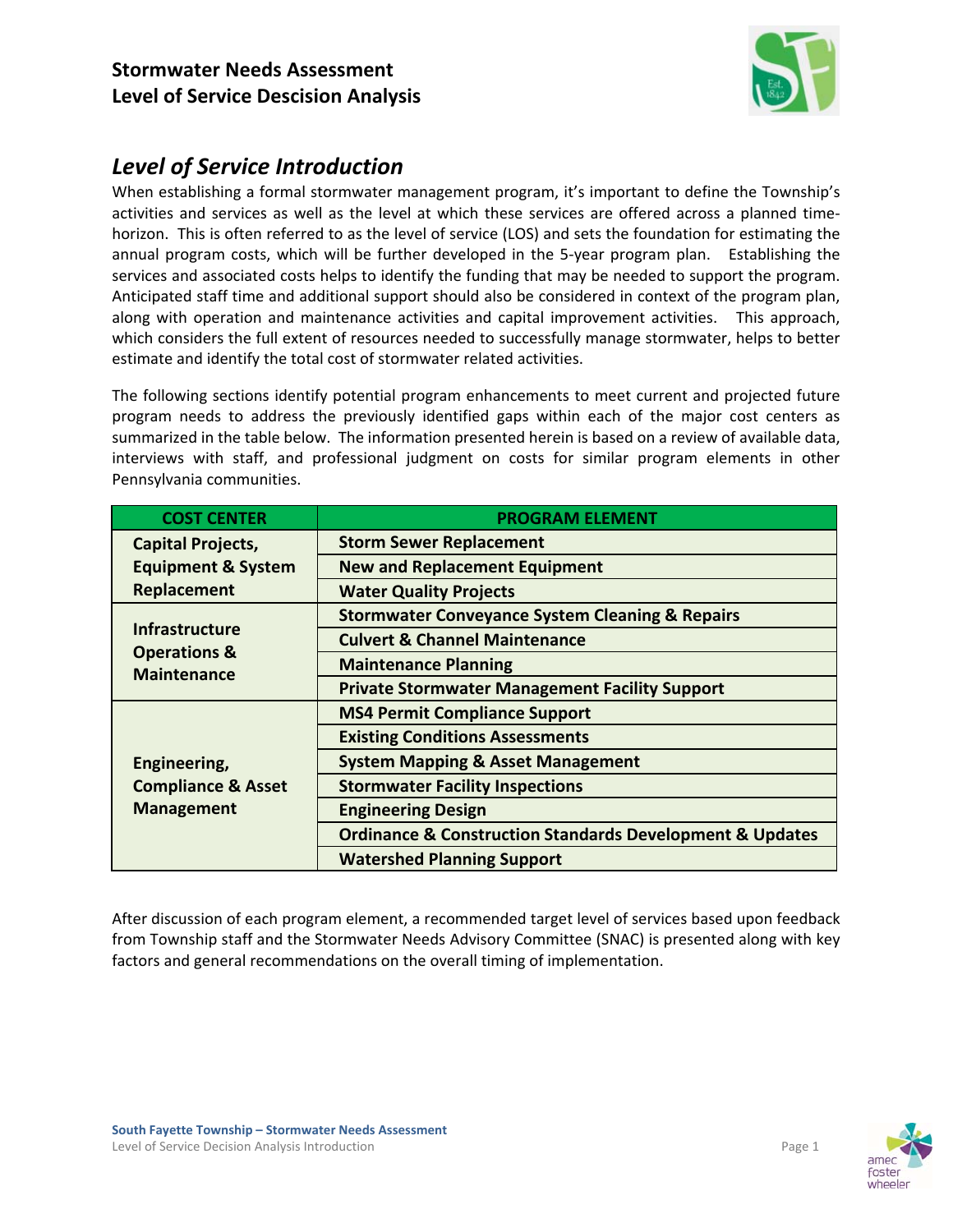# Stormwater Needs Assessment
# Level of Service Descision Analysis

## *Level of Service Introduction*

When establishing a formal stormwater management program, it's important to define the Township's activities and services as well as the level at which these services are offered across a planned time-horizon. This is often referred to as the level of service (LOS) and sets the foundation for estimating the annual program costs, which will be further developed in the 5-year program plan. Establishing the services and associated costs helps to identify the funding that may be needed to support the program. Anticipated staff time and additional support should also be considered in context of the program plan, along with operation and maintenance activities and capital improvement activities. This approach, which considers the full extent of resources needed to successfully manage stormwater, helps to better estimate and identify the total cost of stormwater related activities.

The following sections identify potential program enhancements to meet current and projected future program needs to address the previously identified gaps within each of the major cost centers as summarized in the table below. The information presented herein is based on a review of available data, interviews with staff, and professional judgment on costs for similar program elements in other Pennsylvania communities.

| COST CENTER | PROGRAM ELEMENT |
|---|---|
| **Capital Projects, Equipment & System Replacement** | **Storm Sewer Replacement** |
| | **New and Replacement Equipment** |
| | **Water Quality Projects** |
| **Infrastructure Operations & Maintenance** | **Stormwater Conveyance System Cleaning & Repairs** |
| | **Culvert & Channel Maintenance** |
| | **Maintenance Planning** |
| | **Private Stormwater Management Facility Support** |
| **Engineering, Compliance & Asset Management** | **MS4 Permit Compliance Support** |
| | **Existing Conditions Assessments** |
| | **System Mapping & Asset Management** |
| | **Stormwater Facility Inspections** |
| | **Engineering Design** |
| | **Ordinance & Construction Standards Development & Updates** |
| | **Watershed Planning Support** |

After discussion of each program element, a recommended target level of services based upon feedback from Township staff and the Stormwater Needs Advisory Committee (SNAC) is presented along with key factors and general recommendations on the overall timing of implementation.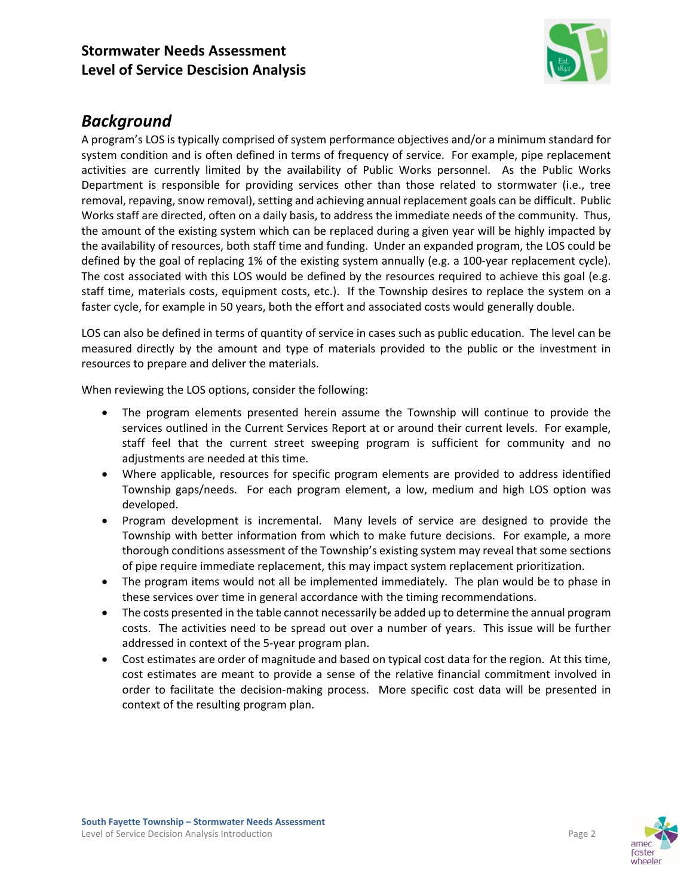## Stormwater Needs Assessment
## Level of Service Descision Analysis

### *Background*

A program's LOS is typically comprised of system performance objectives and/or a minimum standard for system condition and is often defined in terms of frequency of service. For example, pipe replacement activities are currently limited by the availability of Public Works personnel. As the Public Works Department is responsible for providing services other than those related to stormwater (i.e., tree removal, repaving, snow removal), setting and achieving annual replacement goals can be difficult. Public Works staff are directed, often on a daily basis, to address the immediate needs of the community. Thus, the amount of the existing system which can be replaced during a given year will be highly impacted by the availability of resources, both staff time and funding. Under an expanded program, the LOS could be defined by the goal of replacing 1% of the existing system annually (e.g. a 100-year replacement cycle). The cost associated with this LOS would be defined by the resources required to achieve this goal (e.g. staff time, materials costs, equipment costs, etc.). If the Township desires to replace the system on a faster cycle, for example in 50 years, both the effort and associated costs would generally double.

LOS can also be defined in terms of quantity of service in cases such as public education. The level can be measured directly by the amount and type of materials provided to the public or the investment in resources to prepare and deliver the materials.

When reviewing the LOS options, consider the following:

- The program elements presented herein assume the Township will continue to provide the services outlined in the Current Services Report at or around their current levels. For example, staff feel that the current street sweeping program is sufficient for community and no adjustments are needed at this time.
- Where applicable, resources for specific program elements are provided to address identified Township gaps/needs. For each program element, a low, medium and high LOS option was developed.
- Program development is incremental. Many levels of service are designed to provide the Township with better information from which to make future decisions. For example, a more thorough conditions assessment of the Township's existing system may reveal that some sections of pipe require immediate replacement, this may impact system replacement prioritization.
- The program items would not all be implemented immediately. The plan would be to phase in these services over time in general accordance with the timing recommendations.
- The costs presented in the table cannot necessarily be added up to determine the annual program costs. The activities need to be spread out over a number of years. This issue will be further addressed in context of the 5-year program plan.
- Cost estimates are order of magnitude and based on typical cost data for the region. At this time, cost estimates are meant to provide a sense of the relative financial commitment involved in order to facilitate the decision-making process. More specific cost data will be presented in context of the resulting program plan.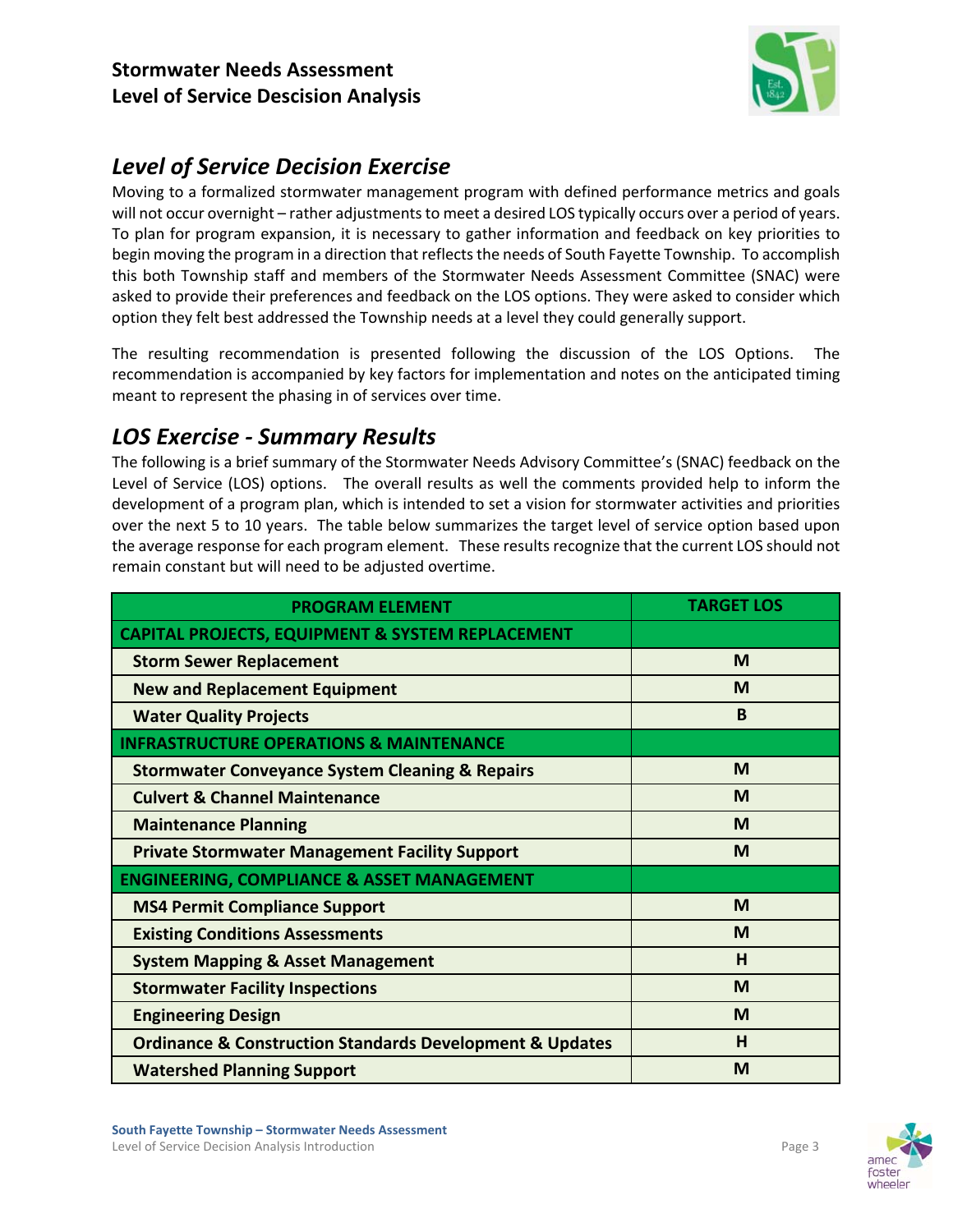## Level of Service Decision Exercise

Moving to a formalized stormwater management program with defined performance metrics and goals will not occur overnight – rather adjustments to meet a desired LOS typically occurs over a period of years. To plan for program expansion, it is necessary to gather information and feedback on key priorities to begin moving the program in a direction that reflects the needs of South Fayette Township. To accomplish this both Township staff and members of the Stormwater Needs Assessment Committee (SNAC) were asked to provide their preferences and feedback on the LOS options. They were asked to consider which option they felt best addressed the Township needs at a level they could generally support.

The resulting recommendation is presented following the discussion of the LOS Options. The recommendation is accompanied by key factors for implementation and notes on the anticipated timing meant to represent the phasing in of services over time.

## LOS Exercise - Summary Results

The following is a brief summary of the Stormwater Needs Advisory Committee's (SNAC) feedback on the Level of Service (LOS) options. The overall results as well the comments provided help to inform the development of a program plan, which is intended to set a vision for stormwater activities and priorities over the next 5 to 10 years. The table below summarizes the target level of service option based upon the average response for each program element. These results recognize that the current LOS should not remain constant but will need to be adjusted overtime.

| PROGRAM ELEMENT | TARGET LOS |
|---|---|
| **CAPITAL PROJECTS, EQUIPMENT & SYSTEM REPLACEMENT** | |
| **Storm Sewer Replacement** | **M** |
| **New and Replacement Equipment** | **M** |
| **Water Quality Projects** | **B** |
| **INFRASTRUCTURE OPERATIONS & MAINTENANCE** | |
| **Stormwater Conveyance System Cleaning & Repairs** | **M** |
| **Culvert & Channel Maintenance** | **M** |
| **Maintenance Planning** | **M** |
| **Private Stormwater Management Facility Support** | **M** |
| **ENGINEERING, COMPLIANCE & ASSET MANAGEMENT** | |
| **MS4 Permit Compliance Support** | **M** |
| **Existing Conditions Assessments** | **M** |
| **System Mapping & Asset Management** | **H** |
| **Stormwater Facility Inspections** | **M** |
| **Engineering Design** | **M** |
| **Ordinance & Construction Standards Development & Updates** | **H** |
| **Watershed Planning Support** | **M** |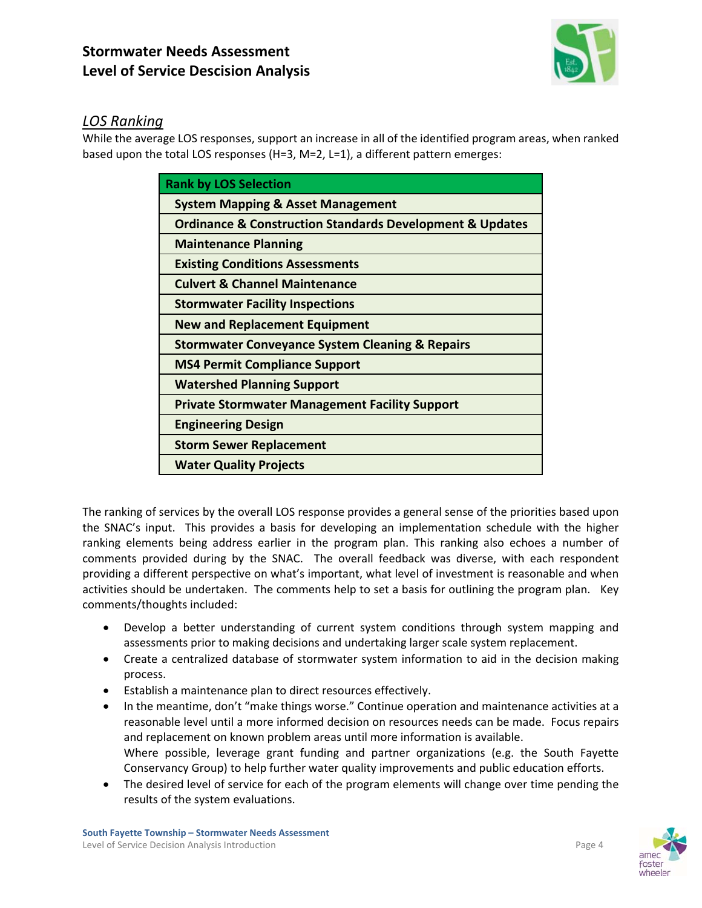## *LOS Ranking*

While the average LOS responses, support an increase in all of the identified program areas, when ranked based upon the total LOS responses (H=3, M=2, L=1), a different pattern emerges:

| Rank by LOS Selection |
|---|
| System Mapping & Asset Management |
| Ordinance & Construction Standards Development & Updates |
| Maintenance Planning |
| Existing Conditions Assessments |
| Culvert & Channel Maintenance |
| Stormwater Facility Inspections |
| New and Replacement Equipment |
| Stormwater Conveyance System Cleaning & Repairs |
| MS4 Permit Compliance Support |
| Watershed Planning Support |
| Private Stormwater Management Facility Support |
| Engineering Design |
| Storm Sewer Replacement |
| Water Quality Projects |

The ranking of services by the overall LOS response provides a general sense of the priorities based upon the SNAC's input. This provides a basis for developing an implementation schedule with the higher ranking elements being address earlier in the program plan. This ranking also echoes a number of comments provided during by the SNAC. The overall feedback was diverse, with each respondent providing a different perspective on what's important, what level of investment is reasonable and when activities should be undertaken. The comments help to set a basis for outlining the program plan. Key comments/thoughts included:

- Develop a better understanding of current system conditions through system mapping and assessments prior to making decisions and undertaking larger scale system replacement.
- Create a centralized database of stormwater system information to aid in the decision making process.
- Establish a maintenance plan to direct resources effectively.
- In the meantime, don't "make things worse." Continue operation and maintenance activities at a reasonable level until a more informed decision on resources needs can be made. Focus repairs and replacement on known problem areas until more information is available.
  Where possible, leverage grant funding and partner organizations (e.g. the South Fayette Conservancy Group) to help further water quality improvements and public education efforts.
- The desired level of service for each of the program elements will change over time pending the results of the system evaluations.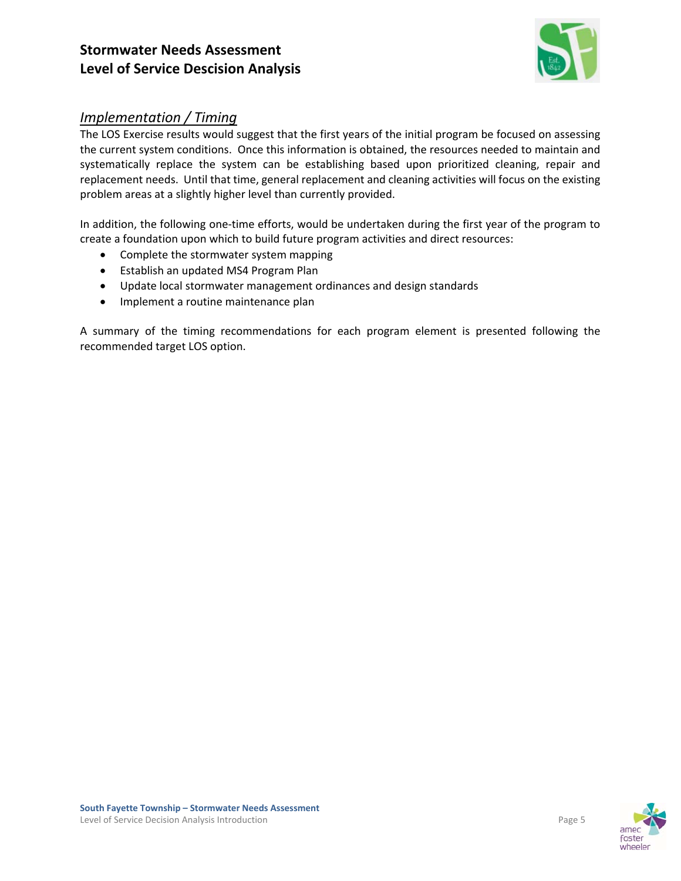## *Implementation / Timing*

The LOS Exercise results would suggest that the first years of the initial program be focused on assessing the current system conditions. Once this information is obtained, the resources needed to maintain and systematically replace the system can be establishing based upon prioritized cleaning, repair and replacement needs. Until that time, general replacement and cleaning activities will focus on the existing problem areas at a slightly higher level than currently provided.

In addition, the following one-time efforts, would be undertaken during the first year of the program to create a foundation upon which to build future program activities and direct resources:

- Complete the stormwater system mapping
- Establish an updated MS4 Program Plan
- Update local stormwater management ordinances and design standards
- Implement a routine maintenance plan

A summary of the timing recommendations for each program element is presented following the recommended target LOS option.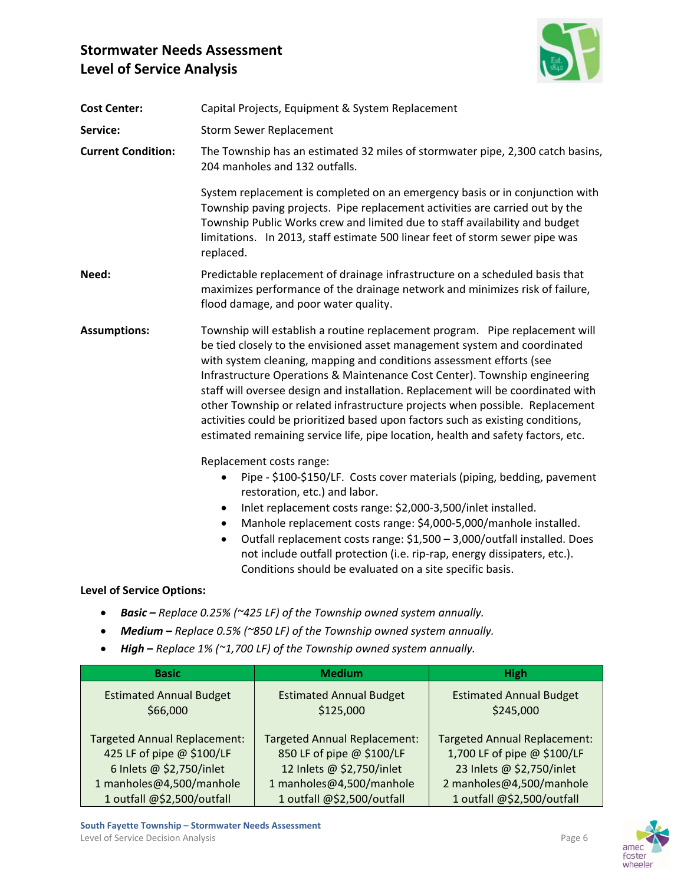# Stormwater Needs Assessment
# Level of Service Analysis

**Cost Center:** Capital Projects, Equipment & System Replacement

**Service:** Storm Sewer Replacement

**Current Condition:** The Township has an estimated 32 miles of stormwater pipe, 2,300 catch basins, 204 manholes and 132 outfalls.

System replacement is completed on an emergency basis or in conjunction with Township paving projects. Pipe replacement activities are carried out by the Township Public Works crew and limited due to staff availability and budget limitations. In 2013, staff estimate 500 linear feet of storm sewer pipe was replaced.

**Need:** Predictable replacement of drainage infrastructure on a scheduled basis that maximizes performance of the drainage network and minimizes risk of failure, flood damage, and poor water quality.

**Assumptions:** Township will establish a routine replacement program. Pipe replacement will be tied closely to the envisioned asset management system and coordinated with system cleaning, mapping and conditions assessment efforts (see Infrastructure Operations & Maintenance Cost Center). Township engineering staff will oversee design and installation. Replacement will be coordinated with other Township or related infrastructure projects when possible. Replacement activities could be prioritized based upon factors such as existing conditions, estimated remaining service life, pipe location, health and safety factors, etc.

Replacement costs range:

- Pipe - $100-$150/LF. Costs cover materials (piping, bedding, pavement restoration, etc.) and labor.
- Inlet replacement costs range: $2,000-3,500/inlet installed.
- Manhole replacement costs range: $4,000-5,000/manhole installed.
- Outfall replacement costs range: $1,500 – 3,000/outfall installed. Does not include outfall protection (i.e. rip-rap, energy dissipaters, etc.). Conditions should be evaluated on a site specific basis.

**Level of Service Options:**

- ***Basic –*** *Replace 0.25% (~425 LF) of the Township owned system annually.*
- ***Medium –*** *Replace 0.5% (~850 LF) of the Township owned system annually.*
- ***High –*** *Replace 1% (~1,700 LF) of the Township owned system annually.*

| Basic | Medium | High |
| --- | --- | --- |
| Estimated Annual Budget<br>$66,000<br><br>Targeted Annual Replacement:<br>425 LF of pipe @ $100/LF<br>6 Inlets @ $2,750/inlet<br>1 manholes@4,500/manhole<br>1 outfall @$2,500/outfall | Estimated Annual Budget<br>$125,000<br><br>Targeted Annual Replacement:<br>850 LF of pipe @ $100/LF<br>12 Inlets @ $2,750/inlet<br>1 manholes@4,500/manhole<br>1 outfall @$2,500/outfall | Estimated Annual Budget<br>$245,000<br><br>Targeted Annual Replacement:<br>1,700 LF of pipe @ $100/LF<br>23 Inlets @ $2,750/inlet<br>2 manholes@4,500/manhole<br>1 outfall @$2,500/outfall |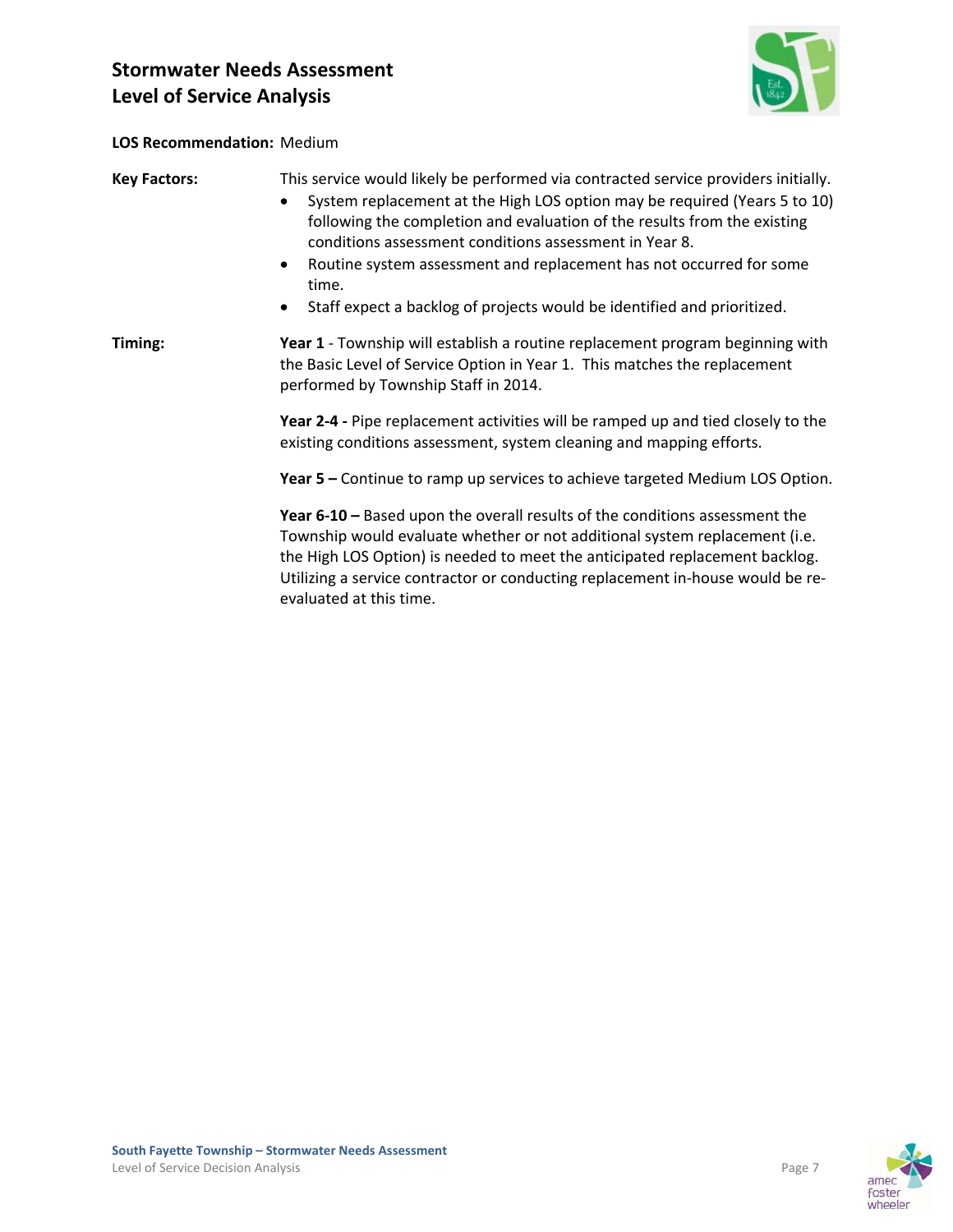# Stormwater Needs Assessment
# Level of Service Analysis

**LOS Recommendation:** Medium

**Key Factors:** This service would likely be performed via contracted service providers initially.

- System replacement at the High LOS option may be required (Years 5 to 10) following the completion and evaluation of the results from the existing conditions assessment conditions assessment in Year 8.
- Routine system assessment and replacement has not occurred for some time.
- Staff expect a backlog of projects would be identified and prioritized.

**Timing:**

**Year 1** - Township will establish a routine replacement program beginning with the Basic Level of Service Option in Year 1. This matches the replacement performed by Township Staff in 2014.

**Year 2-4 -** Pipe replacement activities will be ramped up and tied closely to the existing conditions assessment, system cleaning and mapping efforts.

**Year 5 –** Continue to ramp up services to achieve targeted Medium LOS Option.

**Year 6-10 –** Based upon the overall results of the conditions assessment the Township would evaluate whether or not additional system replacement (i.e. the High LOS Option) is needed to meet the anticipated replacement backlog. Utilizing a service contractor or conducting replacement in-house would be re-evaluated at this time.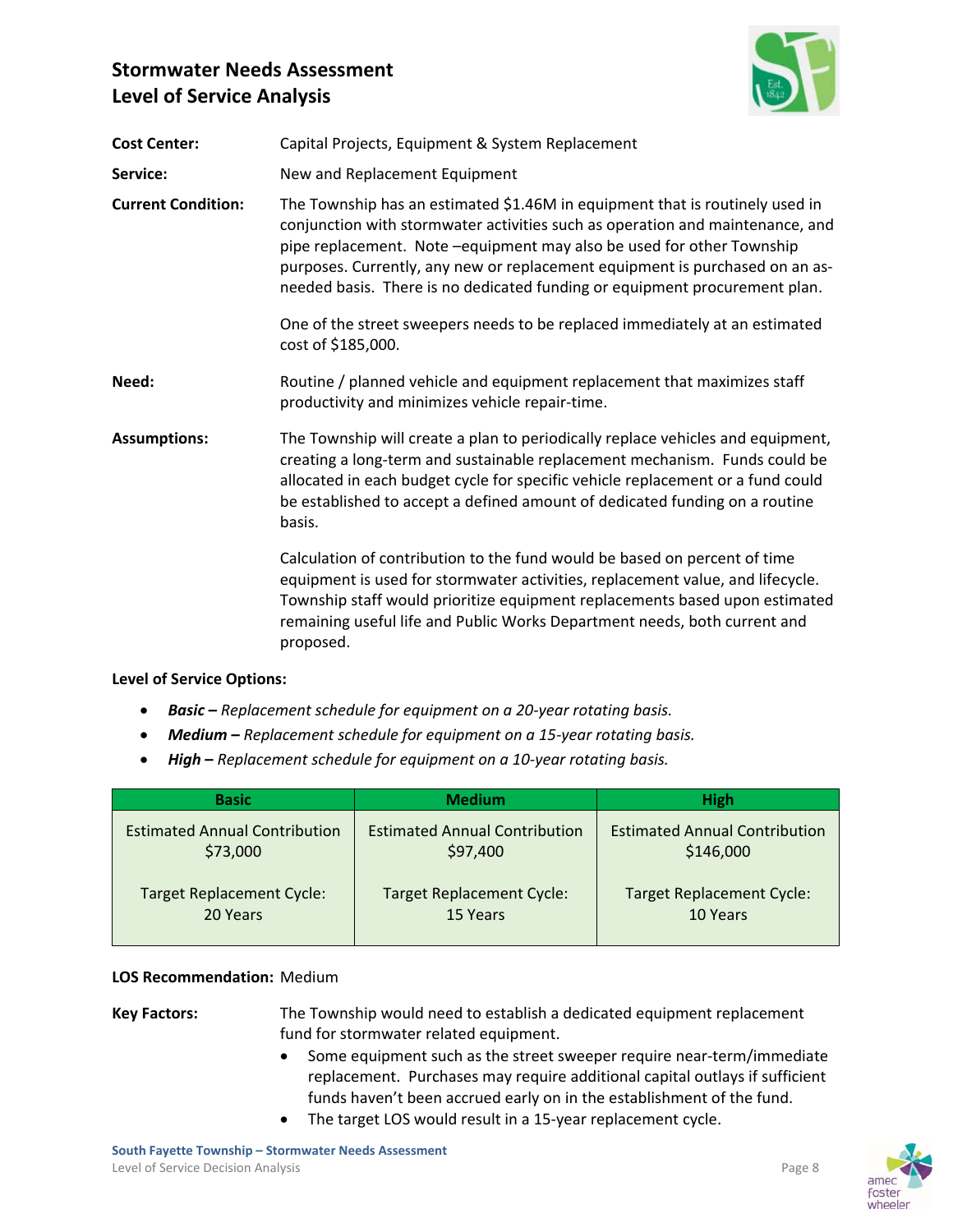## Stormwater Needs Assessment
## Level of Service Analysis

**Cost Center:** Capital Projects, Equipment & System Replacement

**Service:** New and Replacement Equipment

**Current Condition:** The Township has an estimated $1.46M in equipment that is routinely used in conjunction with stormwater activities such as operation and maintenance, and pipe replacement. Note –equipment may also be used for other Township purposes. Currently, any new or replacement equipment is purchased on an as-needed basis. There is no dedicated funding or equipment procurement plan.

One of the street sweepers needs to be replaced immediately at an estimated cost of $185,000.

**Need:** Routine / planned vehicle and equipment replacement that maximizes staff productivity and minimizes vehicle repair-time.

**Assumptions:** The Township will create a plan to periodically replace vehicles and equipment, creating a long-term and sustainable replacement mechanism. Funds could be allocated in each budget cycle for specific vehicle replacement or a fund could be established to accept a defined amount of dedicated funding on a routine basis.

Calculation of contribution to the fund would be based on percent of time equipment is used for stormwater activities, replacement value, and lifecycle. Township staff would prioritize equipment replacements based upon estimated remaining useful life and Public Works Department needs, both current and proposed.

**Level of Service Options:**

- ***Basic –*** *Replacement schedule for equipment on a 20-year rotating basis.*
- ***Medium –*** *Replacement schedule for equipment on a 15-year rotating basis.*
- ***High –*** *Replacement schedule for equipment on a 10-year rotating basis.*

| Basic | Medium | High |
|---|---|---|
| Estimated Annual Contribution $73,000<br><br>Target Replacement Cycle: 20 Years | Estimated Annual Contribution $97,400<br><br>Target Replacement Cycle: 15 Years | Estimated Annual Contribution $146,000<br><br>Target Replacement Cycle: 10 Years |

**LOS Recommendation:** Medium

**Key Factors:** The Township would need to establish a dedicated equipment replacement fund for stormwater related equipment.

- Some equipment such as the street sweeper require near-term/immediate replacement. Purchases may require additional capital outlays if sufficient funds haven't been accrued early on in the establishment of the fund.
- The target LOS would result in a 15-year replacement cycle.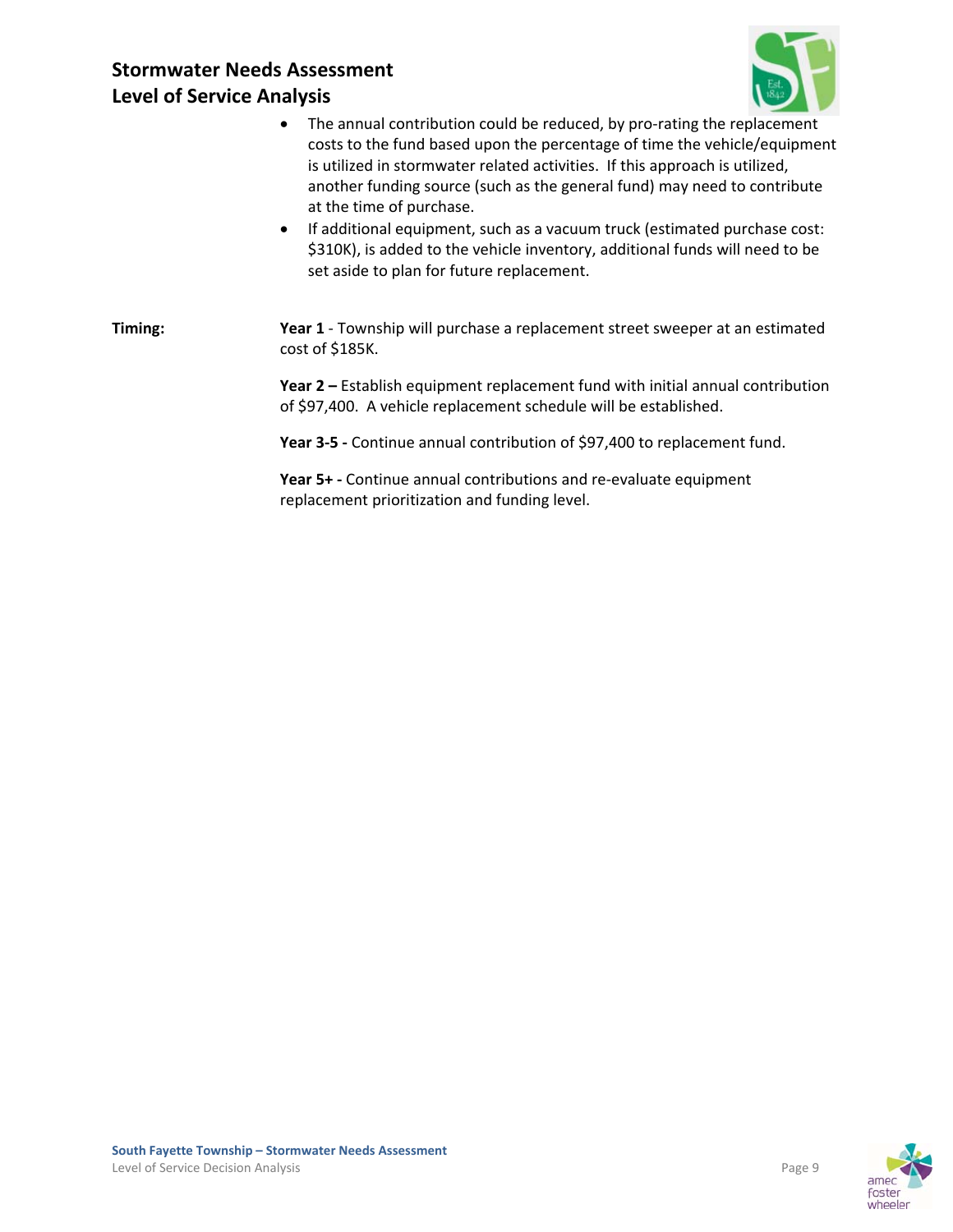- The annual contribution could be reduced, by pro-rating the replacement costs to the fund based upon the percentage of time the vehicle/equipment is utilized in stormwater related activities. If this approach is utilized, another funding source (such as the general fund) may need to contribute at the time of purchase.
- If additional equipment, such as a vacuum truck (estimated purchase cost: $310K), is added to the vehicle inventory, additional funds will need to be set aside to plan for future replacement.

**Timing:**

**Year 1** - Township will purchase a replacement street sweeper at an estimated cost of $185K.

**Year 2 –** Establish equipment replacement fund with initial annual contribution of $97,400. A vehicle replacement schedule will be established.

**Year 3-5 -** Continue annual contribution of $97,400 to replacement fund.

**Year 5+ -** Continue annual contributions and re-evaluate equipment replacement prioritization and funding level.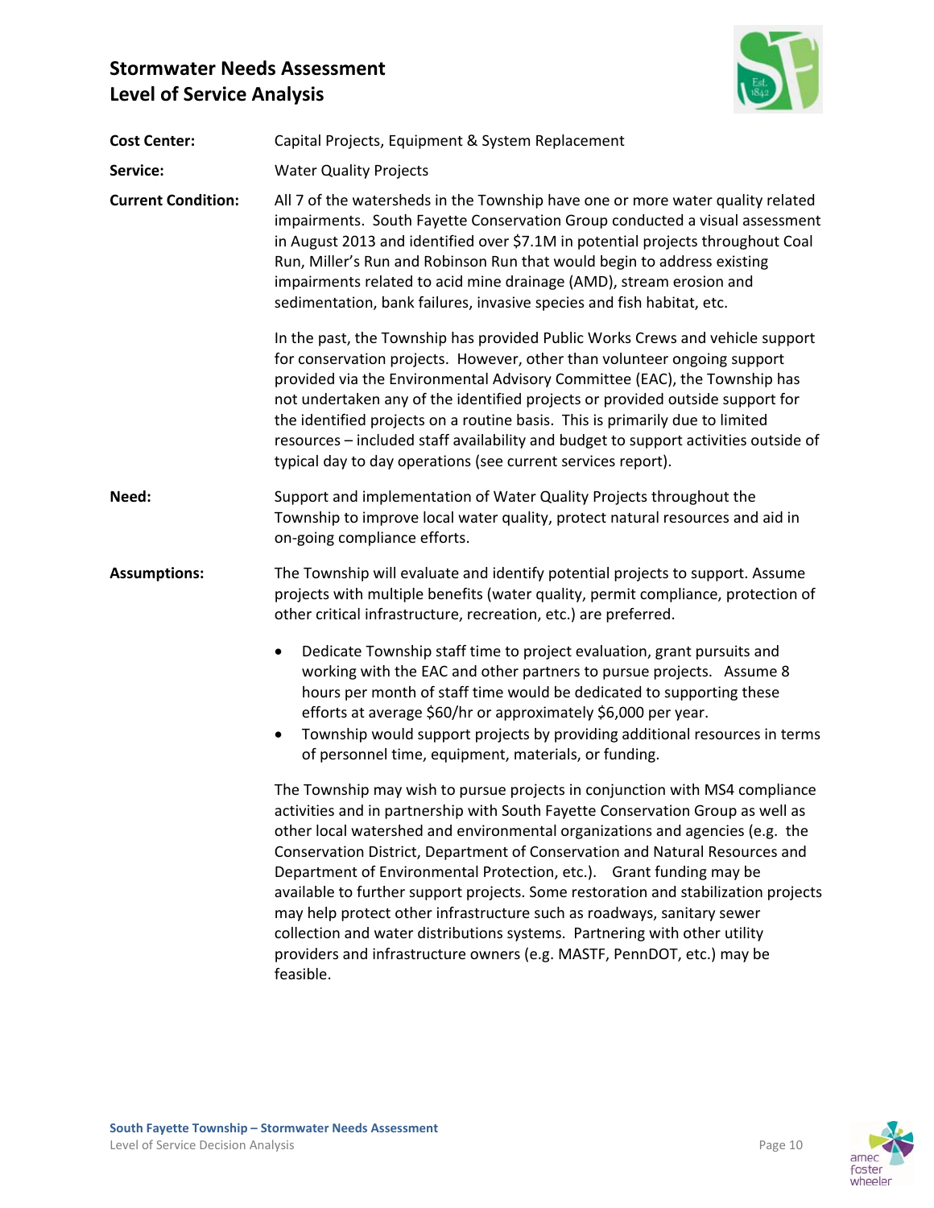# Stormwater Needs Assessment
# Level of Service Analysis

**Cost Center:** Capital Projects, Equipment & System Replacement

**Service:** Water Quality Projects

**Current Condition:** All 7 of the watersheds in the Township have one or more water quality related impairments. South Fayette Conservation Group conducted a visual assessment in August 2013 and identified over $7.1M in potential projects throughout Coal Run, Miller's Run and Robinson Run that would begin to address existing impairments related to acid mine drainage (AMD), stream erosion and sedimentation, bank failures, invasive species and fish habitat, etc.

In the past, the Township has provided Public Works Crews and vehicle support for conservation projects. However, other than volunteer ongoing support provided via the Environmental Advisory Committee (EAC), the Township has not undertaken any of the identified projects or provided outside support for the identified projects on a routine basis. This is primarily due to limited resources – included staff availability and budget to support activities outside of typical day to day operations (see current services report).

**Need:** Support and implementation of Water Quality Projects throughout the Township to improve local water quality, protect natural resources and aid in on-going compliance efforts.

**Assumptions:** The Township will evaluate and identify potential projects to support. Assume projects with multiple benefits (water quality, permit compliance, protection of other critical infrastructure, recreation, etc.) are preferred.

- Dedicate Township staff time to project evaluation, grant pursuits and working with the EAC and other partners to pursue projects. Assume 8 hours per month of staff time would be dedicated to supporting these efforts at average $60/hr or approximately $6,000 per year.
- Township would support projects by providing additional resources in terms of personnel time, equipment, materials, or funding.

The Township may wish to pursue projects in conjunction with MS4 compliance activities and in partnership with South Fayette Conservation Group as well as other local watershed and environmental organizations and agencies (e.g. the Conservation District, Department of Conservation and Natural Resources and Department of Environmental Protection, etc.). Grant funding may be available to further support projects. Some restoration and stabilization projects may help protect other infrastructure such as roadways, sanitary sewer collection and water distributions systems. Partnering with other utility providers and infrastructure owners (e.g. MASTF, PennDOT, etc.) may be feasible.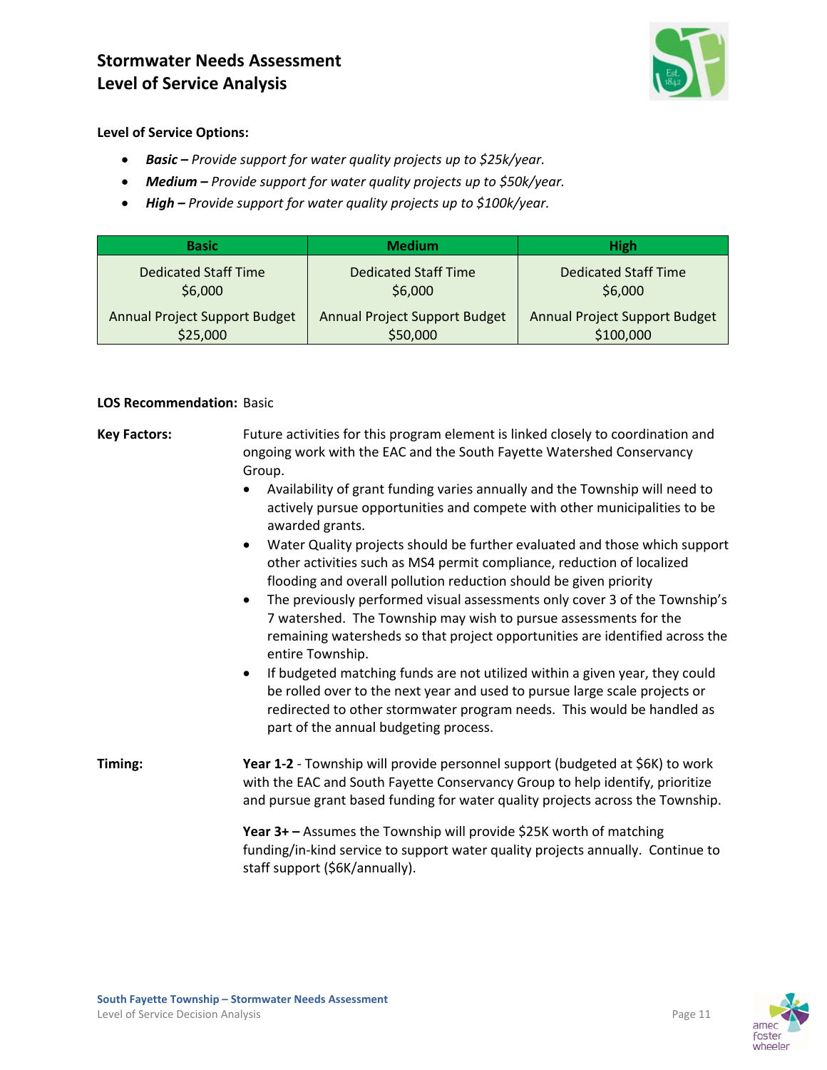# Stormwater Needs Assessment
# Level of Service Analysis

**Level of Service Options:**

- ***Basic –*** *Provide support for water quality projects up to $25k/year.*
- ***Medium –*** *Provide support for water quality projects up to $50k/year.*
- ***High –*** *Provide support for water quality projects up to $100k/year.*

| Basic | Medium | High |
|---|---|---|
| Dedicated Staff Time<br>$6,000 | Dedicated Staff Time<br>$6,000 | Dedicated Staff Time<br>$6,000 |
| Annual Project Support Budget<br>$25,000 | Annual Project Support Budget<br>$50,000 | Annual Project Support Budget<br>$100,000 |

**LOS Recommendation:** Basic

**Key Factors:**

Future activities for this program element is linked closely to coordination and ongoing work with the EAC and the South Fayette Watershed Conservancy Group.

- Availability of grant funding varies annually and the Township will need to actively pursue opportunities and compete with other municipalities to be awarded grants.
- Water Quality projects should be further evaluated and those which support other activities such as MS4 permit compliance, reduction of localized flooding and overall pollution reduction should be given priority
- The previously performed visual assessments only cover 3 of the Township's 7 watershed. The Township may wish to pursue assessments for the remaining watersheds so that project opportunities are identified across the entire Township.
- If budgeted matching funds are not utilized within a given year, they could be rolled over to the next year and used to pursue large scale projects or redirected to other stormwater program needs. This would be handled as part of the annual budgeting process.

**Timing:**

**Year 1-2** - Township will provide personnel support (budgeted at $6K) to work with the EAC and South Fayette Conservancy Group to help identify, prioritize and pursue grant based funding for water quality projects across the Township.

**Year 3+ –** Assumes the Township will provide $25K worth of matching funding/in-kind service to support water quality projects annually. Continue to staff support ($6K/annually).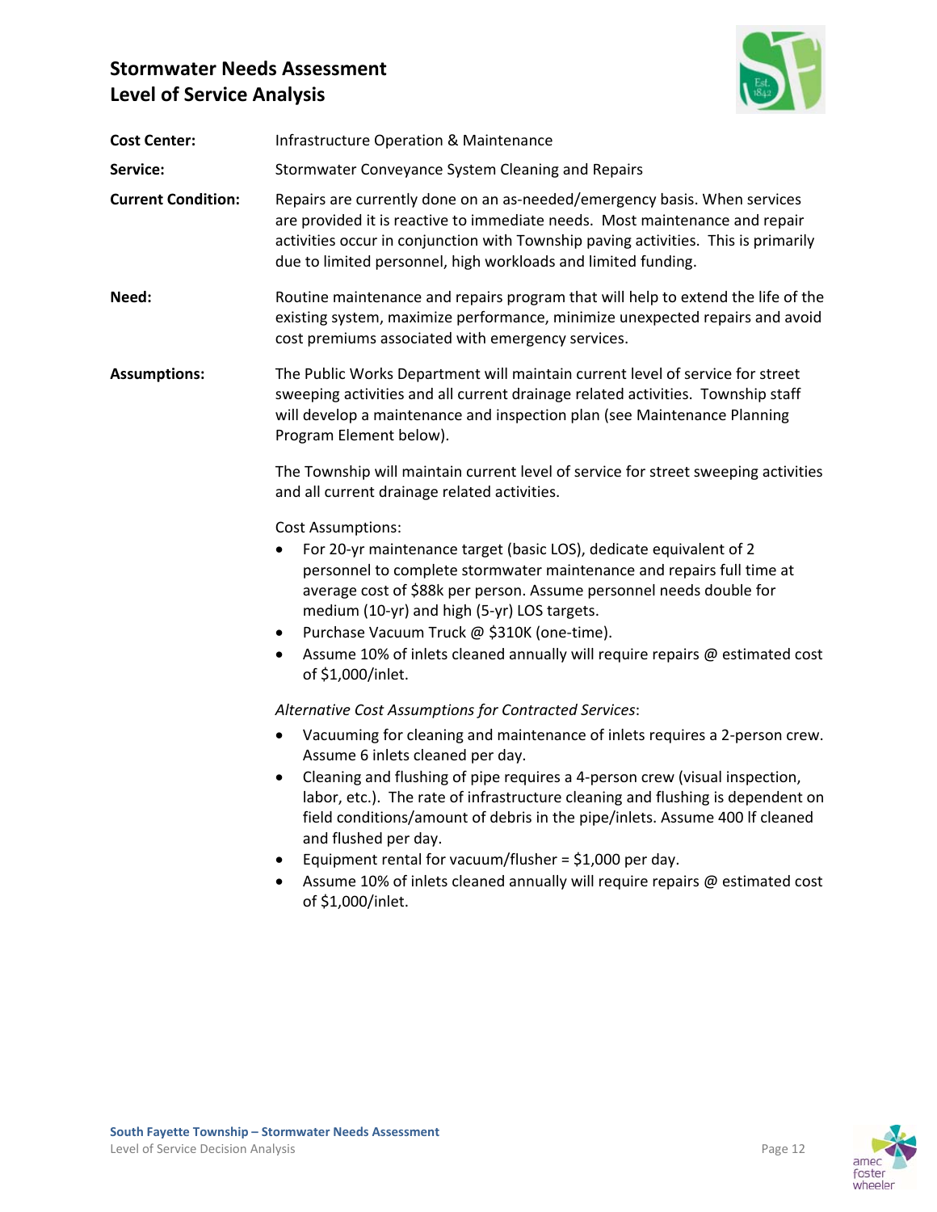# Stormwater Needs Assessment
# Level of Service Analysis

**Cost Center:** Infrastructure Operation & Maintenance

**Service:** Stormwater Conveyance System Cleaning and Repairs

**Current Condition:** Repairs are currently done on an as-needed/emergency basis. When services are provided it is reactive to immediate needs. Most maintenance and repair activities occur in conjunction with Township paving activities. This is primarily due to limited personnel, high workloads and limited funding.

**Need:** Routine maintenance and repairs program that will help to extend the life of the existing system, maximize performance, minimize unexpected repairs and avoid cost premiums associated with emergency services.

**Assumptions:** The Public Works Department will maintain current level of service for street sweeping activities and all current drainage related activities. Township staff will develop a maintenance and inspection plan (see Maintenance Planning Program Element below).

The Township will maintain current level of service for street sweeping activities and all current drainage related activities.

Cost Assumptions:

- For 20-yr maintenance target (basic LOS), dedicate equivalent of 2 personnel to complete stormwater maintenance and repairs full time at average cost of $88k per person. Assume personnel needs double for medium (10-yr) and high (5-yr) LOS targets.
- Purchase Vacuum Truck @ $310K (one-time).
- Assume 10% of inlets cleaned annually will require repairs @ estimated cost of $1,000/inlet.

*Alternative Cost Assumptions for Contracted Services*:

- Vacuuming for cleaning and maintenance of inlets requires a 2-person crew. Assume 6 inlets cleaned per day.
- Cleaning and flushing of pipe requires a 4-person crew (visual inspection, labor, etc.). The rate of infrastructure cleaning and flushing is dependent on field conditions/amount of debris in the pipe/inlets. Assume 400 lf cleaned and flushed per day.
- Equipment rental for vacuum/flusher = $1,000 per day.
- Assume 10% of inlets cleaned annually will require repairs @ estimated cost of $1,000/inlet.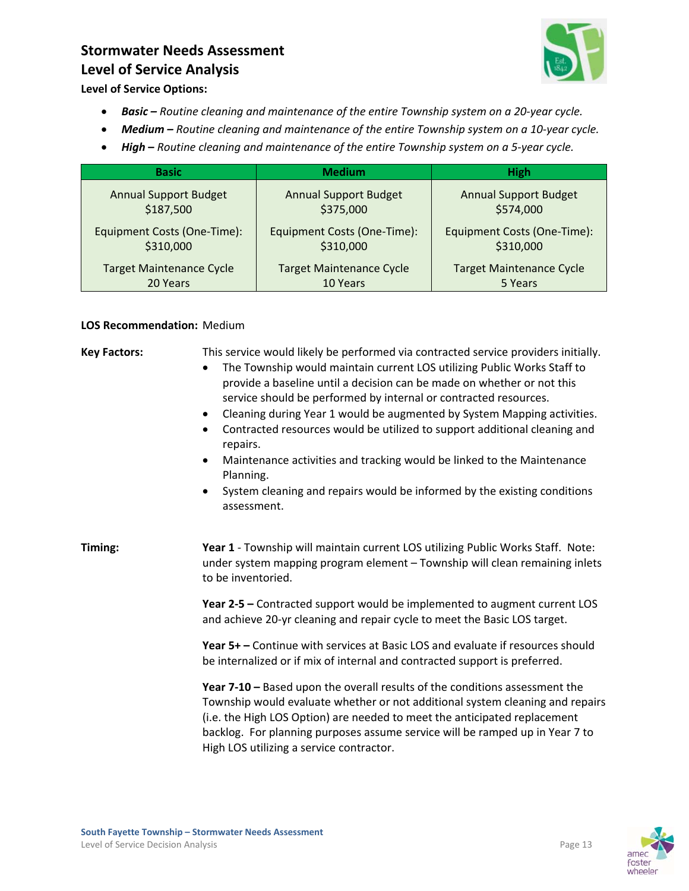## Stormwater Needs Assessment
## Level of Service Analysis

**Level of Service Options:**

- ***Basic –*** *Routine cleaning and maintenance of the entire Township system on a 20-year cycle.*
- ***Medium –*** *Routine cleaning and maintenance of the entire Township system on a 10-year cycle.*
- ***High –*** *Routine cleaning and maintenance of the entire Township system on a 5-year cycle.*

| Basic | Medium | High |
|---|---|---|
| Annual Support Budget $187,500 | Annual Support Budget $375,000 | Annual Support Budget $574,000 |
| Equipment Costs (One-Time): $310,000 | Equipment Costs (One-Time): $310,000 | Equipment Costs (One-Time): $310,000 |
| Target Maintenance Cycle 20 Years | Target Maintenance Cycle 10 Years | Target Maintenance Cycle 5 Years |

**LOS Recommendation:** Medium

**Key Factors:**

This service would likely be performed via contracted service providers initially.

- The Township would maintain current LOS utilizing Public Works Staff to provide a baseline until a decision can be made on whether or not this service should be performed by internal or contracted resources.
- Cleaning during Year 1 would be augmented by System Mapping activities.
- Contracted resources would be utilized to support additional cleaning and repairs.
- Maintenance activities and tracking would be linked to the Maintenance Planning.
- System cleaning and repairs would be informed by the existing conditions assessment.

**Timing:**

**Year 1** - Township will maintain current LOS utilizing Public Works Staff. Note: under system mapping program element – Township will clean remaining inlets to be inventoried.

**Year 2-5 –** Contracted support would be implemented to augment current LOS and achieve 20-yr cleaning and repair cycle to meet the Basic LOS target.

**Year 5+ –** Continue with services at Basic LOS and evaluate if resources should be internalized or if mix of internal and contracted support is preferred.

**Year 7-10 –** Based upon the overall results of the conditions assessment the Township would evaluate whether or not additional system cleaning and repairs (i.e. the High LOS Option) are needed to meet the anticipated replacement backlog. For planning purposes assume service will be ramped up in Year 7 to High LOS utilizing a service contractor.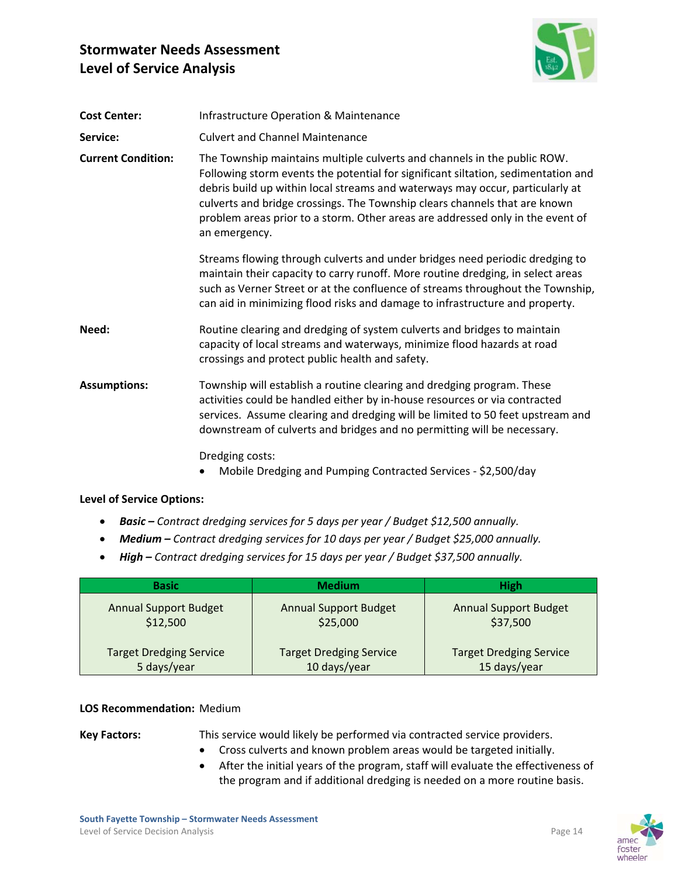## Stormwater Needs Assessment
## Level of Service Analysis

**Cost Center:** Infrastructure Operation & Maintenance

**Service:** Culvert and Channel Maintenance

**Current Condition:** The Township maintains multiple culverts and channels in the public ROW. Following storm events the potential for significant siltation, sedimentation and debris build up within local streams and waterways may occur, particularly at culverts and bridge crossings. The Township clears channels that are known problem areas prior to a storm. Other areas are addressed only in the event of an emergency.

Streams flowing through culverts and under bridges need periodic dredging to maintain their capacity to carry runoff. More routine dredging, in select areas such as Verner Street or at the confluence of streams throughout the Township, can aid in minimizing flood risks and damage to infrastructure and property.

**Need:** Routine clearing and dredging of system culverts and bridges to maintain capacity of local streams and waterways, minimize flood hazards at road crossings and protect public health and safety.

**Assumptions:** Township will establish a routine clearing and dredging program. These activities could be handled either by in-house resources or via contracted services. Assume clearing and dredging will be limited to 50 feet upstream and downstream of culverts and bridges and no permitting will be necessary.

Dredging costs:

- Mobile Dredging and Pumping Contracted Services - $2,500/day

**Level of Service Options:**

- ***Basic –*** *Contract dredging services for 5 days per year / Budget $12,500 annually.*
- ***Medium –*** *Contract dredging services for 10 days per year / Budget $25,000 annually.*
- ***High –*** *Contract dredging services for 15 days per year / Budget $37,500 annually.*

| Basic | Medium | High |
|---|---|---|
| Annual Support Budget $12,500<br><br>Target Dredging Service 5 days/year | Annual Support Budget $25,000<br><br>Target Dredging Service 10 days/year | Annual Support Budget $37,500<br><br>Target Dredging Service 15 days/year |

**LOS Recommendation:** Medium

**Key Factors:** This service would likely be performed via contracted service providers.

- Cross culverts and known problem areas would be targeted initially.
- After the initial years of the program, staff will evaluate the effectiveness of the program and if additional dredging is needed on a more routine basis.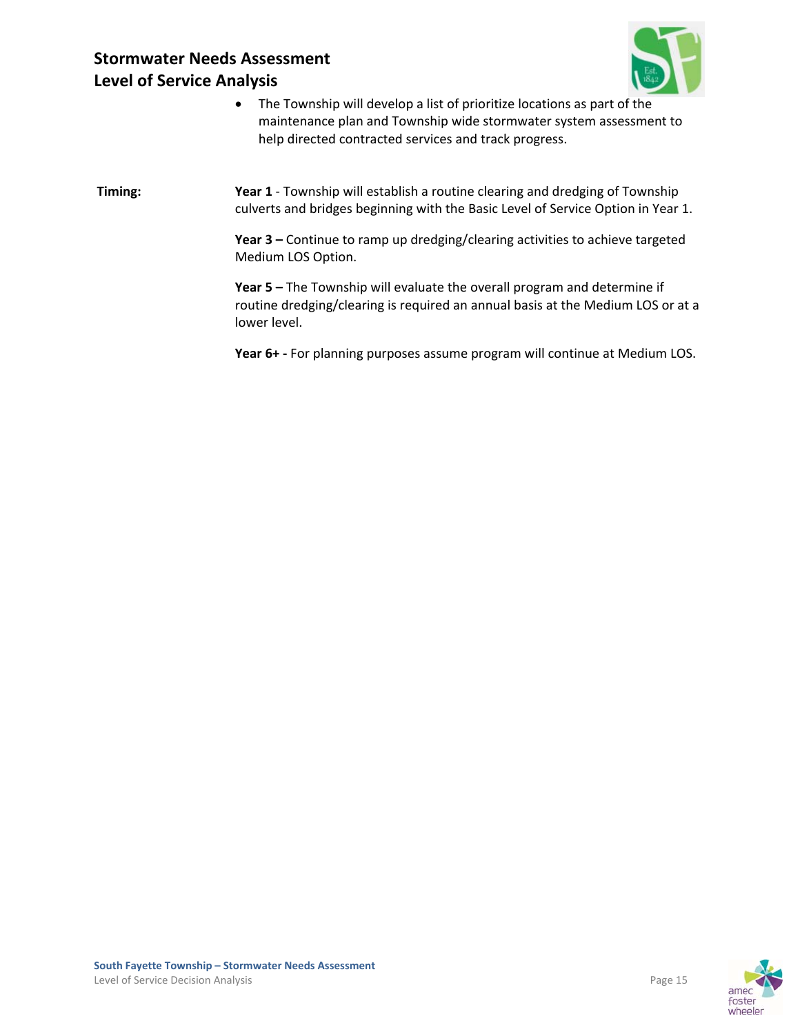- The Township will develop a list of prioritize locations as part of the maintenance plan and Township wide stormwater system assessment to help directed contracted services and track progress.

**Timing:**

**Year 1** - Township will establish a routine clearing and dredging of Township culverts and bridges beginning with the Basic Level of Service Option in Year 1.

**Year 3 –** Continue to ramp up dredging/clearing activities to achieve targeted Medium LOS Option.

**Year 5 –** The Township will evaluate the overall program and determine if routine dredging/clearing is required an annual basis at the Medium LOS or at a lower level.

**Year 6+ -** For planning purposes assume program will continue at Medium LOS.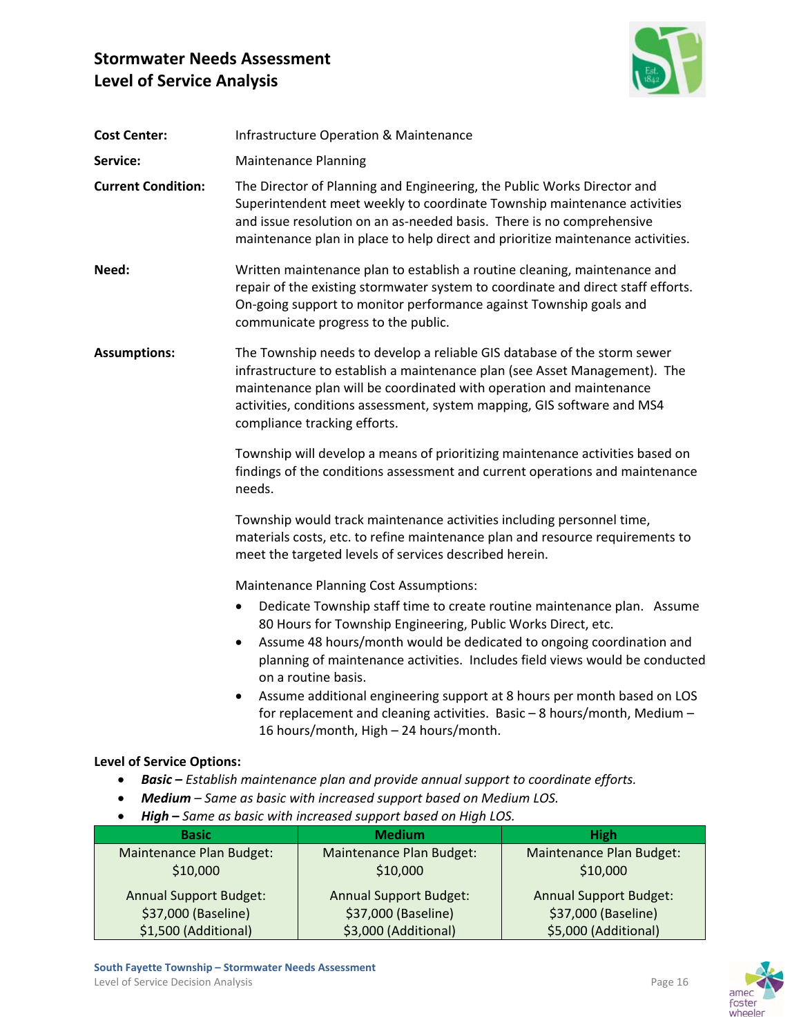# Stormwater Needs Assessment
# Level of Service Analysis

**Cost Center:** Infrastructure Operation & Maintenance

**Service:** Maintenance Planning

**Current Condition:** The Director of Planning and Engineering, the Public Works Director and Superintendent meet weekly to coordinate Township maintenance activities and issue resolution on an as-needed basis. There is no comprehensive maintenance plan in place to help direct and prioritize maintenance activities.

**Need:** Written maintenance plan to establish a routine cleaning, maintenance and repair of the existing stormwater system to coordinate and direct staff efforts. On-going support to monitor performance against Township goals and communicate progress to the public.

**Assumptions:** The Township needs to develop a reliable GIS database of the storm sewer infrastructure to establish a maintenance plan (see Asset Management). The maintenance plan will be coordinated with operation and maintenance activities, conditions assessment, system mapping, GIS software and MS4 compliance tracking efforts.

Township will develop a means of prioritizing maintenance activities based on findings of the conditions assessment and current operations and maintenance needs.

Township would track maintenance activities including personnel time, materials costs, etc. to refine maintenance plan and resource requirements to meet the targeted levels of services described herein.

Maintenance Planning Cost Assumptions:

- Dedicate Township staff time to create routine maintenance plan. Assume 80 Hours for Township Engineering, Public Works Direct, etc.
- Assume 48 hours/month would be dedicated to ongoing coordination and planning of maintenance activities. Includes field views would be conducted on a routine basis.
- Assume additional engineering support at 8 hours per month based on LOS for replacement and cleaning activities. Basic – 8 hours/month, Medium – 16 hours/month, High – 24 hours/month.

**Level of Service Options:**

- ***Basic –*** *Establish maintenance plan and provide annual support to coordinate efforts.*
- ***Medium*** *– Same as basic with increased support based on Medium LOS.*
- ***High –*** *Same as basic with increased support based on High LOS.*

| Basic | Medium | High |
|---|---|---|
| Maintenance Plan Budget: $10,000 | Maintenance Plan Budget: $10,000 | Maintenance Plan Budget: $10,000 |
| Annual Support Budget: $37,000 (Baseline) $1,500 (Additional) | Annual Support Budget: $37,000 (Baseline) $3,000 (Additional) | Annual Support Budget: $37,000 (Baseline) $5,000 (Additional) |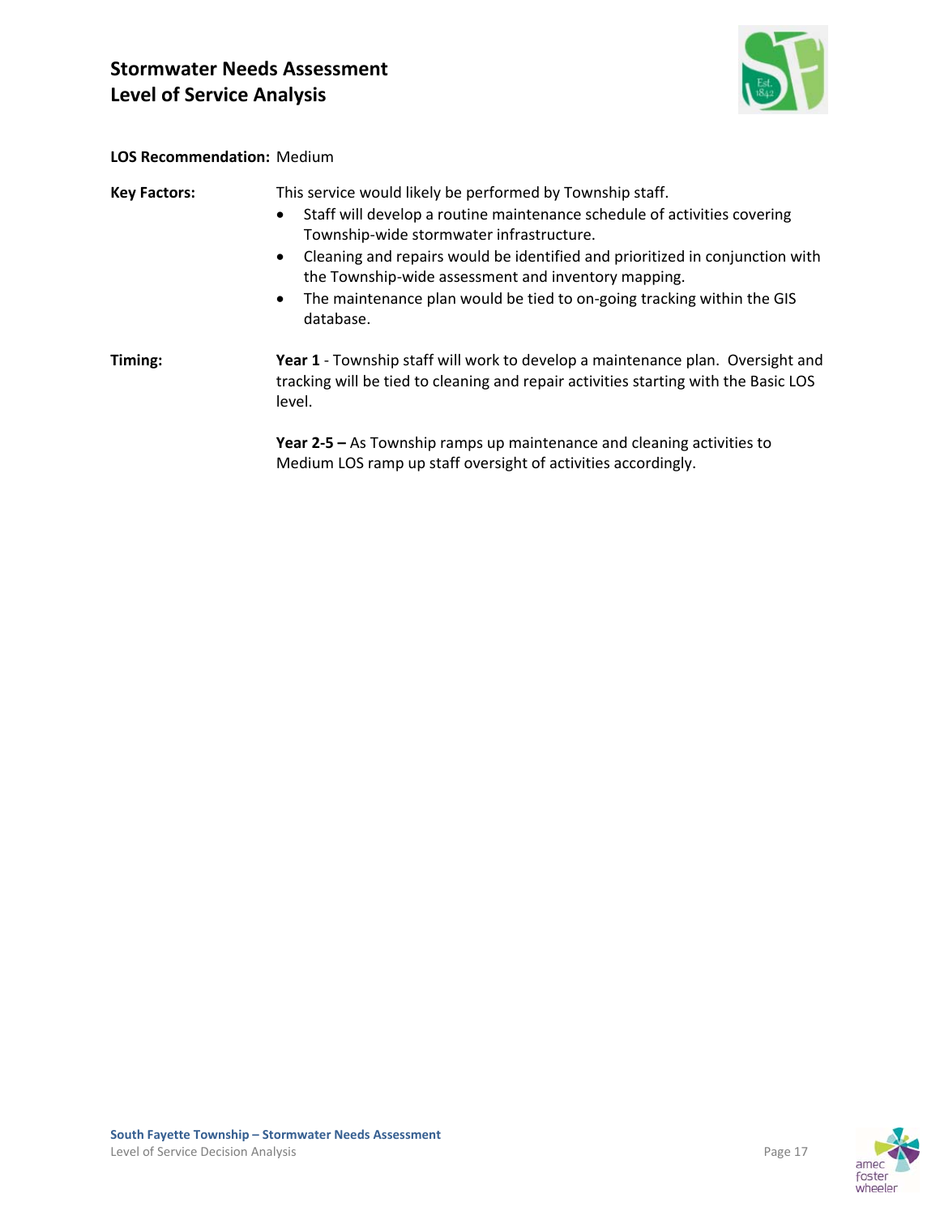**LOS Recommendation:** Medium

**Key Factors:** This service would likely be performed by Township staff.

- Staff will develop a routine maintenance schedule of activities covering Township-wide stormwater infrastructure.
- Cleaning and repairs would be identified and prioritized in conjunction with the Township-wide assessment and inventory mapping.
- The maintenance plan would be tied to on-going tracking within the GIS database.

**Timing:**

**Year 1** - Township staff will work to develop a maintenance plan. Oversight and tracking will be tied to cleaning and repair activities starting with the Basic LOS level.

**Year 2-5 –** As Township ramps up maintenance and cleaning activities to Medium LOS ramp up staff oversight of activities accordingly.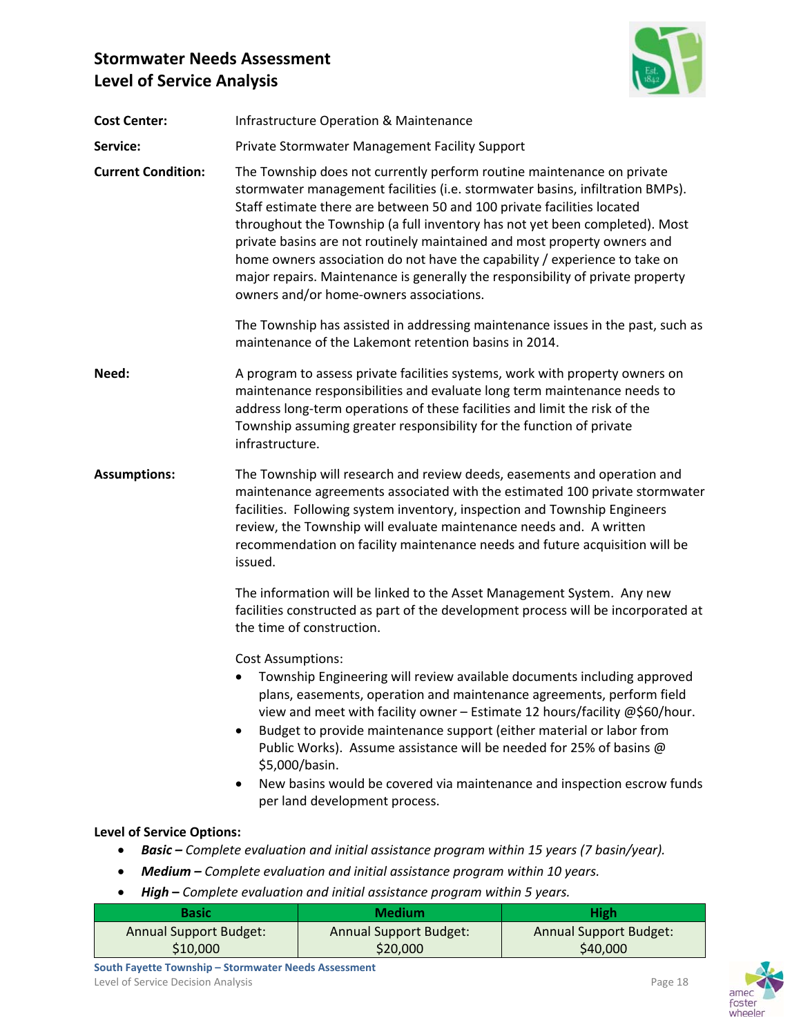# Stormwater Needs Assessment
# Level of Service Analysis

**Cost Center:** Infrastructure Operation & Maintenance

**Service:** Private Stormwater Management Facility Support

**Current Condition:** The Township does not currently perform routine maintenance on private stormwater management facilities (i.e. stormwater basins, infiltration BMPs). Staff estimate there are between 50 and 100 private facilities located throughout the Township (a full inventory has not yet been completed). Most private basins are not routinely maintained and most property owners and home owners association do not have the capability / experience to take on major repairs. Maintenance is generally the responsibility of private property owners and/or home-owners associations.

The Township has assisted in addressing maintenance issues in the past, such as maintenance of the Lakemont retention basins in 2014.

**Need:** A program to assess private facilities systems, work with property owners on maintenance responsibilities and evaluate long term maintenance needs to address long-term operations of these facilities and limit the risk of the Township assuming greater responsibility for the function of private infrastructure.

**Assumptions:** The Township will research and review deeds, easements and operation and maintenance agreements associated with the estimated 100 private stormwater facilities. Following system inventory, inspection and Township Engineers review, the Township will evaluate maintenance needs and. A written recommendation on facility maintenance needs and future acquisition will be issued.

The information will be linked to the Asset Management System. Any new facilities constructed as part of the development process will be incorporated at the time of construction.

Cost Assumptions:

- Township Engineering will review available documents including approved plans, easements, operation and maintenance agreements, perform field view and meet with facility owner – Estimate 12 hours/facility @$60/hour.
- Budget to provide maintenance support (either material or labor from Public Works). Assume assistance will be needed for 25% of basins @ $5,000/basin.
- New basins would be covered via maintenance and inspection escrow funds per land development process.

**Level of Service Options:**

- ***Basic –*** *Complete evaluation and initial assistance program within 15 years (7 basin/year).*
- ***Medium –*** *Complete evaluation and initial assistance program within 10 years.*
- ***High –*** *Complete evaluation and initial assistance program within 5 years.*

| Basic | Medium | High |
|---|---|---|
| Annual Support Budget: $10,000 | Annual Support Budget: $20,000 | Annual Support Budget: $40,000 |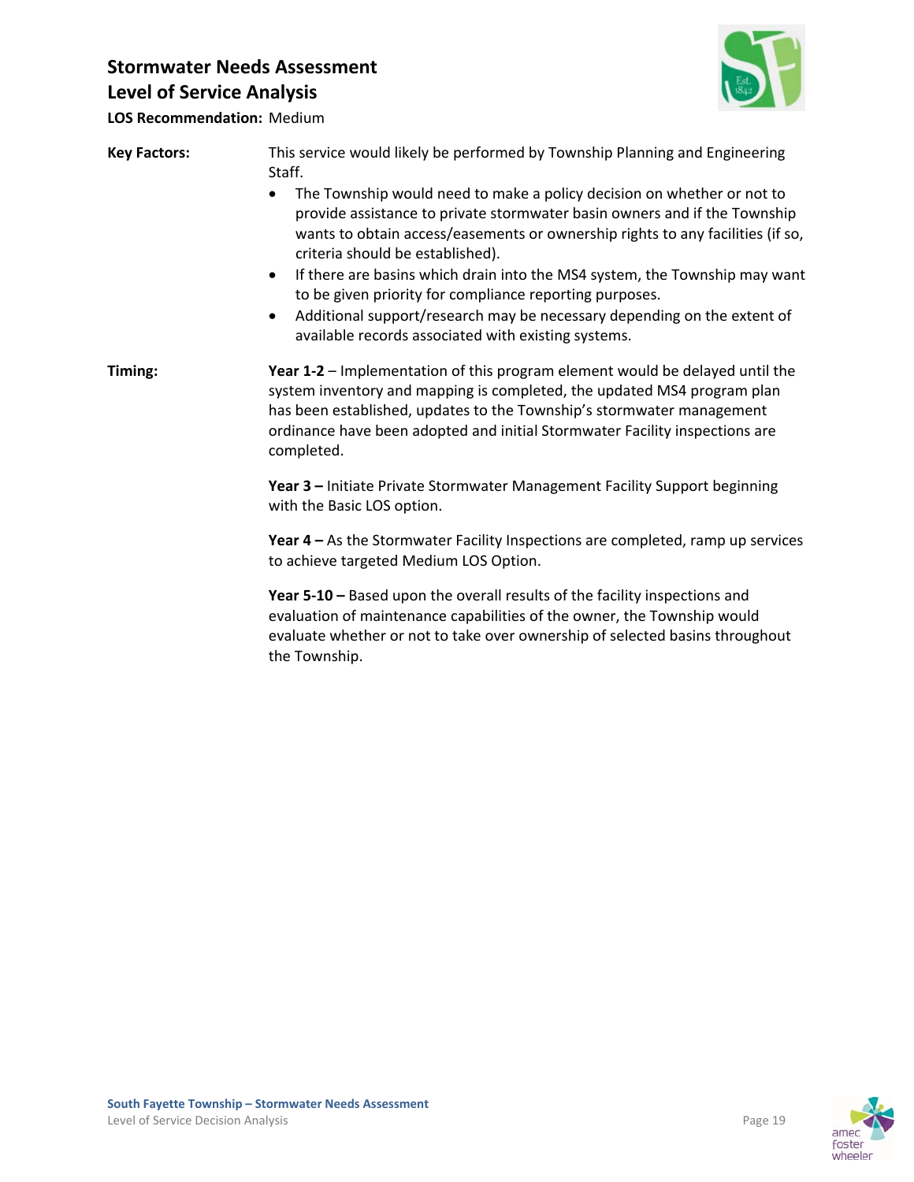## Stormwater Needs Assessment
## Level of Service Analysis

**LOS Recommendation:** Medium

**Key Factors:**

This service would likely be performed by Township Planning and Engineering Staff.

- The Township would need to make a policy decision on whether or not to provide assistance to private stormwater basin owners and if the Township wants to obtain access/easements or ownership rights to any facilities (if so, criteria should be established).
- If there are basins which drain into the MS4 system, the Township may want to be given priority for compliance reporting purposes.
- Additional support/research may be necessary depending on the extent of available records associated with existing systems.

**Timing:**

**Year 1-2** – Implementation of this program element would be delayed until the system inventory and mapping is completed, the updated MS4 program plan has been established, updates to the Township's stormwater management ordinance have been adopted and initial Stormwater Facility inspections are completed.

**Year 3 –** Initiate Private Stormwater Management Facility Support beginning with the Basic LOS option.

**Year 4 –** As the Stormwater Facility Inspections are completed, ramp up services to achieve targeted Medium LOS Option.

**Year 5-10 –** Based upon the overall results of the facility inspections and evaluation of maintenance capabilities of the owner, the Township would evaluate whether or not to take over ownership of selected basins throughout the Township.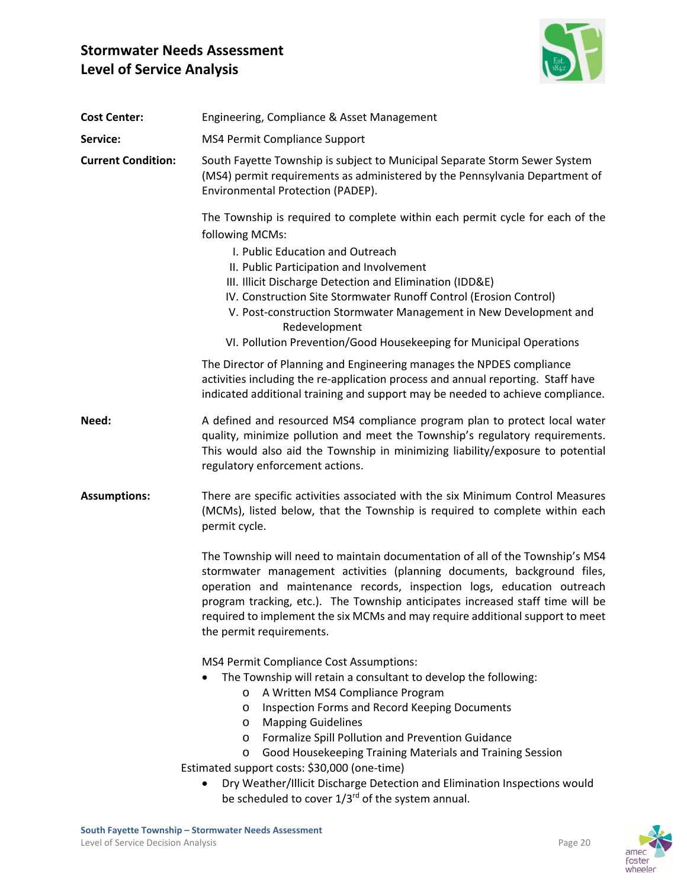# Stormwater Needs Assessment
# Level of Service Analysis

**Cost Center:** Engineering, Compliance & Asset Management

**Service:** MS4 Permit Compliance Support

**Current Condition:** South Fayette Township is subject to Municipal Separate Storm Sewer System (MS4) permit requirements as administered by the Pennsylvania Department of Environmental Protection (PADEP).

The Township is required to complete within each permit cycle for each of the following MCMs:

I. Public Education and Outreach
II. Public Participation and Involvement
III. Illicit Discharge Detection and Elimination (IDD&E)
IV. Construction Site Stormwater Runoff Control (Erosion Control)
V. Post-construction Stormwater Management in New Development and Redevelopment
VI. Pollution Prevention/Good Housekeeping for Municipal Operations

The Director of Planning and Engineering manages the NPDES compliance activities including the re-application process and annual reporting. Staff have indicated additional training and support may be needed to achieve compliance.

**Need:** A defined and resourced MS4 compliance program plan to protect local water quality, minimize pollution and meet the Township's regulatory requirements. This would also aid the Township in minimizing liability/exposure to potential regulatory enforcement actions.

**Assumptions:** There are specific activities associated with the six Minimum Control Measures (MCMs), listed below, that the Township is required to complete within each permit cycle.

The Township will need to maintain documentation of all of the Township's MS4 stormwater management activities (planning documents, background files, operation and maintenance records, inspection logs, education outreach program tracking, etc.). The Township anticipates increased staff time will be required to implement the six MCMs and may require additional support to meet the permit requirements.

MS4 Permit Compliance Cost Assumptions:

- The Township will retain a consultant to develop the following:
  - A Written MS4 Compliance Program
  - Inspection Forms and Record Keeping Documents
  - Mapping Guidelines
  - Formalize Spill Pollution and Prevention Guidance
  - Good Housekeeping Training Materials and Training Session

Estimated support costs: $30,000 (one-time)

- Dry Weather/Illicit Discharge Detection and Elimination Inspections would be scheduled to cover 1/3rd of the system annual.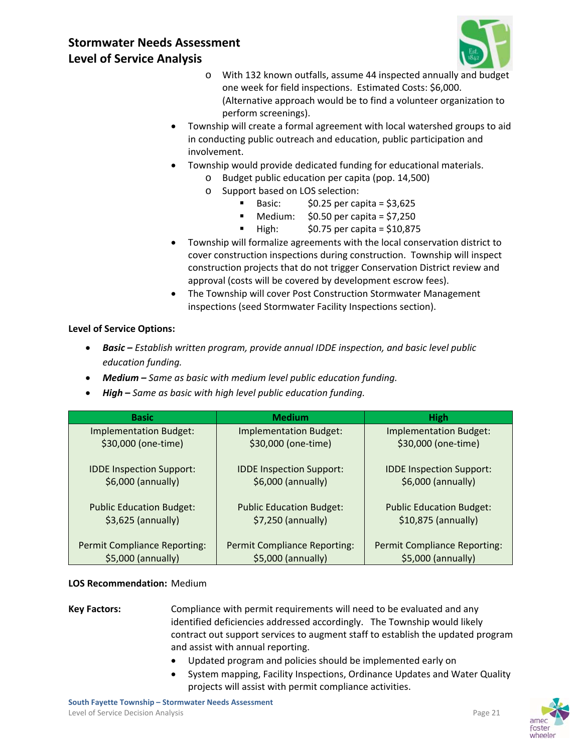- With 132 known outfalls, assume 44 inspected annually and budget one week for field inspections. Estimated Costs: $6,000. (Alternative approach would be to find a volunteer organization to perform screenings).
- Township will create a formal agreement with local watershed groups to aid in conducting public outreach and education, public participation and involvement.
- Township would provide dedicated funding for educational materials.
  - Budget public education per capita (pop. 14,500)
  - Support based on LOS selection:
    - Basic: $0.25 per capita = $3,625
    - Medium: $0.50 per capita = $7,250
    - High: $0.75 per capita = $10,875
- Township will formalize agreements with the local conservation district to cover construction inspections during construction. Township will inspect construction projects that do not trigger Conservation District review and approval (costs will be covered by development escrow fees).
- The Township will cover Post Construction Stormwater Management inspections (seed Stormwater Facility Inspections section).

**Level of Service Options:**

- ***Basic –*** *Establish written program, provide annual IDDE inspection, and basic level public education funding.*
- ***Medium –*** *Same as basic with medium level public education funding.*
- ***High –*** *Same as basic with high level public education funding.*

| Basic | Medium | High |
|---|---|---|
| Implementation Budget: $30,000 (one-time) | Implementation Budget: $30,000 (one-time) | Implementation Budget: $30,000 (one-time) |
| IDDE Inspection Support: $6,000 (annually) | IDDE Inspection Support: $6,000 (annually) | IDDE Inspection Support: $6,000 (annually) |
| Public Education Budget: $3,625 (annually) | Public Education Budget: $7,250 (annually) | Public Education Budget: $10,875 (annually) |
| Permit Compliance Reporting: $5,000 (annually) | Permit Compliance Reporting: $5,000 (annually) | Permit Compliance Reporting: $5,000 (annually) |

**LOS Recommendation:** Medium

**Key Factors:** Compliance with permit requirements will need to be evaluated and any identified deficiencies addressed accordingly. The Township would likely contract out support services to augment staff to establish the updated program and assist with annual reporting.

- Updated program and policies should be implemented early on
- System mapping, Facility Inspections, Ordinance Updates and Water Quality projects will assist with permit compliance activities.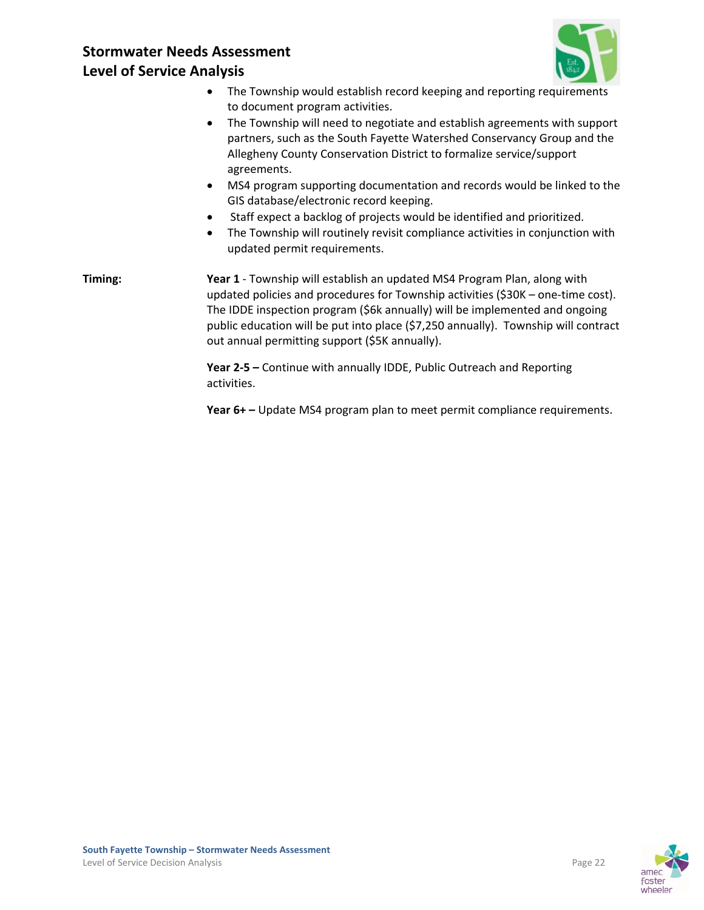- The Township would establish record keeping and reporting requirements to document program activities.
- The Township will need to negotiate and establish agreements with support partners, such as the South Fayette Watershed Conservancy Group and the Allegheny County Conservation District to formalize service/support agreements.
- MS4 program supporting documentation and records would be linked to the GIS database/electronic record keeping.
- Staff expect a backlog of projects would be identified and prioritized.
- The Township will routinely revisit compliance activities in conjunction with updated permit requirements.

**Timing:**

**Year 1** - Township will establish an updated MS4 Program Plan, along with updated policies and procedures for Township activities ($30K – one-time cost). The IDDE inspection program ($6k annually) will be implemented and ongoing public education will be put into place ($7,250 annually). Township will contract out annual permitting support ($5K annually).

**Year 2-5 –** Continue with annually IDDE, Public Outreach and Reporting activities.

**Year 6+ –** Update MS4 program plan to meet permit compliance requirements.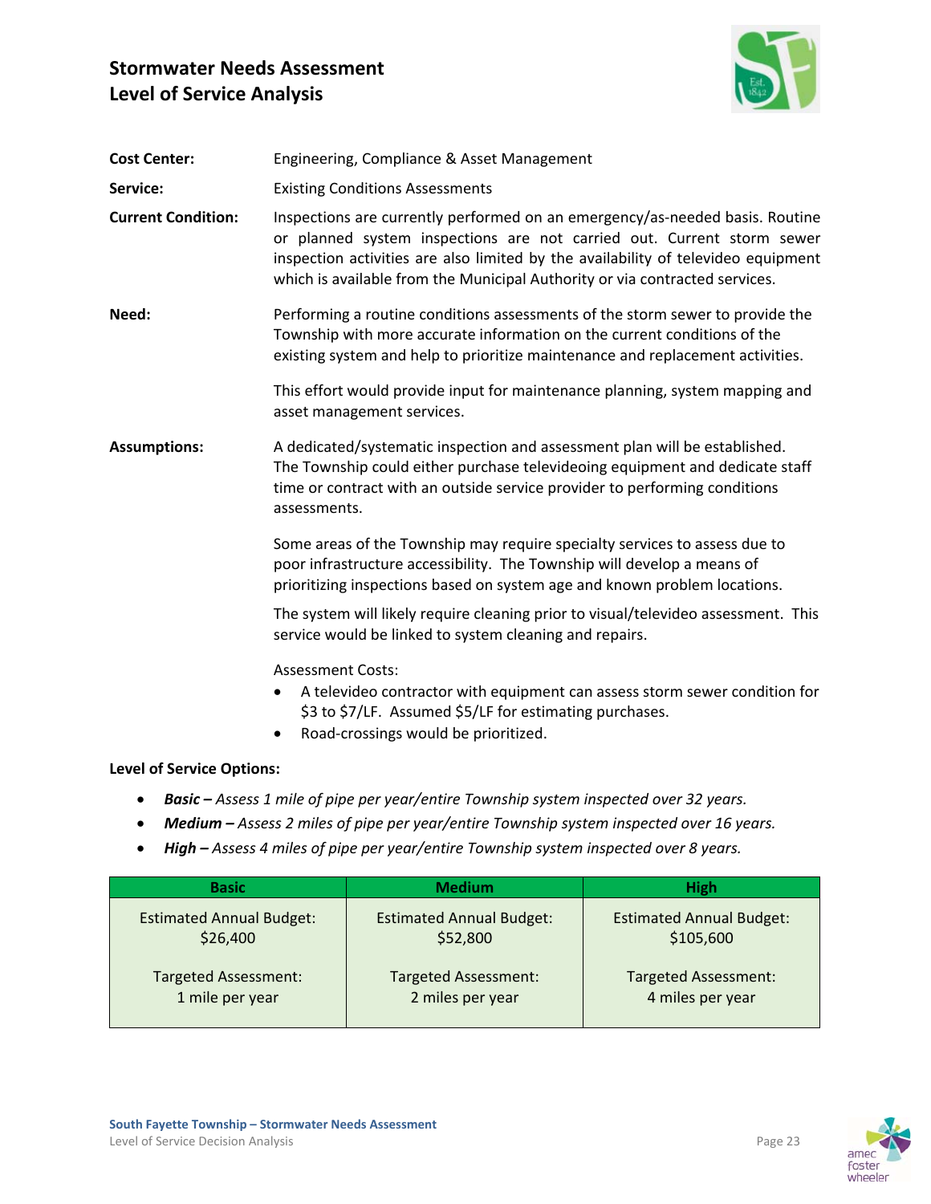# Stormwater Needs Assessment
# Level of Service Analysis

**Cost Center:** Engineering, Compliance & Asset Management

**Service:** Existing Conditions Assessments

**Current Condition:** Inspections are currently performed on an emergency/as-needed basis. Routine or planned system inspections are not carried out. Current storm sewer inspection activities are also limited by the availability of televideo equipment which is available from the Municipal Authority or via contracted services.

**Need:** Performing a routine conditions assessments of the storm sewer to provide the Township with more accurate information on the current conditions of the existing system and help to prioritize maintenance and replacement activities.

This effort would provide input for maintenance planning, system mapping and asset management services.

**Assumptions:** A dedicated/systematic inspection and assessment plan will be established. The Township could either purchase televideoing equipment and dedicate staff time or contract with an outside service provider to performing conditions assessments.

Some areas of the Township may require specialty services to assess due to poor infrastructure accessibility. The Township will develop a means of prioritizing inspections based on system age and known problem locations.

The system will likely require cleaning prior to visual/televideo assessment. This service would be linked to system cleaning and repairs.

Assessment Costs:

- A televideo contractor with equipment can assess storm sewer condition for \$3 to \$7/LF. Assumed \$5/LF for estimating purchases.
- Road-crossings would be prioritized.

**Level of Service Options:**

- ***Basic –*** *Assess 1 mile of pipe per year/entire Township system inspected over 32 years.*
- ***Medium –*** *Assess 2 miles of pipe per year/entire Township system inspected over 16 years.*
- ***High –*** *Assess 4 miles of pipe per year/entire Township system inspected over 8 years.*

| Basic | Medium | High |
|---|---|---|
| Estimated Annual Budget: \$26,400<br><br>Targeted Assessment: 1 mile per year | Estimated Annual Budget: \$52,800<br><br>Targeted Assessment: 2 miles per year | Estimated Annual Budget: \$105,600<br><br>Targeted Assessment: 4 miles per year |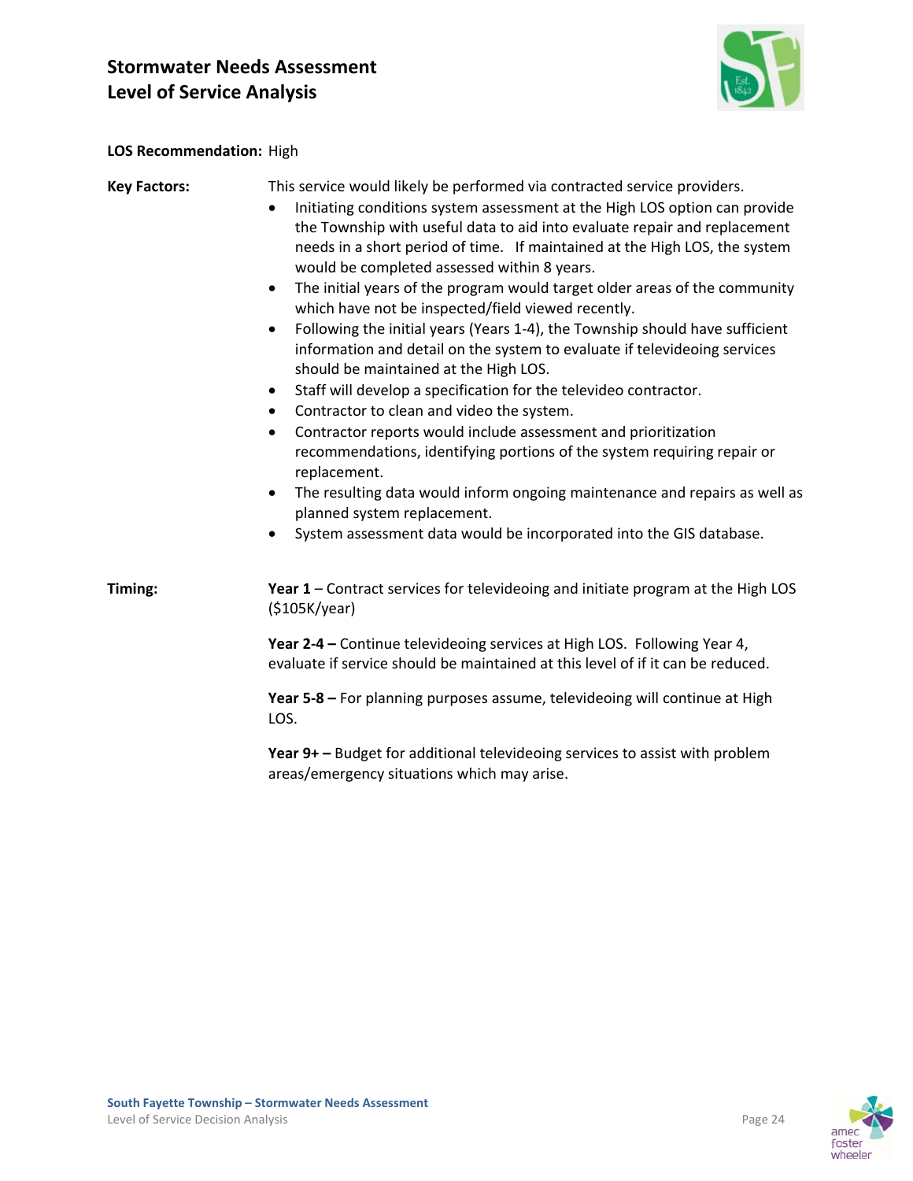**LOS Recommendation:** High

**Key Factors:**

This service would likely be performed via contracted service providers.

- Initiating conditions system assessment at the High LOS option can provide the Township with useful data to aid into evaluate repair and replacement needs in a short period of time. If maintained at the High LOS, the system would be completed assessed within 8 years.
- The initial years of the program would target older areas of the community which have not be inspected/field viewed recently.
- Following the initial years (Years 1-4), the Township should have sufficient information and detail on the system to evaluate if televideoing services should be maintained at the High LOS.
- Staff will develop a specification for the televideo contractor.
- Contractor to clean and video the system.
- Contractor reports would include assessment and prioritization recommendations, identifying portions of the system requiring repair or replacement.
- The resulting data would inform ongoing maintenance and repairs as well as planned system replacement.
- System assessment data would be incorporated into the GIS database.

**Timing:**

**Year 1** – Contract services for televideoing and initiate program at the High LOS ($105K/year)

**Year 2-4 –** Continue televideoing services at High LOS. Following Year 4, evaluate if service should be maintained at this level of if it can be reduced.

**Year 5-8 –** For planning purposes assume, televideoing will continue at High LOS.

**Year 9+ –** Budget for additional televideoing services to assist with problem areas/emergency situations which may arise.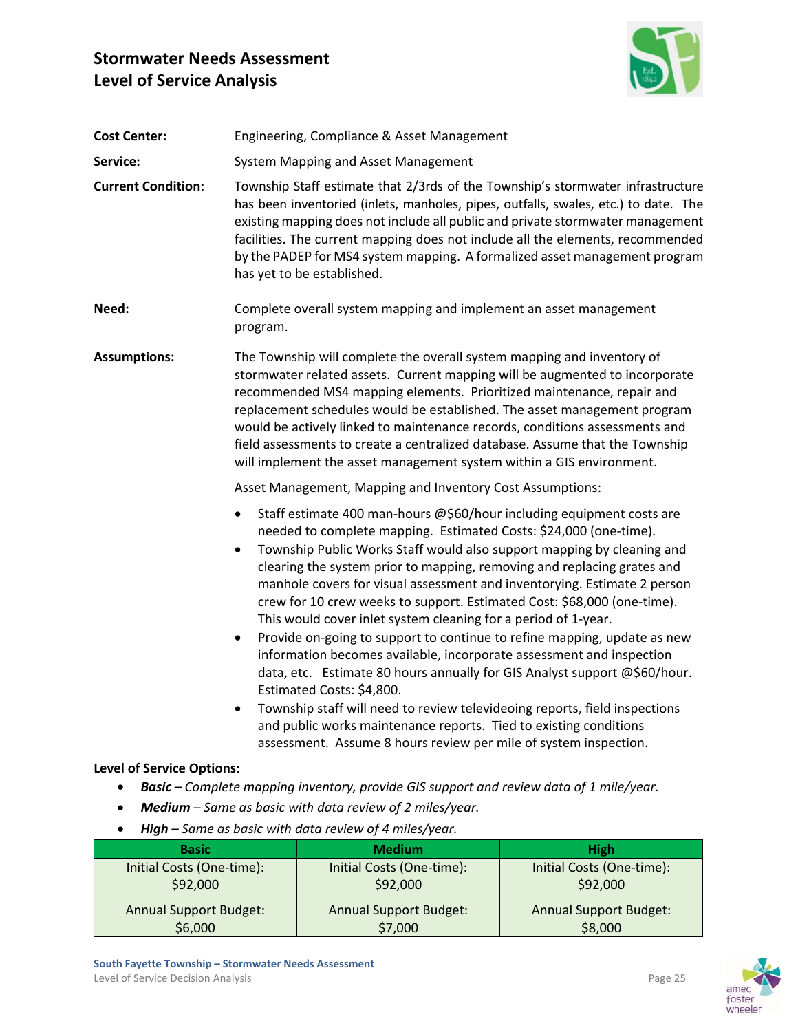# Stormwater Needs Assessment
# Level of Service Analysis

**Cost Center:** Engineering, Compliance & Asset Management

**Service:** System Mapping and Asset Management

**Current Condition:** Township Staff estimate that 2/3rds of the Township's stormwater infrastructure has been inventoried (inlets, manholes, pipes, outfalls, swales, etc.) to date. The existing mapping does not include all public and private stormwater management facilities. The current mapping does not include all the elements, recommended by the PADEP for MS4 system mapping. A formalized asset management program has yet to be established.

**Need:** Complete overall system mapping and implement an asset management program.

**Assumptions:** The Township will complete the overall system mapping and inventory of stormwater related assets. Current mapping will be augmented to incorporate recommended MS4 mapping elements. Prioritized maintenance, repair and replacement schedules would be established. The asset management program would be actively linked to maintenance records, conditions assessments and field assessments to create a centralized database. Assume that the Township will implement the asset management system within a GIS environment.

Asset Management, Mapping and Inventory Cost Assumptions:

- Staff estimate 400 man-hours @$60/hour including equipment costs are needed to complete mapping. Estimated Costs: $24,000 (one-time).
- Township Public Works Staff would also support mapping by cleaning and clearing the system prior to mapping, removing and replacing grates and manhole covers for visual assessment and inventorying. Estimate 2 person crew for 10 crew weeks to support. Estimated Cost: $68,000 (one-time). This would cover inlet system cleaning for a period of 1-year.
- Provide on-going to support to continue to refine mapping, update as new information becomes available, incorporate assessment and inspection data, etc. Estimate 80 hours annually for GIS Analyst support @$60/hour. Estimated Costs: $4,800.
- Township staff will need to review televideoing reports, field inspections and public works maintenance reports. Tied to existing conditions assessment. Assume 8 hours review per mile of system inspection.

**Level of Service Options:**

- ***Basic*** *– Complete mapping inventory, provide GIS support and review data of 1 mile/year.*
- ***Medium*** *– Same as basic with data review of 2 miles/year.*
- ***High*** *– Same as basic with data review of 4 miles/year.*

| Basic | Medium | High |
|---|---|---|
| Initial Costs (One-time): $92,000 | Initial Costs (One-time): $92,000 | Initial Costs (One-time): $92,000 |
| Annual Support Budget: $6,000 | Annual Support Budget: $7,000 | Annual Support Budget: $8,000 |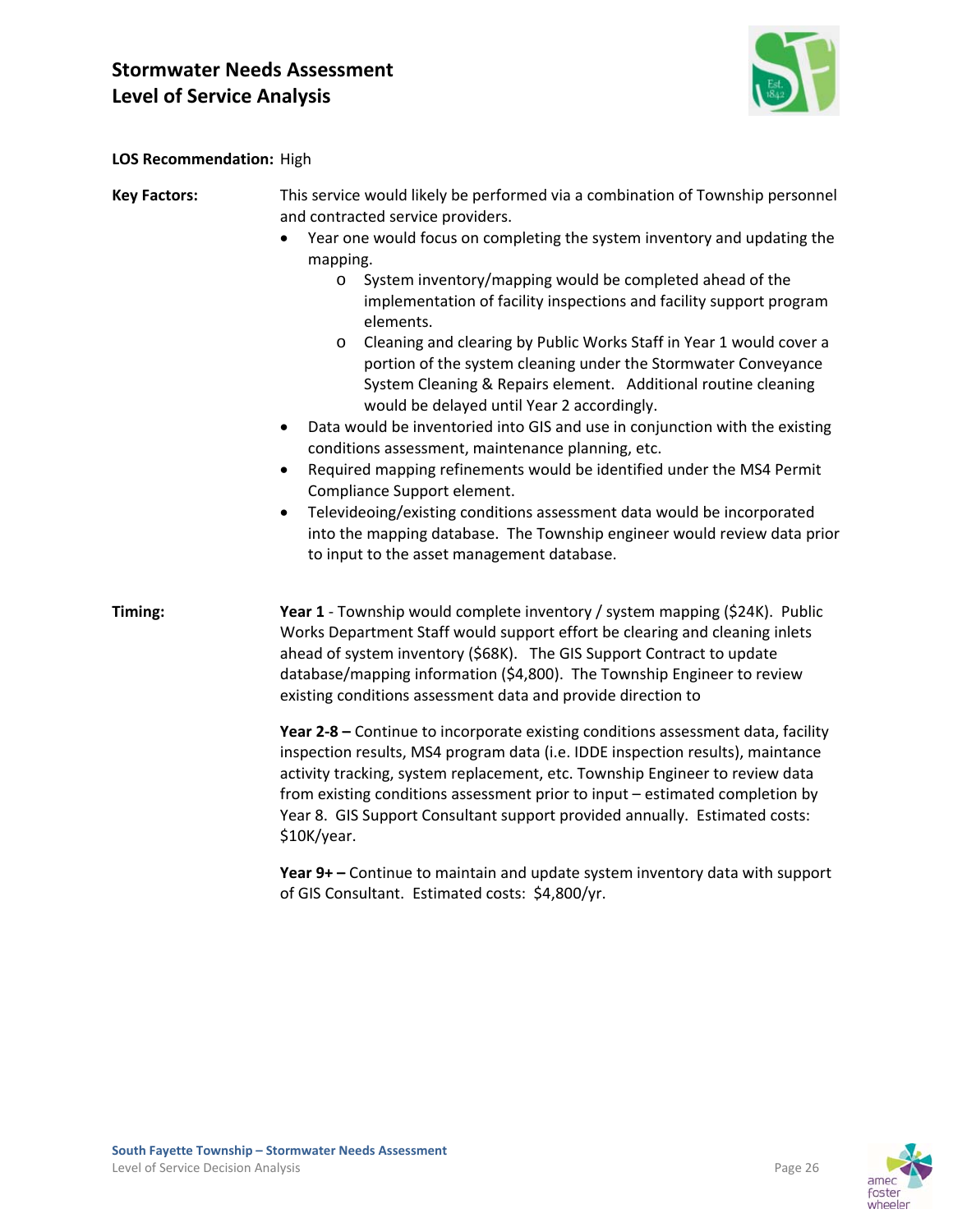**LOS Recommendation:** High

**Key Factors:**

This service would likely be performed via a combination of Township personnel and contracted service providers.

- Year one would focus on completing the system inventory and updating the mapping.
  - System inventory/mapping would be completed ahead of the implementation of facility inspections and facility support program elements.
  - Cleaning and clearing by Public Works Staff in Year 1 would cover a portion of the system cleaning under the Stormwater Conveyance System Cleaning & Repairs element. Additional routine cleaning would be delayed until Year 2 accordingly.
- Data would be inventoried into GIS and use in conjunction with the existing conditions assessment, maintenance planning, etc.
- Required mapping refinements would be identified under the MS4 Permit Compliance Support element.
- Televideoing/existing conditions assessment data would be incorporated into the mapping database. The Township engineer would review data prior to input to the asset management database.

**Timing:**

**Year 1** - Township would complete inventory / system mapping ($24K). Public Works Department Staff would support effort be clearing and cleaning inlets ahead of system inventory ($68K). The GIS Support Contract to update database/mapping information ($4,800). The Township Engineer to review existing conditions assessment data and provide direction to

**Year 2-8 –** Continue to incorporate existing conditions assessment data, facility inspection results, MS4 program data (i.e. IDDE inspection results), maintance activity tracking, system replacement, etc. Township Engineer to review data from existing conditions assessment prior to input – estimated completion by Year 8. GIS Support Consultant support provided annually. Estimated costs: $10K/year.

**Year 9+ –** Continue to maintain and update system inventory data with support of GIS Consultant. Estimated costs: $4,800/yr.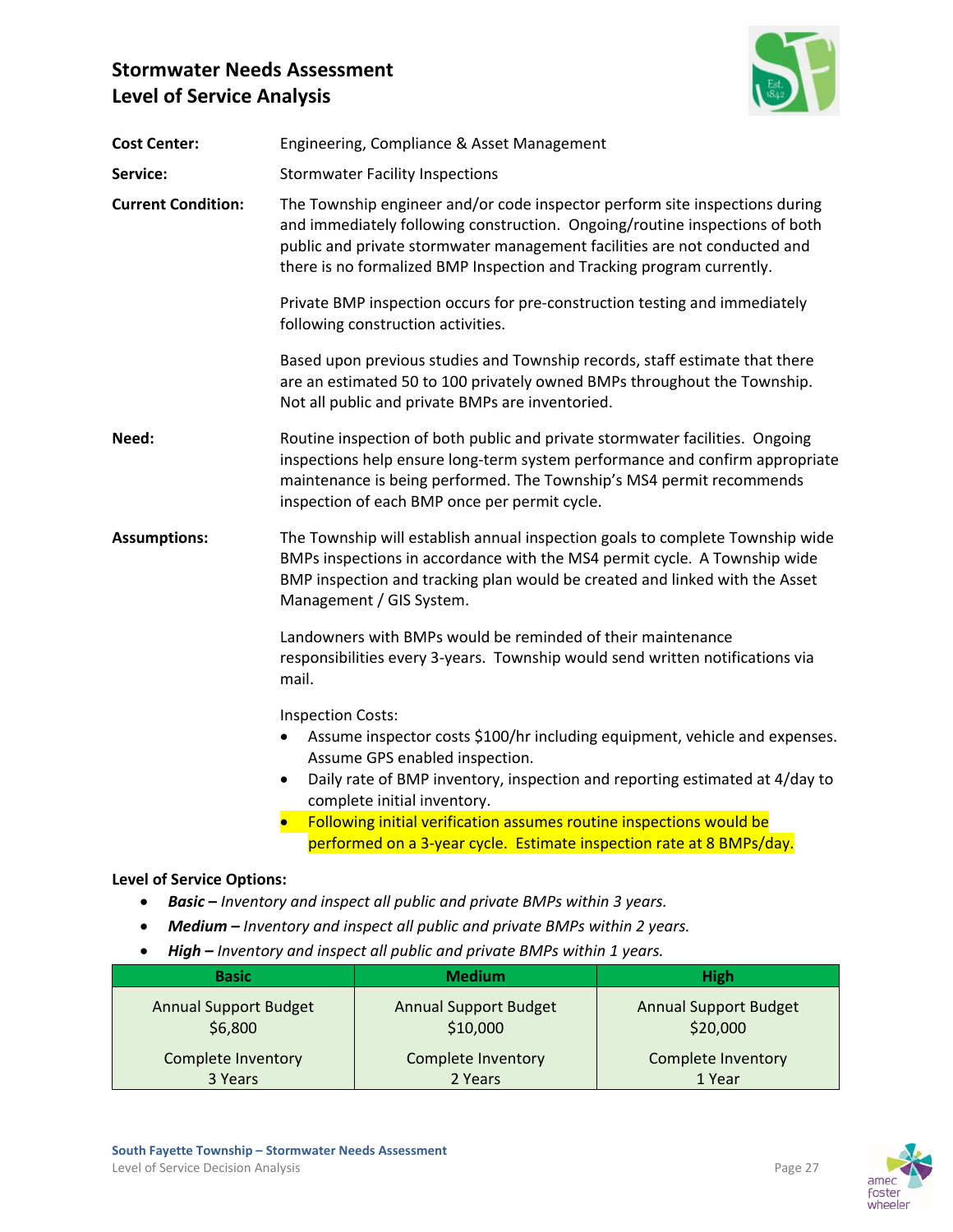# Stormwater Needs Assessment
# Level of Service Analysis

**Cost Center:** Engineering, Compliance & Asset Management

**Service:** Stormwater Facility Inspections

**Current Condition:** The Township engineer and/or code inspector perform site inspections during and immediately following construction. Ongoing/routine inspections of both public and private stormwater management facilities are not conducted and there is no formalized BMP Inspection and Tracking program currently.

Private BMP inspection occurs for pre-construction testing and immediately following construction activities.

Based upon previous studies and Township records, staff estimate that there are an estimated 50 to 100 privately owned BMPs throughout the Township. Not all public and private BMPs are inventoried.

**Need:** Routine inspection of both public and private stormwater facilities. Ongoing inspections help ensure long-term system performance and confirm appropriate maintenance is being performed. The Township's MS4 permit recommends inspection of each BMP once per permit cycle.

**Assumptions:** The Township will establish annual inspection goals to complete Township wide BMPs inspections in accordance with the MS4 permit cycle. A Township wide BMP inspection and tracking plan would be created and linked with the Asset Management / GIS System.

Landowners with BMPs would be reminded of their maintenance responsibilities every 3-years. Township would send written notifications via mail.

Inspection Costs:

- Assume inspector costs $100/hr including equipment, vehicle and expenses. Assume GPS enabled inspection.
- Daily rate of BMP inventory, inspection and reporting estimated at 4/day to complete initial inventory.
- Following initial verification assumes routine inspections would be performed on a 3-year cycle. Estimate inspection rate at 8 BMPs/day.

**Level of Service Options:**

- ***Basic –*** *Inventory and inspect all public and private BMPs within 3 years.*
- ***Medium –*** *Inventory and inspect all public and private BMPs within 2 years.*
- ***High –*** *Inventory and inspect all public and private BMPs within 1 years.*

| Basic | Medium | High |
|---|---|---|
| Annual Support Budget $6,800<br>Complete Inventory 3 Years | Annual Support Budget $10,000<br>Complete Inventory 2 Years | Annual Support Budget $20,000<br>Complete Inventory 1 Year |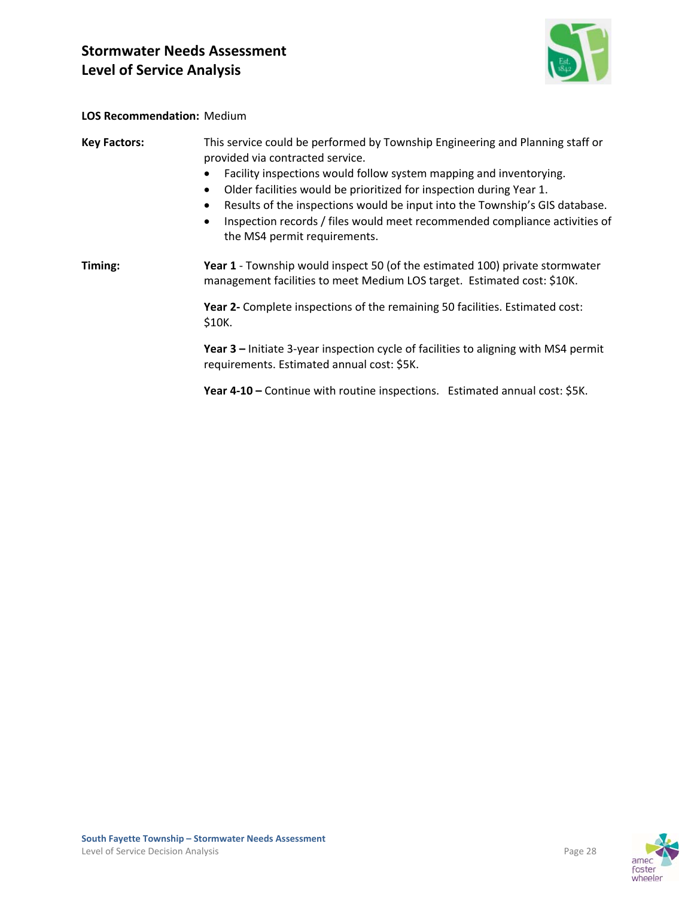## Stormwater Needs Assessment
## Level of Service Analysis

**LOS Recommendation:** Medium

**Key Factors:** This service could be performed by Township Engineering and Planning staff or provided via contracted service.

- Facility inspections would follow system mapping and inventorying.
- Older facilities would be prioritized for inspection during Year 1.
- Results of the inspections would be input into the Township's GIS database.
- Inspection records / files would meet recommended compliance activities of the MS4 permit requirements.

**Timing:**

**Year 1** - Township would inspect 50 (of the estimated 100) private stormwater management facilities to meet Medium LOS target. Estimated cost: $10K.

**Year 2-** Complete inspections of the remaining 50 facilities. Estimated cost: $10K.

**Year 3 –** Initiate 3-year inspection cycle of facilities to aligning with MS4 permit requirements. Estimated annual cost: $5K.

**Year 4-10 –** Continue with routine inspections. Estimated annual cost: $5K.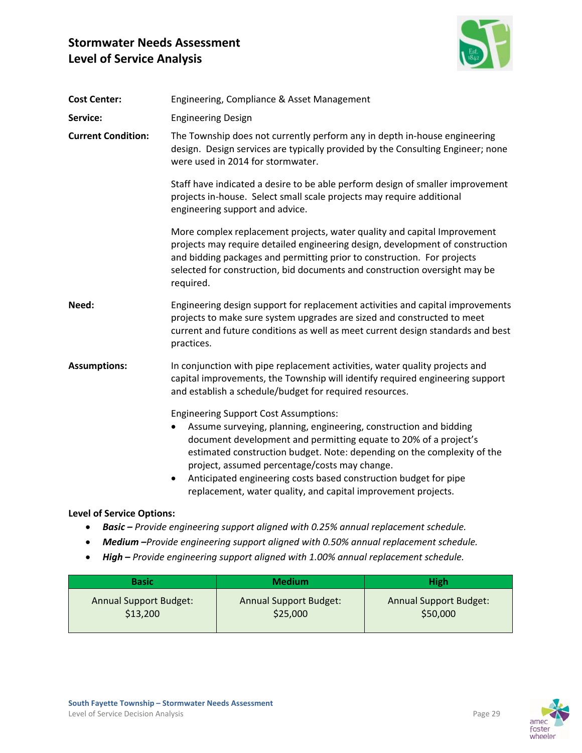# Stormwater Needs Assessment
# Level of Service Analysis

**Cost Center:** Engineering, Compliance & Asset Management

**Service:** Engineering Design

**Current Condition:** The Township does not currently perform any in depth in-house engineering design. Design services are typically provided by the Consulting Engineer; none were used in 2014 for stormwater.

Staff have indicated a desire to be able perform design of smaller improvement projects in-house. Select small scale projects may require additional engineering support and advice.

More complex replacement projects, water quality and capital Improvement projects may require detailed engineering design, development of construction and bidding packages and permitting prior to construction. For projects selected for construction, bid documents and construction oversight may be required.

**Need:** Engineering design support for replacement activities and capital improvements projects to make sure system upgrades are sized and constructed to meet current and future conditions as well as meet current design standards and best practices.

**Assumptions:** In conjunction with pipe replacement activities, water quality projects and capital improvements, the Township will identify required engineering support and establish a schedule/budget for required resources.

Engineering Support Cost Assumptions:

- Assume surveying, planning, engineering, construction and bidding document development and permitting equate to 20% of a project's estimated construction budget. Note: depending on the complexity of the project, assumed percentage/costs may change.
- Anticipated engineering costs based construction budget for pipe replacement, water quality, and capital improvement projects.

**Level of Service Options:**

- ***Basic –*** *Provide engineering support aligned with 0.25% annual replacement schedule.*
- ***Medium –****Provide engineering support aligned with 0.50% annual replacement schedule.*
- ***High –*** *Provide engineering support aligned with 1.00% annual replacement schedule.*

| Basic | Medium | High |
|---|---|---|
| Annual Support Budget: $13,200 | Annual Support Budget: $25,000 | Annual Support Budget: $50,000 |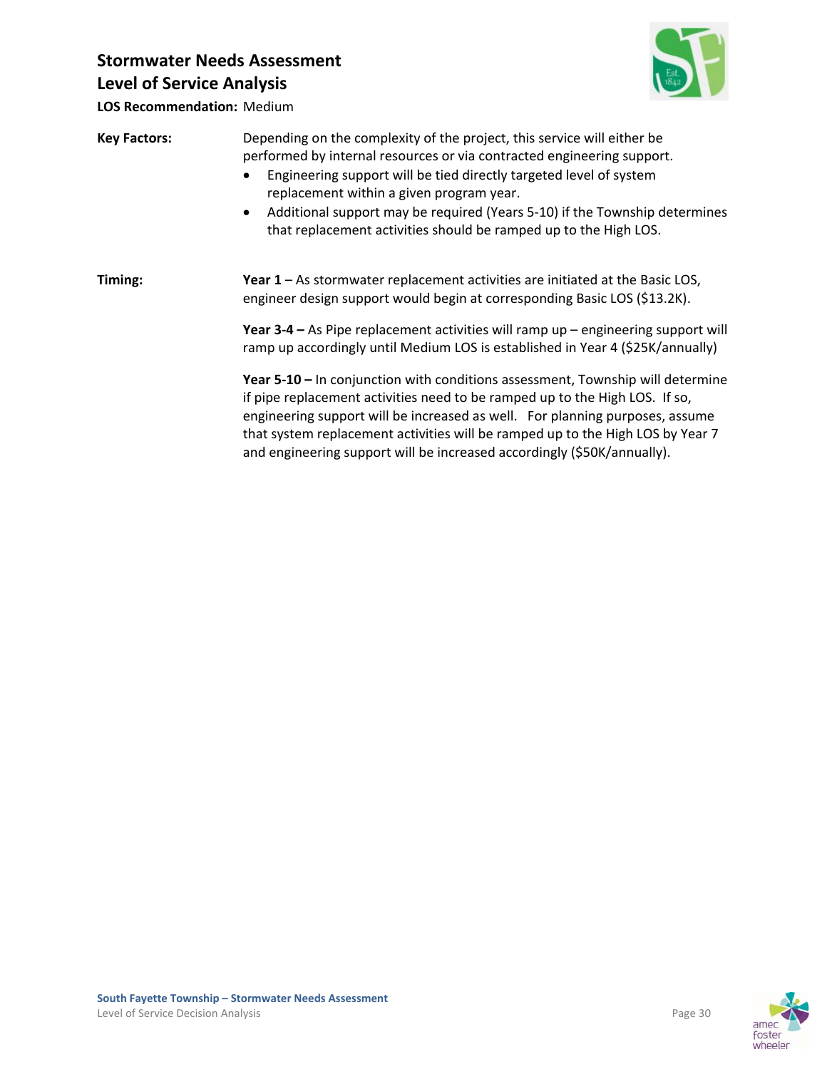**Stormwater Needs Assessment**
**Level of Service Analysis**

**LOS Recommendation:** Medium

**Key Factors:** Depending on the complexity of the project, this service will either be performed by internal resources or via contracted engineering support.

- Engineering support will be tied directly targeted level of system replacement within a given program year.
- Additional support may be required (Years 5-10) if the Township determines that replacement activities should be ramped up to the High LOS.

**Timing:**

**Year 1** – As stormwater replacement activities are initiated at the Basic LOS, engineer design support would begin at corresponding Basic LOS ($13.2K).

**Year 3-4 –** As Pipe replacement activities will ramp up – engineering support will ramp up accordingly until Medium LOS is established in Year 4 ($25K/annually)

**Year 5-10 –** In conjunction with conditions assessment, Township will determine if pipe replacement activities need to be ramped up to the High LOS. If so, engineering support will be increased as well. For planning purposes, assume that system replacement activities will be ramped up to the High LOS by Year 7 and engineering support will be increased accordingly ($50K/annually).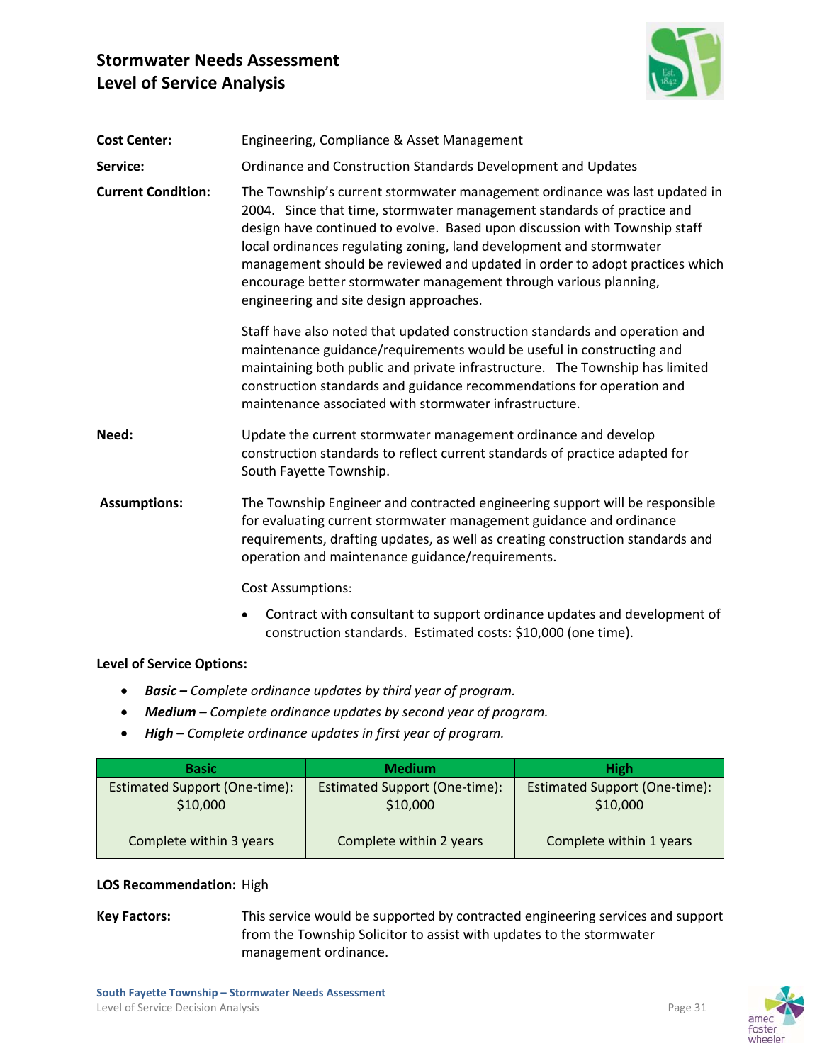# Stormwater Needs Assessment
# Level of Service Analysis

**Cost Center:** Engineering, Compliance & Asset Management

**Service:** Ordinance and Construction Standards Development and Updates

**Current Condition:** The Township's current stormwater management ordinance was last updated in 2004. Since that time, stormwater management standards of practice and design have continued to evolve. Based upon discussion with Township staff local ordinances regulating zoning, land development and stormwater management should be reviewed and updated in order to adopt practices which encourage better stormwater management through various planning, engineering and site design approaches.

Staff have also noted that updated construction standards and operation and maintenance guidance/requirements would be useful in constructing and maintaining both public and private infrastructure. The Township has limited construction standards and guidance recommendations for operation and maintenance associated with stormwater infrastructure.

**Need:** Update the current stormwater management ordinance and develop construction standards to reflect current standards of practice adapted for South Fayette Township.

**Assumptions:** The Township Engineer and contracted engineering support will be responsible for evaluating current stormwater management guidance and ordinance requirements, drafting updates, as well as creating construction standards and operation and maintenance guidance/requirements.

Cost Assumptions:

- Contract with consultant to support ordinance updates and development of construction standards. Estimated costs: $10,000 (one time).

**Level of Service Options:**

- ***Basic –*** *Complete ordinance updates by third year of program.*
- ***Medium –*** *Complete ordinance updates by second year of program.*
- ***High –*** *Complete ordinance updates in first year of program.*

| Basic | Medium | High |
|---|---|---|
| Estimated Support (One-time): $10,000<br><br>Complete within 3 years | Estimated Support (One-time): $10,000<br><br>Complete within 2 years | Estimated Support (One-time): $10,000<br><br>Complete within 1 years |

**LOS Recommendation:** High

**Key Factors:** This service would be supported by contracted engineering services and support from the Township Solicitor to assist with updates to the stormwater management ordinance.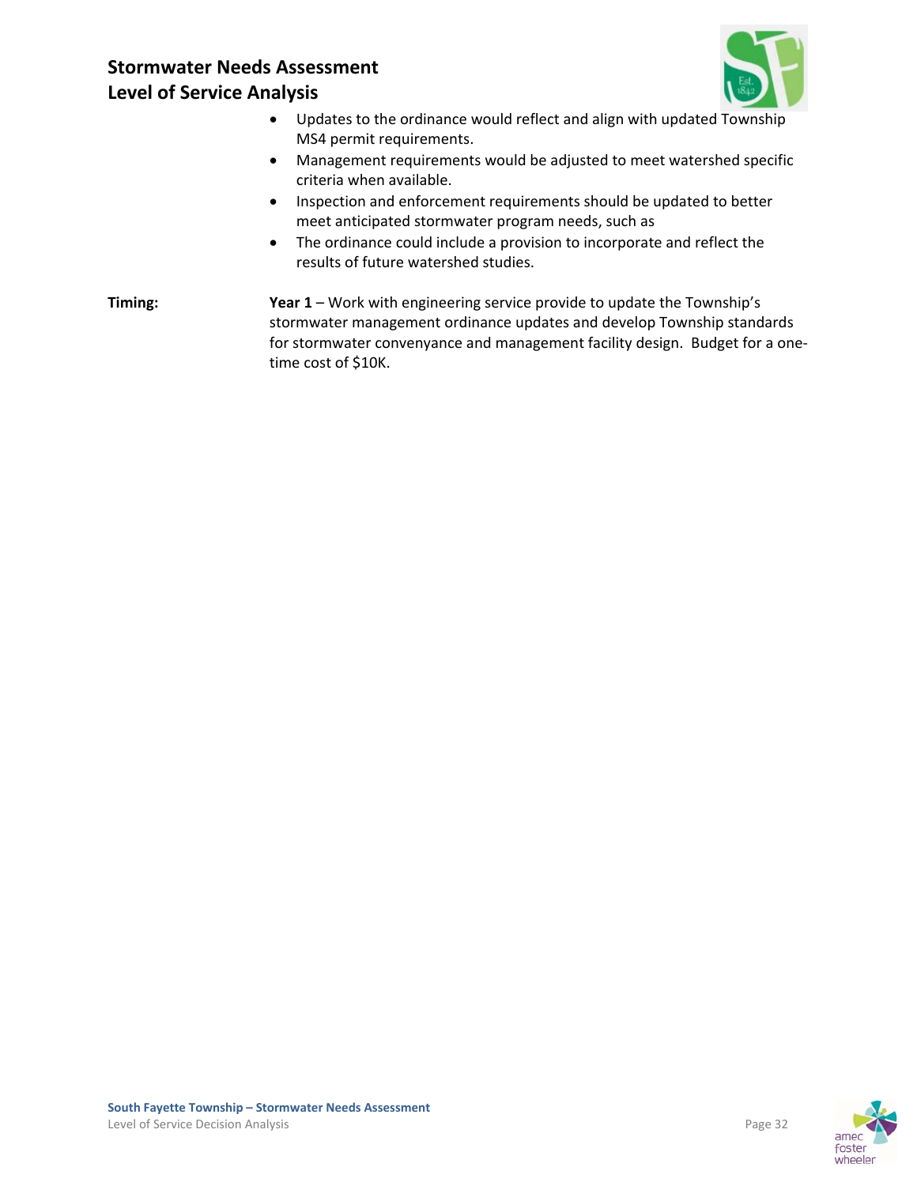- Updates to the ordinance would reflect and align with updated Township MS4 permit requirements.
- Management requirements would be adjusted to meet watershed specific criteria when available.
- Inspection and enforcement requirements should be updated to better meet anticipated stormwater program needs, such as
- The ordinance could include a provision to incorporate and reflect the results of future watershed studies.

**Timing:** **Year 1** – Work with engineering service provide to update the Township's stormwater management ordinance updates and develop Township standards for stormwater convenyance and management facility design. Budget for a one-time cost of $10K.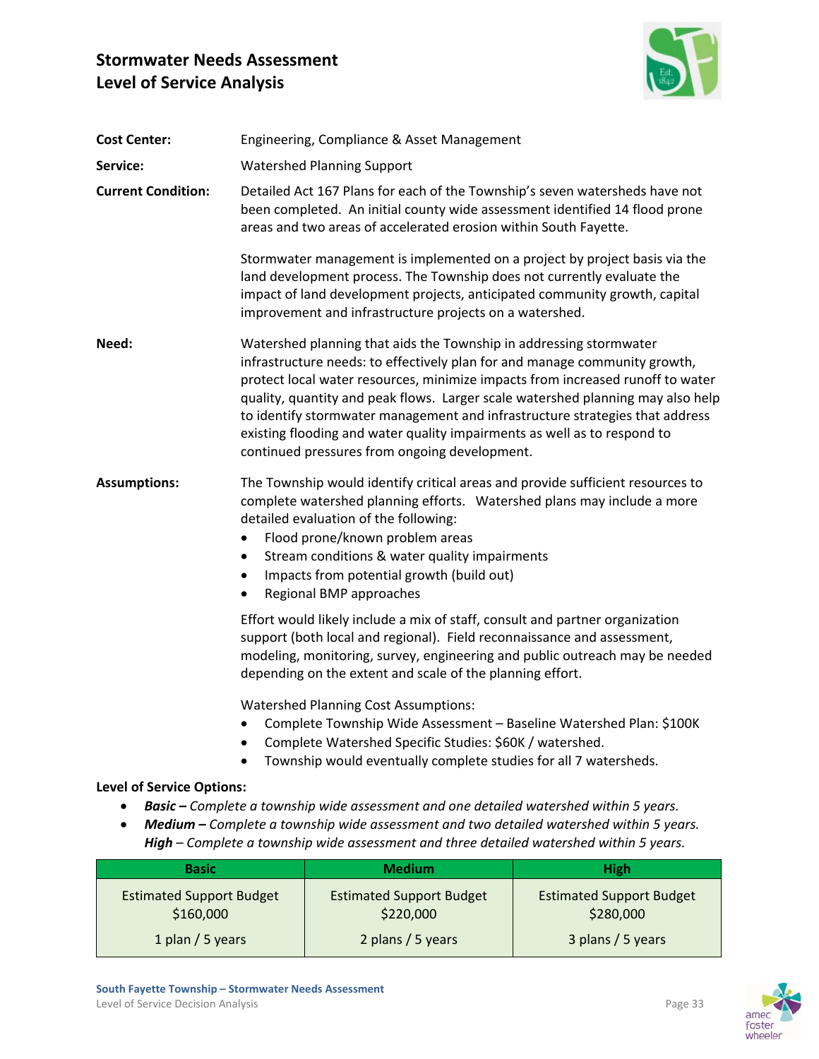# Stormwater Needs Assessment
# Level of Service Analysis

**Cost Center:** Engineering, Compliance & Asset Management

**Service:** Watershed Planning Support

**Current Condition:** Detailed Act 167 Plans for each of the Township's seven watersheds have not been completed. An initial county wide assessment identified 14 flood prone areas and two areas of accelerated erosion within South Fayette.

Stormwater management is implemented on a project by project basis via the land development process. The Township does not currently evaluate the impact of land development projects, anticipated community growth, capital improvement and infrastructure projects on a watershed.

**Need:** Watershed planning that aids the Township in addressing stormwater infrastructure needs: to effectively plan for and manage community growth, protect local water resources, minimize impacts from increased runoff to water quality, quantity and peak flows. Larger scale watershed planning may also help to identify stormwater management and infrastructure strategies that address existing flooding and water quality impairments as well as to respond to continued pressures from ongoing development.

**Assumptions:** The Township would identify critical areas and provide sufficient resources to complete watershed planning efforts. Watershed plans may include a more detailed evaluation of the following:

- Flood prone/known problem areas
- Stream conditions & water quality impairments
- Impacts from potential growth (build out)
- Regional BMP approaches

Effort would likely include a mix of staff, consult and partner organization support (both local and regional). Field reconnaissance and assessment, modeling, monitoring, survey, engineering and public outreach may be needed depending on the extent and scale of the planning effort.

Watershed Planning Cost Assumptions:

- Complete Township Wide Assessment – Baseline Watershed Plan: $100K
- Complete Watershed Specific Studies: $60K / watershed.
- Township would eventually complete studies for all 7 watersheds.

**Level of Service Options:**

- ***Basic –*** *Complete a township wide assessment and one detailed watershed within 5 years.*
- ***Medium –*** *Complete a township wide assessment and two detailed watershed within 5 years.*
  ***High*** *– Complete a township wide assessment and three detailed watershed within 5 years.*

| Basic | Medium | High |
|---|---|---|
| Estimated Support Budget $160,000<br>1 plan / 5 years | Estimated Support Budget $220,000<br>2 plans / 5 years | Estimated Support Budget $280,000<br>3 plans / 5 years |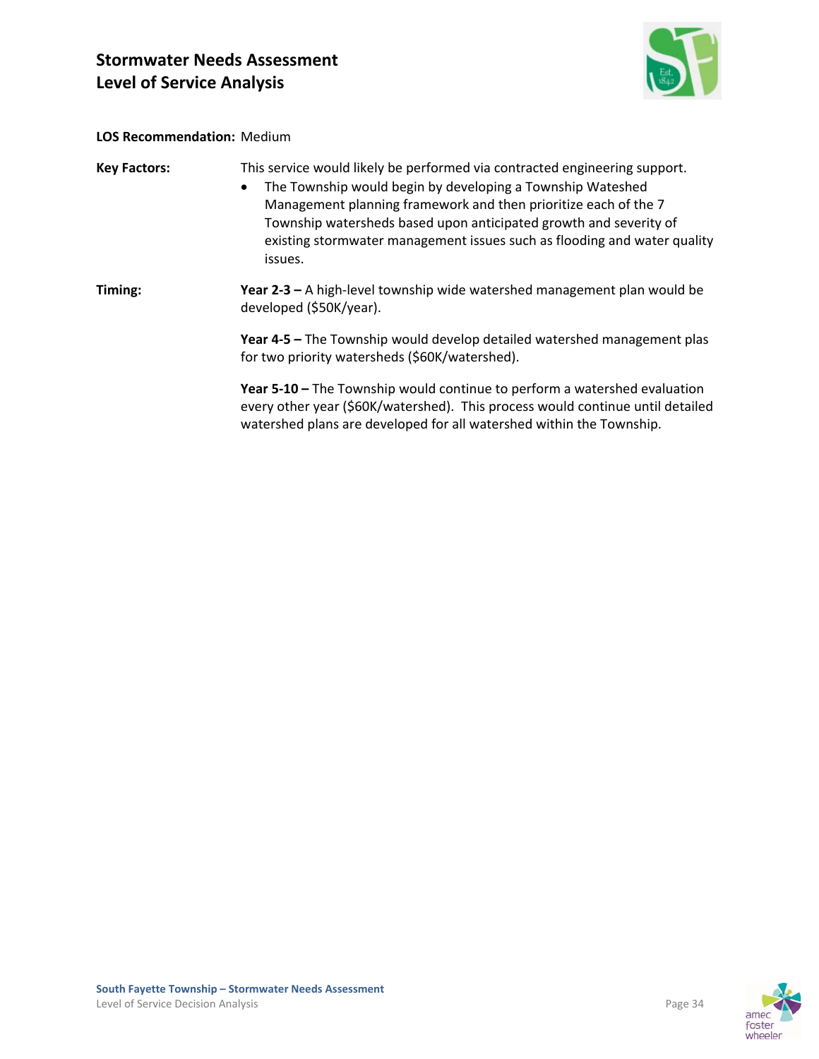**LOS Recommendation:** Medium

**Key Factors:** This service would likely be performed via contracted engineering support.

- The Township would begin by developing a Township Wateshed Management planning framework and then prioritize each of the 7 Township watersheds based upon anticipated growth and severity of existing stormwater management issues such as flooding and water quality issues.

**Timing:**

**Year 2-3 –** A high-level township wide watershed management plan would be developed ($50K/year).

**Year 4-5 –** The Township would develop detailed watershed management plas for two priority watersheds ($60K/watershed).

**Year 5-10 –** The Township would continue to perform a watershed evaluation every other year ($60K/watershed). This process would continue until detailed watershed plans are developed for all watershed within the Township.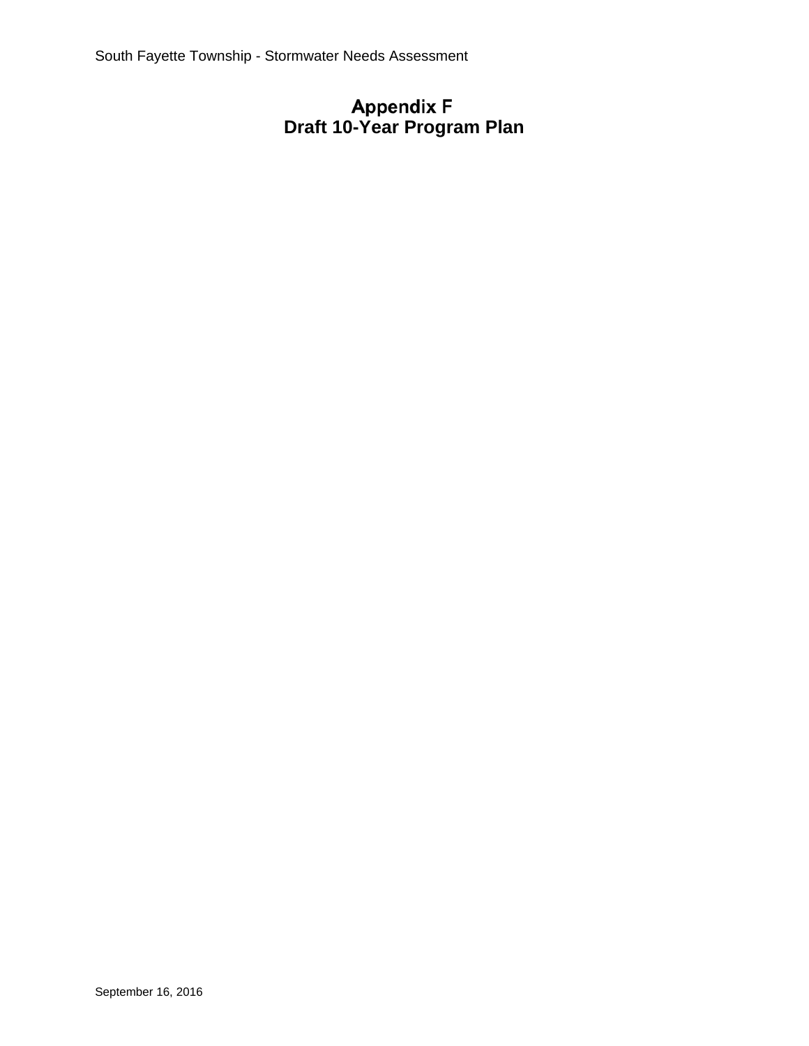# Appendix F
# Draft 10-Year Program Plan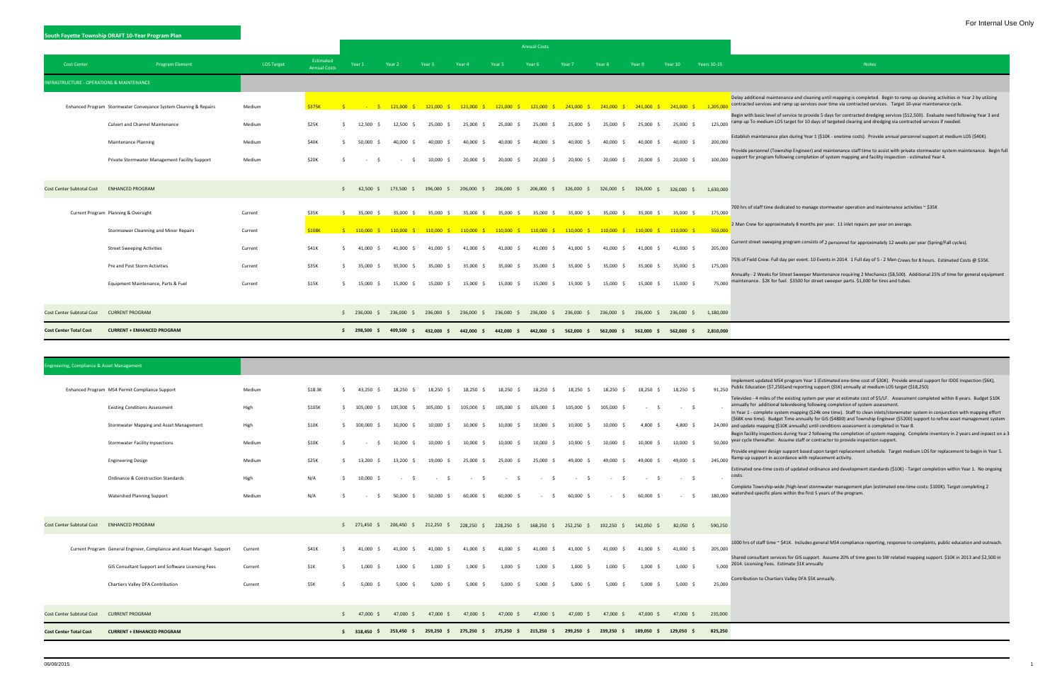For Internal Use Only

**South Fayette Township DRAFT 10-Year Program Plan**

| | | | | Annual Costs | | | | | | | | | | | |
|---|---|---|---|---|---|---|---|---|---|---|---|---|---|---|---|
| Cost Center | Program Element | LOS Target | Estimated Annual Costs | Year 1 | Year 2 | Year 3 | Year 4 | Year 5 | Year 6 | Year 7 | Year 8 | Year 9 | Year 10 | Years 10-15 | Notes |
| INFRASTRUCTURE - OPERATIONS & MAINTENANCE | | | | | | | | | | | | | | | |
| Enhanced Program | Stormwater Conveyance System Cleaning & Repairs | Medium | $375K | $ - | $ 121,000 | $ 121,000 | $ 121,000 | $ 121,000 | $ 121,000 | $ 241,000 | $ 241,000 | $ 241,000 | $ 241,000 | 1,205,000 | Delay additional maintenance and cleaning until mapping is completed. Begin to ramp up cleaning activities in Year 2 by utilizing contracted services and ramp up services over time via contracted services. Target 10-year maintenance cycle. |
| | Culvert and Channel Maintenance | Medium | $25K | $ 12,500 | $ 12,500 | $ 25,000 | $ 25,000 | $ 25,000 | $ 25,000 | $ 25,000 | $ 25,000 | $ 25,000 | $ 25,000 | 125,000 | Begin with basic level of service to provide 5 days for contracted dredging services ($12,500). Evaluate need following Year 3 and ramp up To medium LOS target for 10 days of targeted clearing and dredging via contracted services if needed. |
| | Maintenance Planning | Medium | $40K | $ 50,000 | $ 40,000 | $ 40,000 | $ 40,000 | $ 40,000 | $ 40,000 | $ 40,000 | $ 40,000 | $ 40,000 | $ 40,000 | 200,000 | Establish maintenance plan during Year 1 ($10K - onetime costs). Provide annual personnel support at medium LOS ($40K). |
| | Private Stormwater Management Facility Support | Medium | $20K | $ - | $ - | $ 10,000 | $ 20,000 | $ 20,000 | $ 20,000 | $ 20,000 | $ 20,000 | $ 20,000 | $ 20,000 | 100,000 | Provide personnel (Township Engineer) and maintenance staff time to assist with private stormwater system maintenance. Begin full support for program following completion of system mapping and facility inspection - estimated Year 4. |
| Cost Center Subtotal Cost | ENHANCED PROGRAM | | | $ 62,500 | $ 173,500 | $ 196,000 | $ 206,000 | $ 206,000 | $ 206,000 | $ 326,000 | $ 326,000 | $ 326,000 | $ 326,000 | 1,630,000 | |
| Current Program | Planning & Oversight | Current | $35K | $ 35,000 | $ 35,000 | $ 35,000 | $ 35,000 | $ 35,000 | $ 35,000 | $ 35,000 | $ 35,000 | $ 35,000 | $ 35,000 | 175,000 | 700 hrs of staff time dedicated to manage stormwater operation and maintenance activities ~ $35K |
| | Stormsewer Cleanning and Minor Repairs | Current | $108K | $ 110,000 | $ 110,000 | $ 110,000 | $ 110,000 | $ 110,000 | $ 110,000 | $ 110,000 | $ 110,000 | $ 110,000 | $ 110,000 | 550,000 | 2 Man Crew for approximately 8 months per year. 11 inlet repairs per year on average. |
| | Street Sweeping Activities | Current | $41K | $ 41,000 | $ 41,000 | $ 41,000 | $ 41,000 | $ 41,000 | $ 41,000 | $ 41,000 | $ 41,000 | $ 41,000 | $ 41,000 | 205,000 | Current street sweeping program consists of 2 personnel for approximately 12 weeks per year (Spring/Fall cycles). |
| | Pre and Post Storm Activities | Current | $35K | $ 35,000 | $ 35,000 | $ 35,000 | $ 35,000 | $ 35,000 | $ 35,000 | $ 35,000 | $ 35,000 | $ 35,000 | $ 35,000 | 175,000 | 75% of Field Crew. Full day per event. 10 Events in 2014. 1 Full day of 5 - 2 Man Crews for 8 hours. Estimated Costs @ $35K. |
| | Equipment Maintenance, Parts & Fuel | Current | $15K | $ 15,000 | $ 15,000 | $ 15,000 | $ 15,000 | $ 15,000 | $ 15,000 | $ 15,000 | $ 15,000 | $ 15,000 | $ 15,000 | 75,000 | Annually - 2 Weeks for Street Sweeper Maintenance requiring 2 Mechanics ($8,500). Additional 25% of time for general equipment maintenance. $2K for fuel. $3500 for street sweeper parts. $1,000 for tires and tubes. |
| Cost Center Subtotal Cost | CURRENT PROGRAM | | | $ 236,000 | $ 236,000 | $ 236,000 | $ 236,000 | $ 236,000 | $ 236,000 | $ 236,000 | $ 236,000 | $ 236,000 | $ 236,000 | 1,180,000 | |
| **Cost Center Total Cost** | **CURRENT + ENHANCED PROGRAM** | | | **$ 298,500** | **$ 409,500** | **$ 432,000** | **$ 442,000** | **$ 442,000** | **$ 442,000** | **$ 562,000** | **$ 562,000** | **$ 562,000** | **$ 562,000** | **2,810,000** | |

| | | | | | | | | | | | | | | | |
|---|---|---|---|---|---|---|---|---|---|---|---|---|---|---|---|
| Engineering, Compliance & Asset Management | | | | | | | | | | | | | | | |
| Enhanced Program | MS4 Permit Compliance Support | Medium | $18.3K | $ 43,250 | $ 18,250 | $ 18,250 | $ 18,250 | $ 18,250 | $ 18,250 | $ 18,250 | $ 18,250 | $ 18,250 | $ 18,250 | 91,250 | Implement updated MS4 program Year 1 (Estimated one-time cost of $30K). Provide annual support for IDDE Inspection ($6K), Public Education ($7,250)and reporting support ($5K) annually at medium LOS target ($18,250). |
| | Existing Conditions Assessment | High | $105K | $ 105,000 | $ 105,000 | $ 105,000 | $ 105,000 | $ 105,000 | $ 105,000 | $ 105,000 | $ 105,000 | $ - | $ - | - | Televideo - 4 miles of the existing system per year at estimate cost of $5/LF. Assessment completed within 8 years. Budget $10K annually for additional televideoing following completion of system assessment. |
| | Stormwater Mapping and Asset Management | High | $10K | $ 100,000 | $ 10,000 | $ 10,000 | $ 10,000 | $ 10,000 | $ 10,000 | $ 10,000 | $ 10,000 | $ 4,800 | $ 4,800 | 24,000 | In Year 1 - complete system mapping ($24k one time). Staff to clean inlets/stormwater system in conjunction with mapping effort ($68K one time). Budget Time annually for GIS ($4800) and Township Engineer ($5200) support to refine asset management system and update mapping ($10K annually) until conditions assessment is completed in Year 8. |
| | Stormwater Facility Inpsections | Medium | $10K | $ - | $ 10,000 | $ 10,000 | $ 10,000 | $ 10,000 | $ 10,000 | $ 10,000 | $ 10,000 | $ 10,000 | $ 10,000 | 50,000 | Begin facility inspections during Year 2 following the completion of system mapping. Complete inventory in 2 years and inpsect on a 3 year cycle thereafter. Assume staff or contractor to provide inspection support. |
| | Engineering Design | Medium | $25K | $ 13,200 | $ 13,200 | $ 19,000 | $ 25,000 | $ 25,000 | $ 25,000 | $ 49,000 | $ 49,000 | $ 49,000 | $ 49,000 | 245,000 | Provide engineer design support based upon target replacement schedule. Target medium LOS for replacement to begin in Year 5. Ramp up support in accordance with replacement activity. |
| | Ordinance & Construction Standards | High | N/A | $ 10,000 | $ - | $ - | $ - | $ - | $ - | $ - | $ - | $ - | $ - | - | Estimated one-time costs of updated ordinance and development standards ($10K) - Target completion within Year 1. No ongoing costs. |
| | Watershed Planning Support | Medium | N/A | $ - | $ 50,000 | $ 50,000 | $ 60,000 | $ 60,000 | $ - | $ 60,000 | $ - | $ 60,000 | $ - | 180,000 | Complete Township-wide /high-level stormwater management plan (estimated one-time costs: $100K). Target completing 2 watershed specific plans within the first 5 years of the program. |
| Cost Center Subtotal Cost | ENHANCED PROGRAM | | | $ 271,450 | $ 206,450 | $ 212,250 | $ 228,250 | $ 228,250 | $ 168,250 | $ 252,250 | $ 192,250 | $ 142,050 | $ 82,050 | 590,250 | |
| Current Program | General Engineer, Complaince and Asset Managet Support | Current | $41K | $ 41,000 | $ 41,000 | $ 41,000 | $ 41,000 | $ 41,000 | $ 41,000 | $ 41,000 | $ 41,000 | $ 41,000 | $ 41,000 | 205,000 | 1000 hrs of staff time ~ $41K. Includes general MS4 compliance reporting, response to complaints, public education and outreach. |
| | GIS Consultant Support and Software Licensing Fees | Current | $1K | $ 1,000 | $ 1,000 | $ 1,000 | $ 1,000 | $ 1,000 | $ 1,000 | $ 1,000 | $ 1,000 | $ 1,000 | $ 1,000 | 5,000 | Shared consultant services for GIS support. Assume 20% of time goes to SW related mapping support. $10K in 2013 and $2,500 in 2014. Licensing Fees. Estimate $1K annually |
| | Chartiers Valley DFA Contribution | Current | $5K | $ 5,000 | $ 5,000 | $ 5,000 | $ 5,000 | $ 5,000 | $ 5,000 | $ 5,000 | $ 5,000 | $ 5,000 | $ 5,000 | 25,000 | Contribution to Chartiers Valley DFA $5K annually. |
| Cost Center Subtotal Cost | CURRENT PROGRAM | | | $ 47,000 | $ 47,000 | $ 47,000 | $ 47,000 | $ 47,000 | $ 47,000 | $ 47,000 | $ 47,000 | $ 47,000 | $ 47,000 | 235,000 | |
| **Cost Center Total Cost** | **CURRENT + ENHANCED PROGRAM** | | | **$ 318,450** | **$ 253,450** | **$ 259,250** | **$ 275,250** | **$ 275,250** | **$ 215,250** | **$ 299,250** | **$ 239,250** | **$ 189,050** | **$ 129,050** | **825,250** | |

06/08/2015